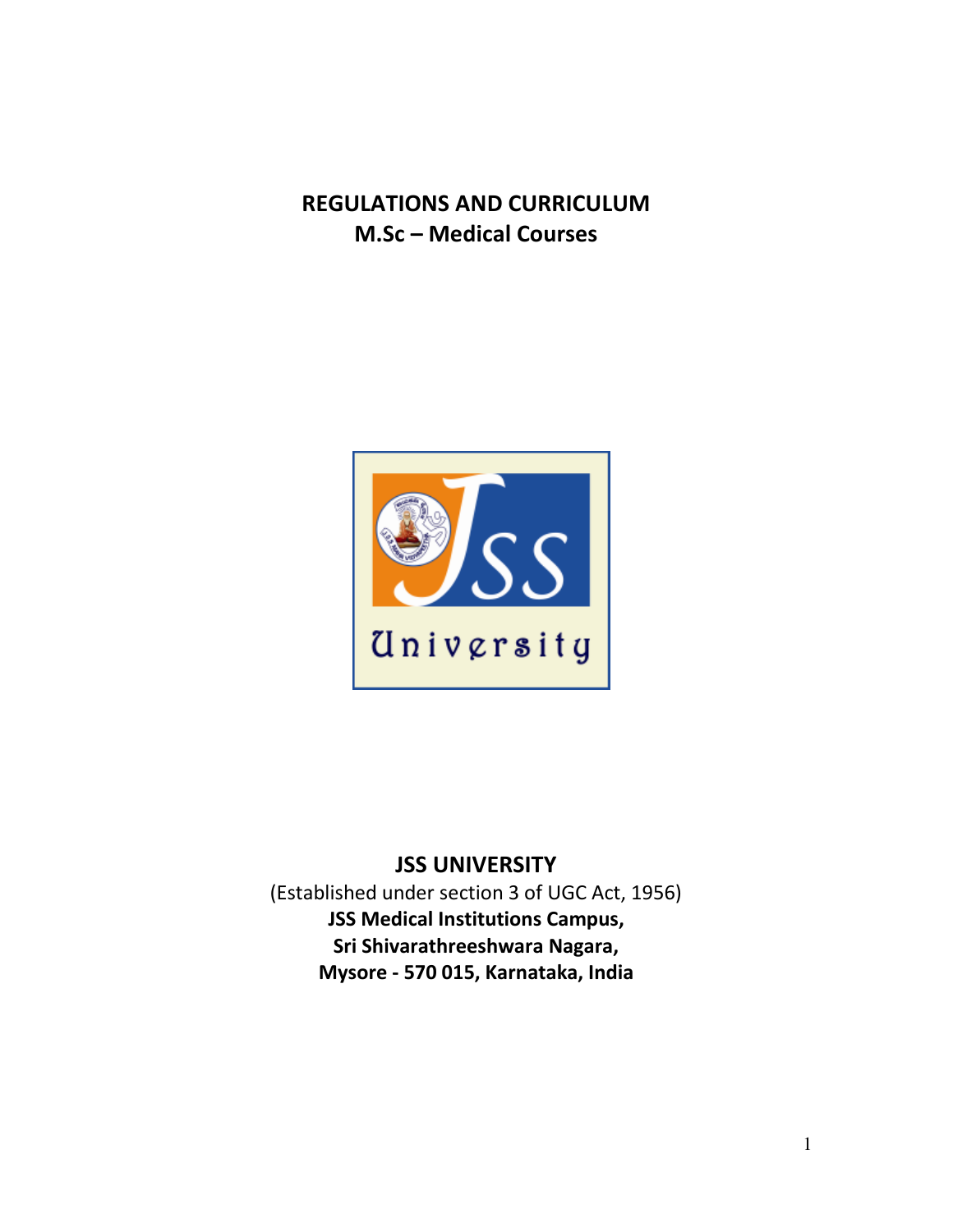# REGULATIONS AND CURRICULUM
## M.Sc – Medical Courses

**JSS UNIVERSITY**
(Established under section 3 of UGC Act, 1956)
**JSS Medical Institutions Campus,**
**Sri Shivarathreeshwara Nagara,**
**Mysore - 570 015, Karnataka, India**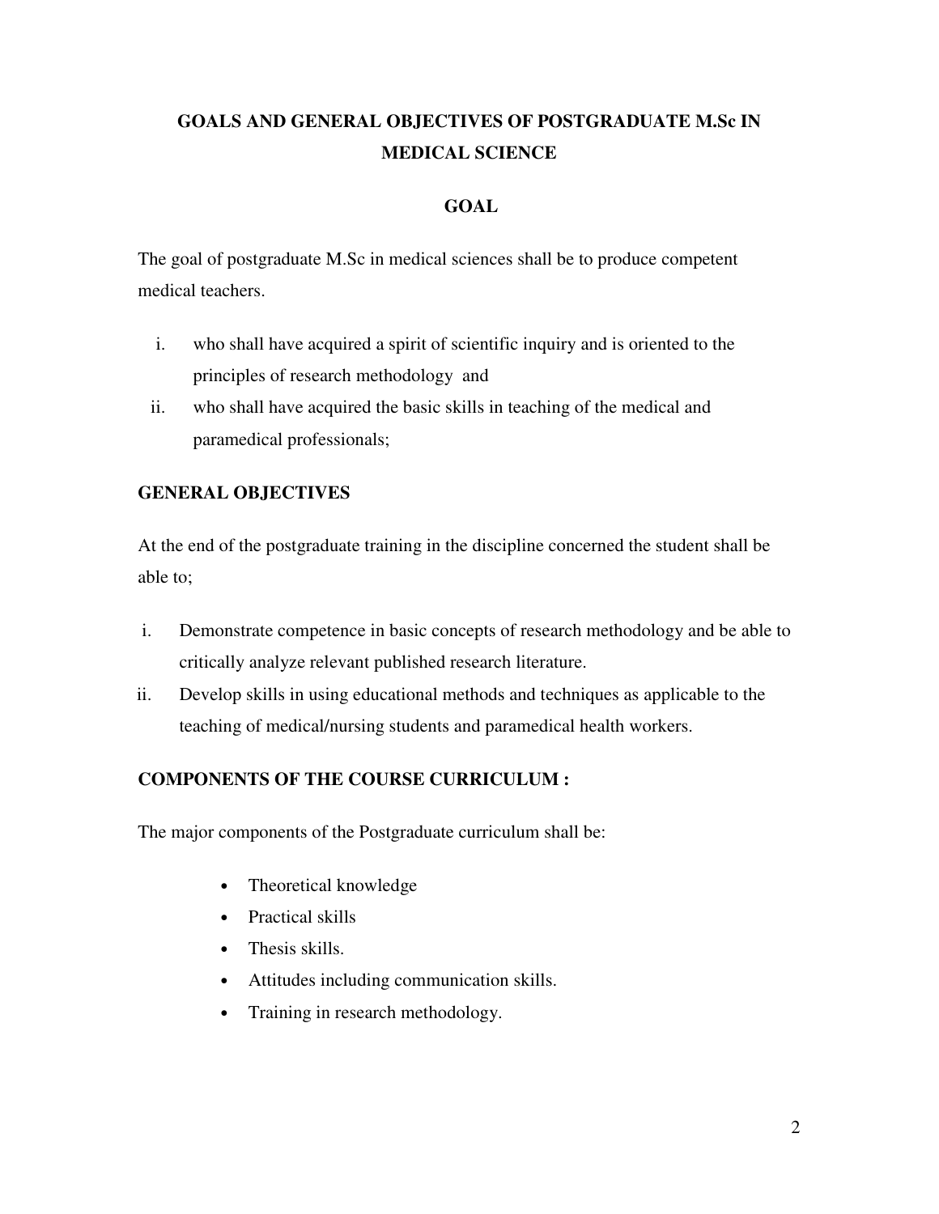# GOALS AND GENERAL OBJECTIVES OF POSTGRADUATE M.Sc IN MEDICAL SCIENCE

## GOAL

The goal of postgraduate M.Sc in medical sciences shall be to produce competent medical teachers.

i. who shall have acquired a spirit of scientific inquiry and is oriented to the principles of research methodology and
ii. who shall have acquired the basic skills in teaching of the medical and paramedical professionals;

## GENERAL OBJECTIVES

At the end of the postgraduate training in the discipline concerned the student shall be able to;

i. Demonstrate competence in basic concepts of research methodology and be able to critically analyze relevant published research literature.
ii. Develop skills in using educational methods and techniques as applicable to the teaching of medical/nursing students and paramedical health workers.

## COMPONENTS OF THE COURSE CURRICULUM :

The major components of the Postgraduate curriculum shall be:

- Theoretical knowledge
- Practical skills
- Thesis skills.
- Attitudes including communication skills.
- Training in research methodology.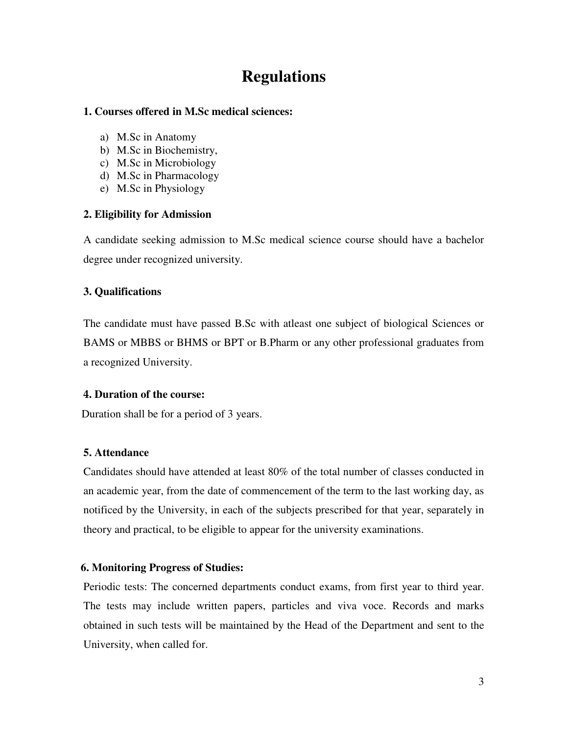# Regulations

### 1. Courses offered in M.Sc medical sciences:

a) M.Sc in Anatomy
b) M.Sc in Biochemistry,
c) M.Sc in Microbiology
d) M.Sc in Pharmacology
e) M.Sc in Physiology

### 2. Eligibility for Admission

A candidate seeking admission to M.Sc medical science course should have a bachelor degree under recognized university.

### 3. Qualifications

The candidate must have passed B.Sc with atleast one subject of biological Sciences or BAMS or MBBS or BHMS or BPT or B.Pharm or any other professional graduates from a recognized University.

### 4. Duration of the course:

Duration shall be for a period of 3 years.

### 5. Attendance

Candidates should have attended at least 80% of the total number of classes conducted in an academic year, from the date of commencement of the term to the last working day, as notificed by the University, in each of the subjects prescribed for that year, separately in theory and practical, to be eligible to appear for the university examinations.

### 6. Monitoring Progress of Studies:

Periodic tests: The concerned departments conduct exams, from first year to third year. The tests may include written papers, particles and viva voce. Records and marks obtained in such tests will be maintained by the Head of the Department and sent to the University, when called for.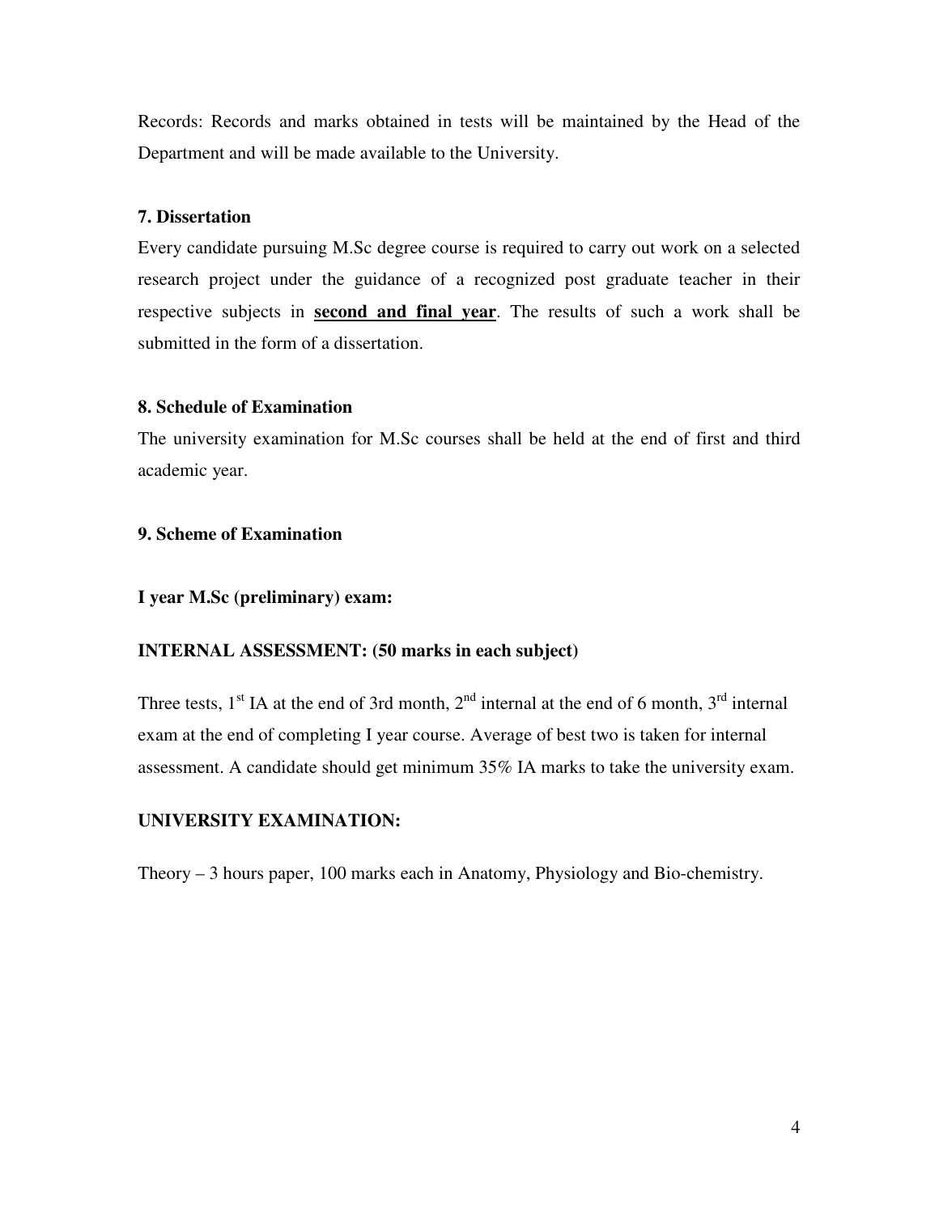Records: Records and marks obtained in tests will be maintained by the Head of the Department and will be made available to the University.

### 7. Dissertation

Every candidate pursuing M.Sc degree course is required to carry out work on a selected research project under the guidance of a recognized post graduate teacher in their respective subjects in **second and final year**. The results of such a work shall be submitted in the form of a dissertation.

### 8. Schedule of Examination

The university examination for M.Sc courses shall be held at the end of first and third academic year.

### 9. Scheme of Examination

**I year M.Sc (preliminary) exam:**

**INTERNAL ASSESSMENT: (50 marks in each subject)**

Three tests, 1st IA at the end of 3rd month, 2nd internal at the end of 6 month, 3rd internal exam at the end of completing I year course. Average of best two is taken for internal assessment. A candidate should get minimum 35% IA marks to take the university exam.

**UNIVERSITY EXAMINATION:**

Theory – 3 hours paper, 100 marks each in Anatomy, Physiology and Bio-chemistry.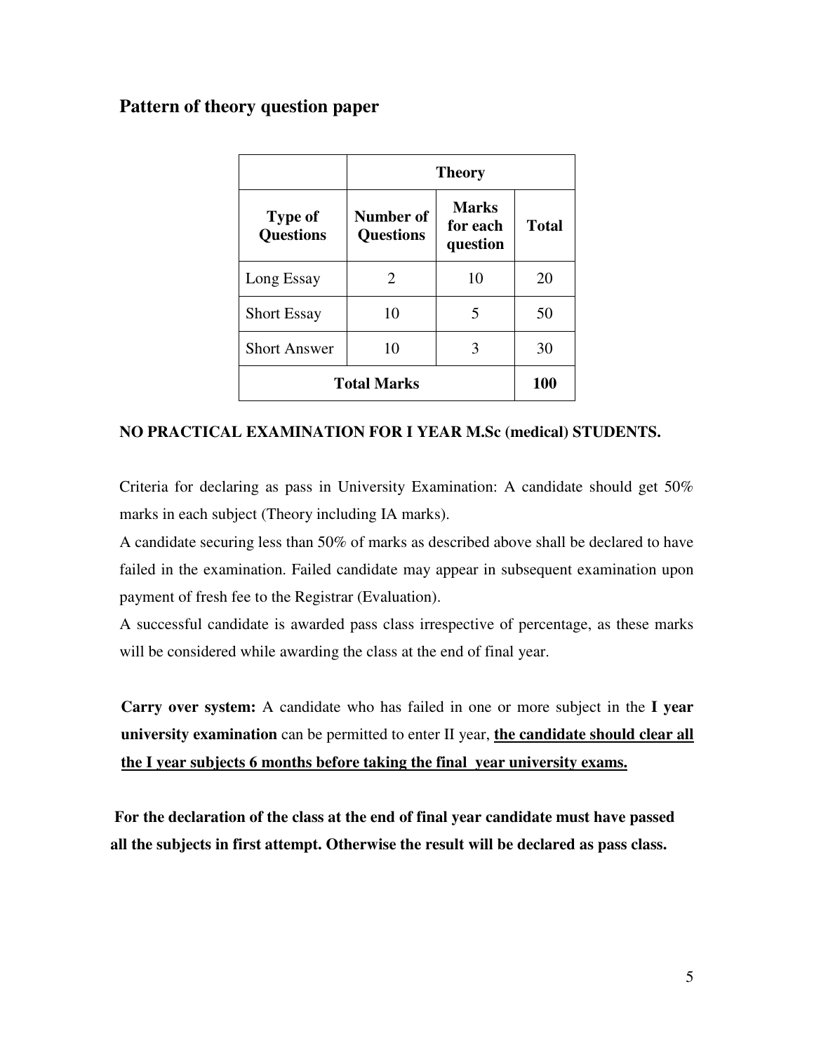## Pattern of theory question paper

| | Theory | | |
|---|---|---|---|
| **Type of Questions** | **Number of Questions** | **Marks for each question** | **Total** |
| Long Essay | 2 | 10 | 20 |
| Short Essay | 10 | 5 | 50 |
| Short Answer | 10 | 3 | 30 |
| **Total Marks** | | | **100** |

**NO PRACTICAL EXAMINATION FOR I YEAR M.Sc (medical) STUDENTS.**

Criteria for declaring as pass in University Examination: A candidate should get 50% marks in each subject (Theory including IA marks).

A candidate securing less than 50% of marks as described above shall be declared to have failed in the examination. Failed candidate may appear in subsequent examination upon payment of fresh fee to the Registrar (Evaluation).

A successful candidate is awarded pass class irrespective of percentage, as these marks will be considered while awarding the class at the end of final year.

**Carry over system:** A candidate who has failed in one or more subject in the **I year university examination** can be permitted to enter II year, **the candidate should clear all the I year subjects 6 months before taking the final year university exams.**

**For the declaration of the class at the end of final year candidate must have passed all the subjects in first attempt. Otherwise the result will be declared as pass class.**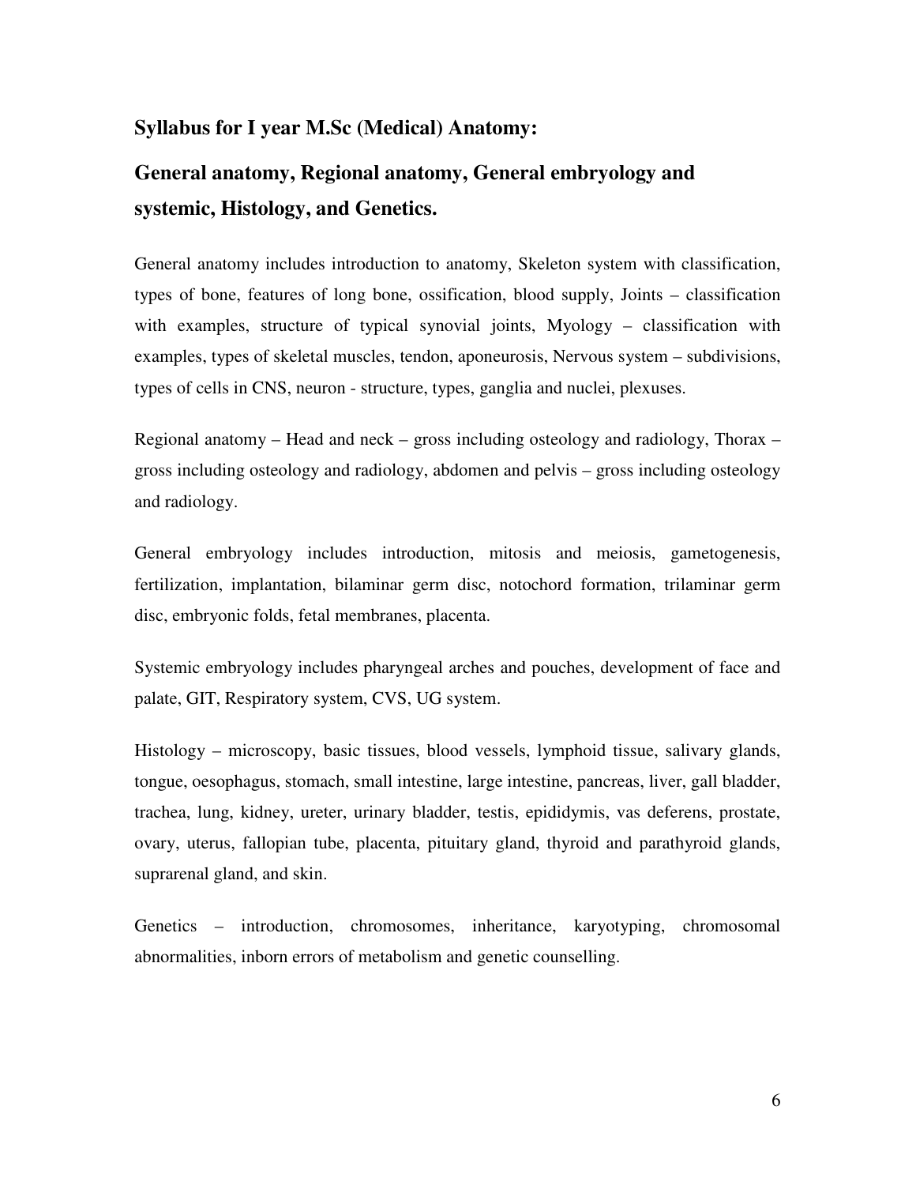## Syllabus for I year M.Sc (Medical) Anatomy:

## General anatomy, Regional anatomy, General embryology and systemic, Histology, and Genetics.

General anatomy includes introduction to anatomy, Skeleton system with classification, types of bone, features of long bone, ossification, blood supply, Joints – classification with examples, structure of typical synovial joints, Myology – classification with examples, types of skeletal muscles, tendon, aponeurosis, Nervous system – subdivisions, types of cells in CNS, neuron - structure, types, ganglia and nuclei, plexuses.

Regional anatomy – Head and neck – gross including osteology and radiology, Thorax – gross including osteology and radiology, abdomen and pelvis – gross including osteology and radiology.

General embryology includes introduction, mitosis and meiosis, gametogenesis, fertilization, implantation, bilaminar germ disc, notochord formation, trilaminar germ disc, embryonic folds, fetal membranes, placenta.

Systemic embryology includes pharyngeal arches and pouches, development of face and palate, GIT, Respiratory system, CVS, UG system.

Histology – microscopy, basic tissues, blood vessels, lymphoid tissue, salivary glands, tongue, oesophagus, stomach, small intestine, large intestine, pancreas, liver, gall bladder, trachea, lung, kidney, ureter, urinary bladder, testis, epididymis, vas deferens, prostate, ovary, uterus, fallopian tube, placenta, pituitary gland, thyroid and parathyroid glands, suprarenal gland, and skin.

Genetics – introduction, chromosomes, inheritance, karyotyping, chromosomal abnormalities, inborn errors of metabolism and genetic counselling.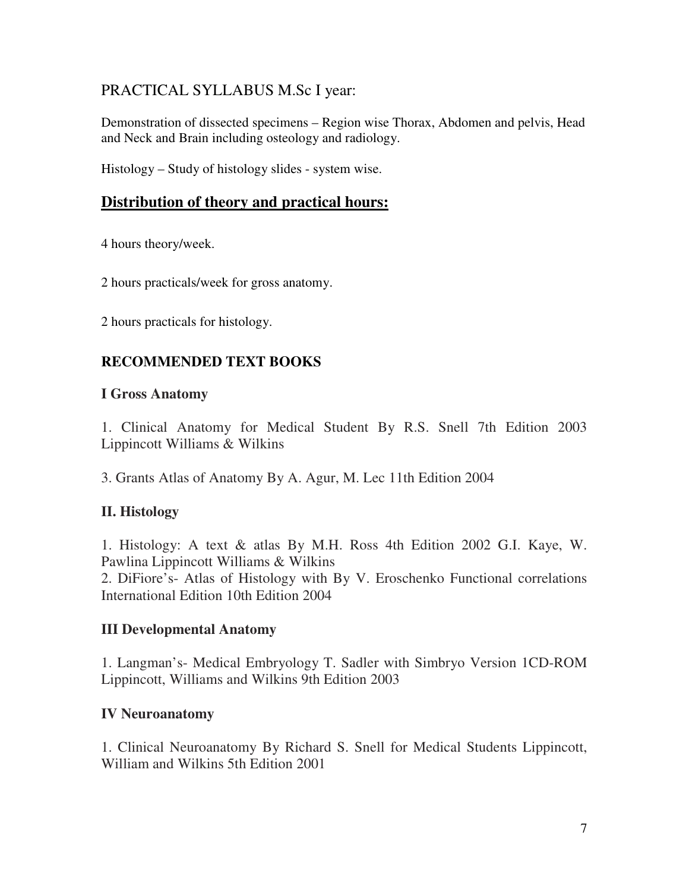## PRACTICAL SYLLABUS M.Sc I year:

Demonstration of dissected specimens – Region wise Thorax, Abdomen and pelvis, Head and Neck and Brain including osteology and radiology.

Histology – Study of histology slides - system wise.

## **Distribution of theory and practical hours:**

4 hours theory/week.

2 hours practicals/week for gross anatomy.

2 hours practicals for histology.

### **RECOMMENDED TEXT BOOKS**

#### **I Gross Anatomy**

1. Clinical Anatomy for Medical Student By R.S. Snell 7th Edition 2003 Lippincott Williams & Wilkins

3. Grants Atlas of Anatomy By A. Agur, M. Lec 11th Edition 2004

#### **II. Histology**

1. Histology: A text & atlas By M.H. Ross 4th Edition 2002 G.I. Kaye, W. Pawlina Lippincott Williams & Wilkins
2. DiFiore's- Atlas of Histology with By V. Eroschenko Functional correlations International Edition 10th Edition 2004

#### **III Developmental Anatomy**

1. Langman's- Medical Embryology T. Sadler with Simbryo Version 1CD-ROM Lippincott, Williams and Wilkins 9th Edition 2003

#### **IV Neuroanatomy**

1. Clinical Neuroanatomy By Richard S. Snell for Medical Students Lippincott, William and Wilkins 5th Edition 2001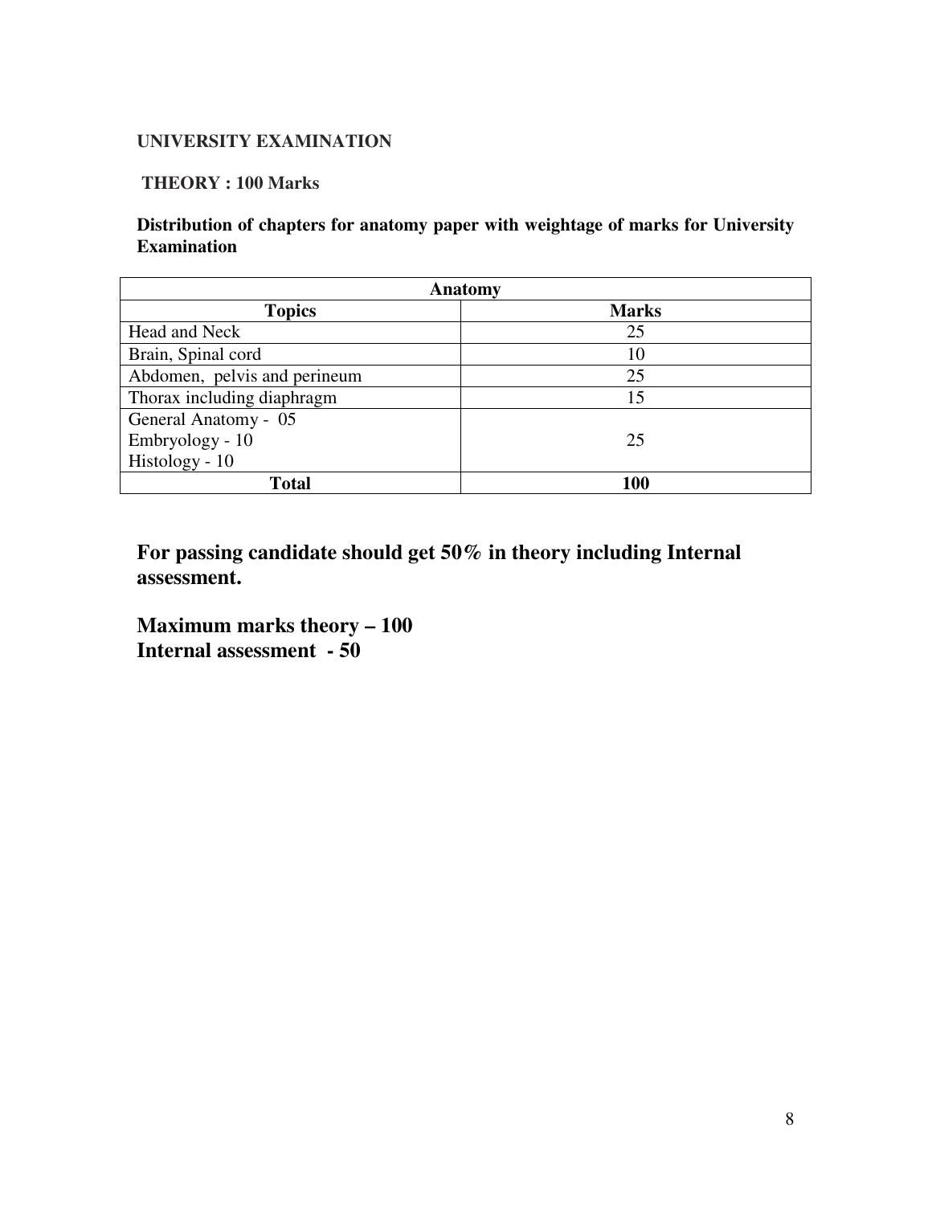**UNIVERSITY EXAMINATION**

**THEORY : 100 Marks**

**Distribution of chapters for anatomy paper with weightage of marks for University Examination**

| **Anatomy** | |
|---|---|
| **Topics** | **Marks** |
| Head and Neck | 25 |
| Brain, Spinal cord | 10 |
| Abdomen, pelvis and perineum | 25 |
| Thorax including diaphragm | 15 |
| General Anatomy - 05<br>Embryology - 10<br>Histology - 10 | 25 |
| **Total** | **100** |

**For passing candidate should get 50% in theory including Internal assessment.**

**Maximum marks theory – 100**
**Internal assessment - 50**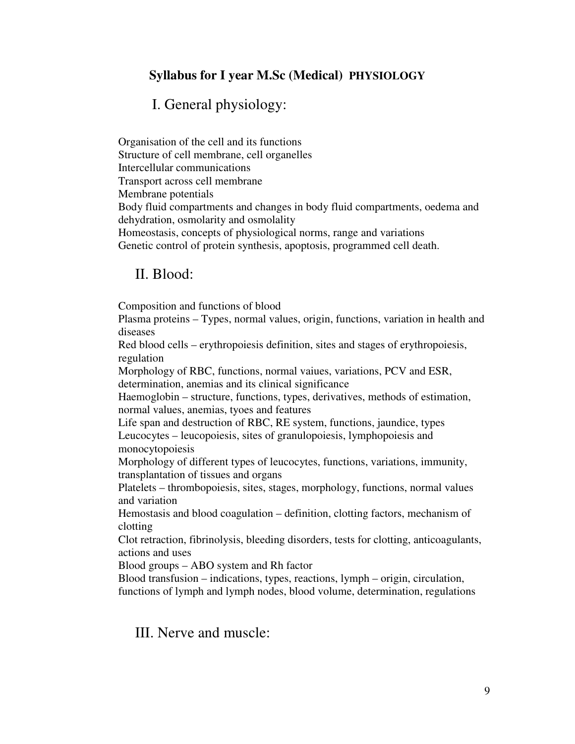# Syllabus for I year M.Sc (Medical) PHYSIOLOGY

## I. General physiology:

Organisation of the cell and its functions
Structure of cell membrane, cell organelles
Intercellular communications
Transport across cell membrane
Membrane potentials
Body fluid compartments and changes in body fluid compartments, oedema and dehydration, osmolarity and osmolality
Homeostasis, concepts of physiological norms, range and variations
Genetic control of protein synthesis, apoptosis, programmed cell death.

## II. Blood:

Composition and functions of blood
Plasma proteins – Types, normal values, origin, functions, variation in health and diseases
Red blood cells – erythropoiesis definition, sites and stages of erythropoiesis, regulation
Morphology of RBC, functions, normal vaiues, variations, PCV and ESR, determination, anemias and its clinical significance
Haemoglobin – structure, functions, types, derivatives, methods of estimation, normal values, anemias, tyoes and features
Life span and destruction of RBC, RE system, functions, jaundice, types
Leucocytes – leucopoiesis, sites of granulopoiesis, lymphopoiesis and monocytopoiesis
Morphology of different types of leucocytes, functions, variations, immunity, transplantation of tissues and organs
Platelets – thrombopoiesis, sites, stages, morphology, functions, normal values and variation
Hemostasis and blood coagulation – definition, clotting factors, mechanism of clotting
Clot retraction, fibrinolysis, bleeding disorders, tests for clotting, anticoagulants, actions and uses
Blood groups – ABO system and Rh factor
Blood transfusion – indications, types, reactions, lymph – origin, circulation, functions of lymph and lymph nodes, blood volume, determination, regulations

## III. Nerve and muscle: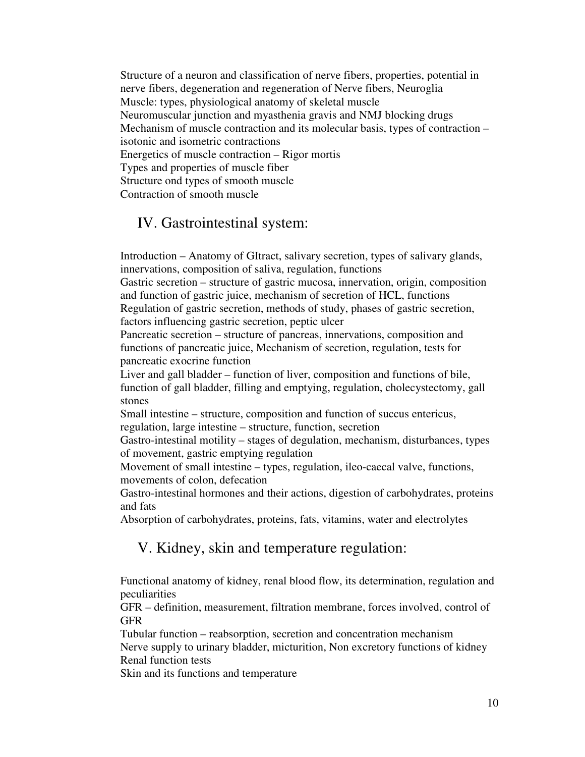Structure of a neuron and classification of nerve fibers, properties, potential in nerve fibers, degeneration and regeneration of Nerve fibers, Neuroglia
Muscle: types, physiological anatomy of skeletal muscle
Neuromuscular junction and myasthenia gravis and NMJ blocking drugs
Mechanism of muscle contraction and its molecular basis, types of contraction – isotonic and isometric contractions
Energetics of muscle contraction – Rigor mortis
Types and properties of muscle fiber
Structure ond types of smooth muscle
Contraction of smooth muscle

## IV. Gastrointestinal system:

Introduction – Anatomy of GItract, salivary secretion, types of salivary glands, innervations, composition of saliva, regulation, functions
Gastric secretion – structure of gastric mucosa, innervation, origin, composition and function of gastric juice, mechanism of secretion of HCL, functions
Regulation of gastric secretion, methods of study, phases of gastric secretion, factors influencing gastric secretion, peptic ulcer
Pancreatic secretion – structure of pancreas, innervations, composition and functions of pancreatic juice, Mechanism of secretion, regulation, tests for pancreatic exocrine function
Liver and gall bladder – function of liver, composition and functions of bile, function of gall bladder, filling and emptying, regulation, cholecystectomy, gall stones
Small intestine – structure, composition and function of succus entericus, regulation, large intestine – structure, function, secretion
Gastro-intestinal motility – stages of degulation, mechanism, disturbances, types of movement, gastric emptying regulation
Movement of small intestine – types, regulation, ileo-caecal valve, functions, movements of colon, defecation
Gastro-intestinal hormones and their actions, digestion of carbohydrates, proteins and fats
Absorption of carbohydrates, proteins, fats, vitamins, water and electrolytes

## V. Kidney, skin and temperature regulation:

Functional anatomy of kidney, renal blood flow, its determination, regulation and peculiarities
GFR – definition, measurement, filtration membrane, forces involved, control of GFR
Tubular function – reabsorption, secretion and concentration mechanism
Nerve supply to urinary bladder, micturition, Non excretory functions of kidney
Renal function tests
Skin and its functions and temperature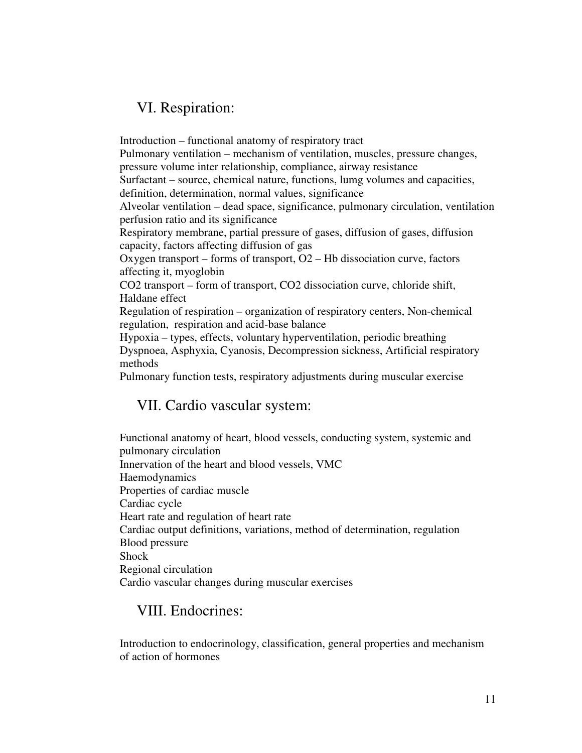## VI. Respiration:

Introduction – functional anatomy of respiratory tract
Pulmonary ventilation – mechanism of ventilation, muscles, pressure changes, pressure volume inter relationship, compliance, airway resistance
Surfactant – source, chemical nature, functions, lumg volumes and capacities, definition, determination, normal values, significance
Alveolar ventilation – dead space, significance, pulmonary circulation, ventilation perfusion ratio and its significance
Respiratory membrane, partial pressure of gases, diffusion of gases, diffusion capacity, factors affecting diffusion of gas
Oxygen transport – forms of transport, $O_2$ – Hb dissociation curve, factors affecting it, myoglobin
$CO_2$ transport – form of transport, $CO_2$ dissociation curve, chloride shift, Haldane effect
Regulation of respiration – organization of respiratory centers, Non-chemical regulation, respiration and acid-base balance
Hypoxia – types, effects, voluntary hyperventilation, periodic breathing
Dyspnoea, Asphyxia, Cyanosis, Decompression sickness, Artificial respiratory methods
Pulmonary function tests, respiratory adjustments during muscular exercise

## VII. Cardio vascular system:

Functional anatomy of heart, blood vessels, conducting system, systemic and pulmonary circulation
Innervation of the heart and blood vessels, VMC
Haemodynamics
Properties of cardiac muscle
Cardiac cycle
Heart rate and regulation of heart rate
Cardiac output definitions, variations, method of determination, regulation
Blood pressure
Shock
Regional circulation
Cardio vascular changes during muscular exercises

## VIII. Endocrines:

Introduction to endocrinology, classification, general properties and mechanism of action of hormones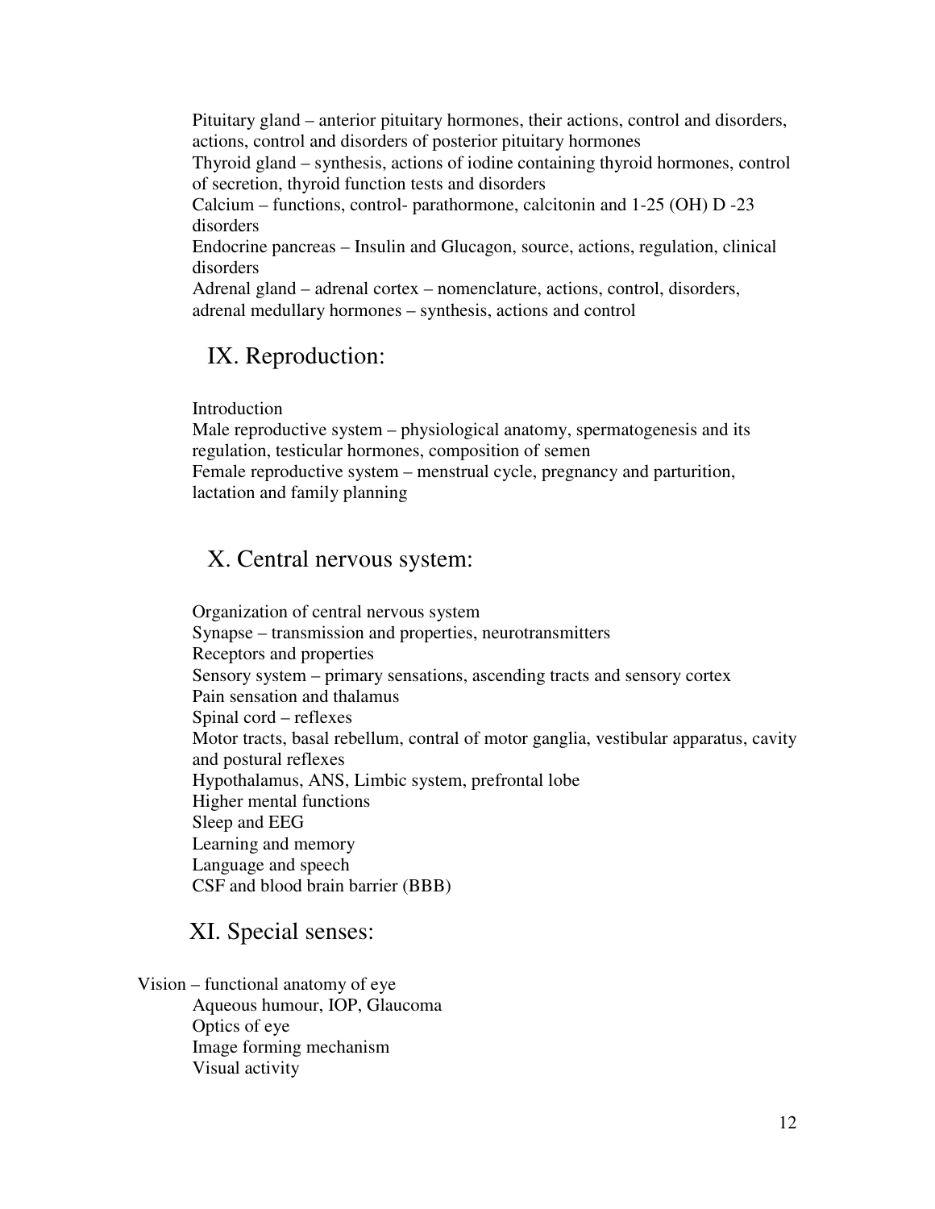Pituitary gland – anterior pituitary hormones, their actions, control and disorders, actions, control and disorders of posterior pituitary hormones
Thyroid gland – synthesis, actions of iodine containing thyroid hormones, control of secretion, thyroid function tests and disorders
Calcium – functions, control- parathormone, calcitonin and 1-25 (OH) D -23 disorders
Endocrine pancreas – Insulin and Glucagon, source, actions, regulation, clinical disorders
Adrenal gland – adrenal cortex – nomenclature, actions, control, disorders, adrenal medullary hormones – synthesis, actions and control

## IX. Reproduction:

Introduction
Male reproductive system – physiological anatomy, spermatogenesis and its regulation, testicular hormones, composition of semen
Female reproductive system – menstrual cycle, pregnancy and parturition, lactation and family planning

## X. Central nervous system:

Organization of central nervous system
Synapse – transmission and properties, neurotransmitters
Receptors and properties
Sensory system – primary sensations, ascending tracts and sensory cortex
Pain sensation and thalamus
Spinal cord – reflexes
Motor tracts, basal rebellum, contral of motor ganglia, vestibular apparatus, cavity and postural reflexes
Hypothalamus, ANS, Limbic system, prefrontal lobe
Higher mental functions
Sleep and EEG
Learning and memory
Language and speech
CSF and blood brain barrier (BBB)

## XI. Special senses:

Vision – functional anatomy of eye
Aqueous humour, IOP, Glaucoma
Optics of eye
Image forming mechanism
Visual activity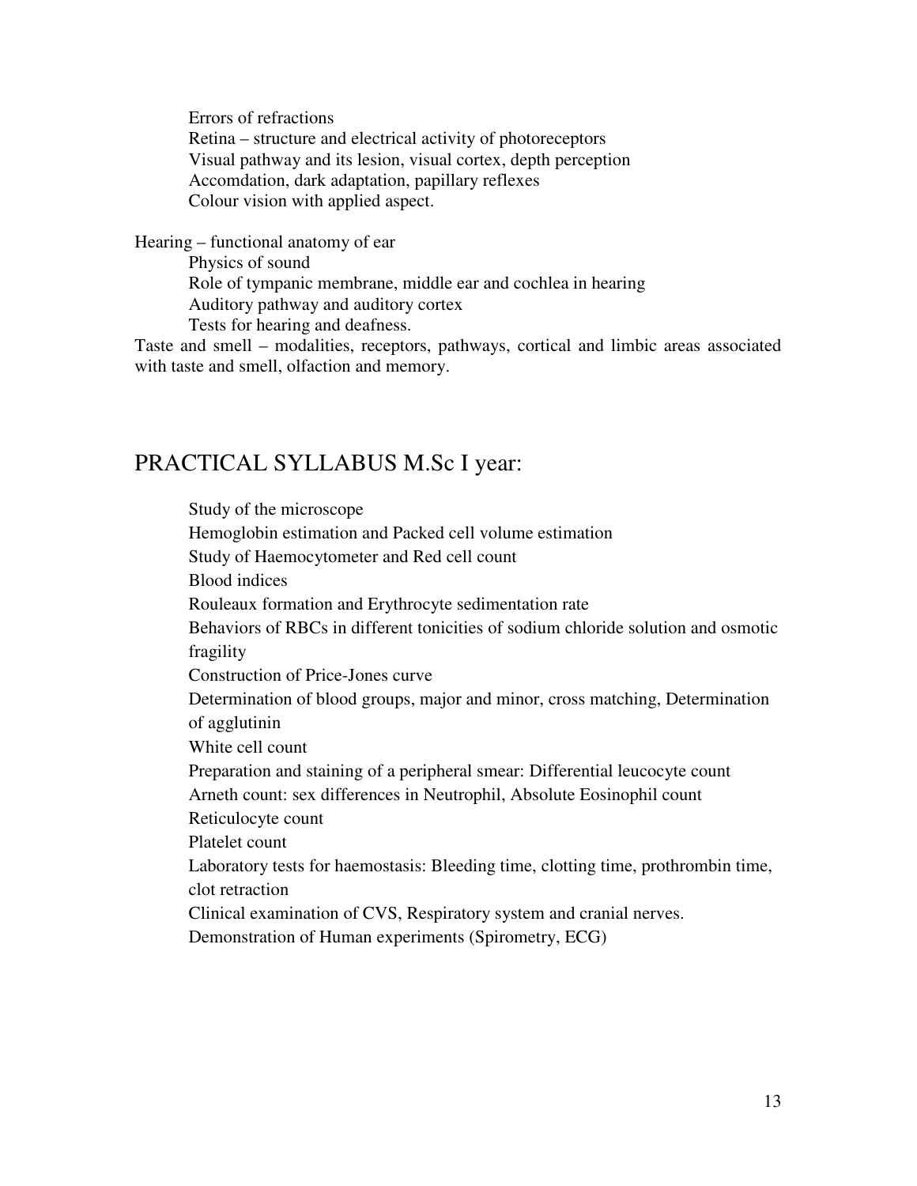Errors of refractions
Retina – structure and electrical activity of photoreceptors
Visual pathway and its lesion, visual cortex, depth perception
Accomdation, dark adaptation, papillary reflexes
Colour vision with applied aspect.

Hearing – functional anatomy of ear
Physics of sound
Role of tympanic membrane, middle ear and cochlea in hearing
Auditory pathway and auditory cortex
Tests for hearing and deafness.

Taste and smell – modalities, receptors, pathways, cortical and limbic areas associated with taste and smell, olfaction and memory.

## PRACTICAL SYLLABUS M.Sc I year:

Study of the microscope
Hemoglobin estimation and Packed cell volume estimation
Study of Haemocytometer and Red cell count
Blood indices
Rouleaux formation and Erythrocyte sedimentation rate
Behaviors of RBCs in different tonicities of sodium chloride solution and osmotic fragility
Construction of Price-Jones curve
Determination of blood groups, major and minor, cross matching, Determination of agglutinin
White cell count
Preparation and staining of a peripheral smear: Differential leucocyte count
Arneth count: sex differences in Neutrophil, Absolute Eosinophil count
Reticulocyte count
Platelet count
Laboratory tests for haemostasis: Bleeding time, clotting time, prothrombin time, clot retraction
Clinical examination of CVS, Respiratory system and cranial nerves.
Demonstration of Human experiments (Spirometry, ECG)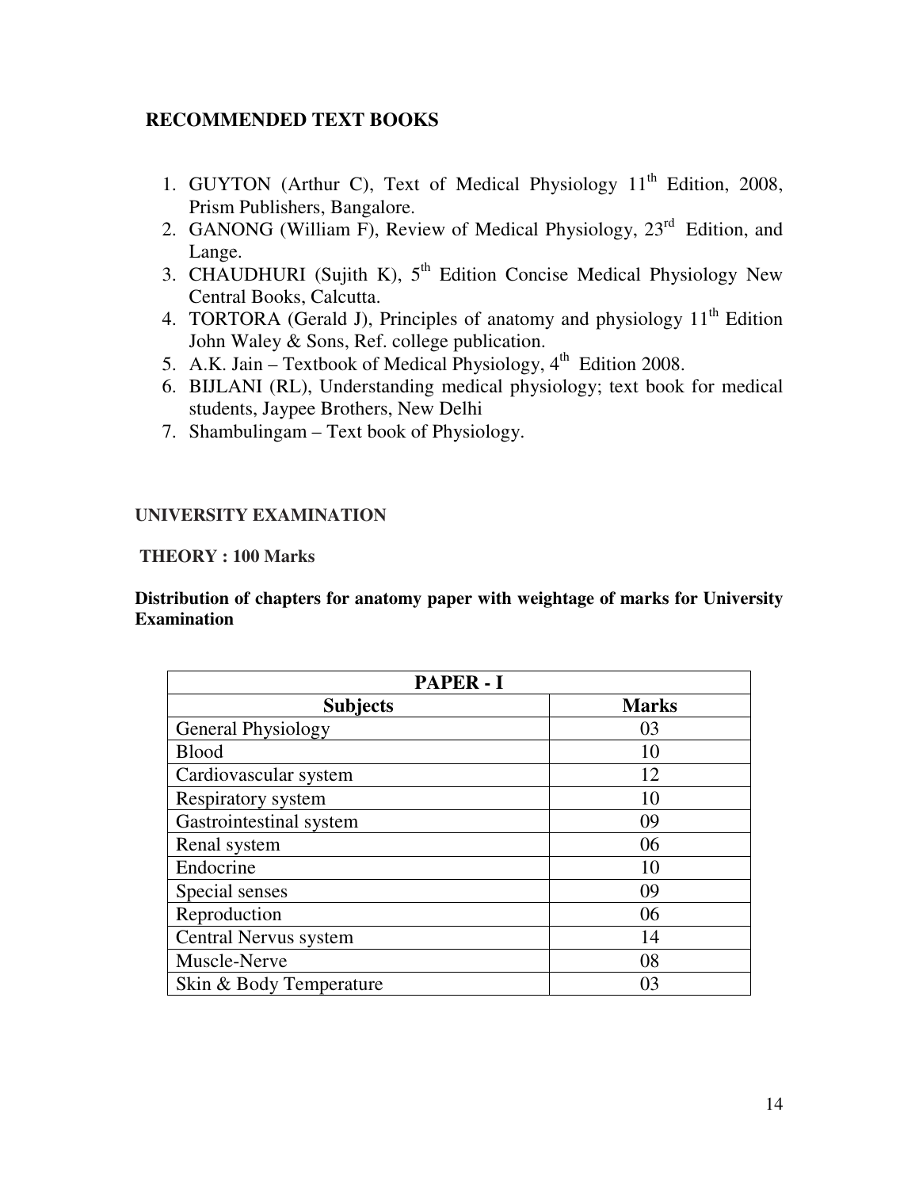## RECOMMENDED TEXT BOOKS

1. GUYTON (Arthur C), Text of Medical Physiology 11th Edition, 2008, Prism Publishers, Bangalore.
2. GANONG (William F), Review of Medical Physiology, 23rd Edition, and Lange.
3. CHAUDHURI (Sujith K), 5th Edition Concise Medical Physiology New Central Books, Calcutta.
4. TORTORA (Gerald J), Principles of anatomy and physiology 11th Edition John Waley & Sons, Ref. college publication.
5. A.K. Jain – Textbook of Medical Physiology, 4th Edition 2008.
6. BIJLANI (RL), Understanding medical physiology; text book for medical students, Jaypee Brothers, New Delhi
7. Shambulingam – Text book of Physiology.

### UNIVERSITY EXAMINATION

**THEORY : 100 Marks**

**Distribution of chapters for anatomy paper with weightage of marks for University Examination**

| PAPER - I | |
|---|---|
| **Subjects** | **Marks** |
| General Physiology | 03 |
| Blood | 10 |
| Cardiovascular system | 12 |
| Respiratory system | 10 |
| Gastrointestinal system | 09 |
| Renal system | 06 |
| Endocrine | 10 |
| Special senses | 09 |
| Reproduction | 06 |
| Central Nervus system | 14 |
| Muscle-Nerve | 08 |
| Skin & Body Temperature | 03 |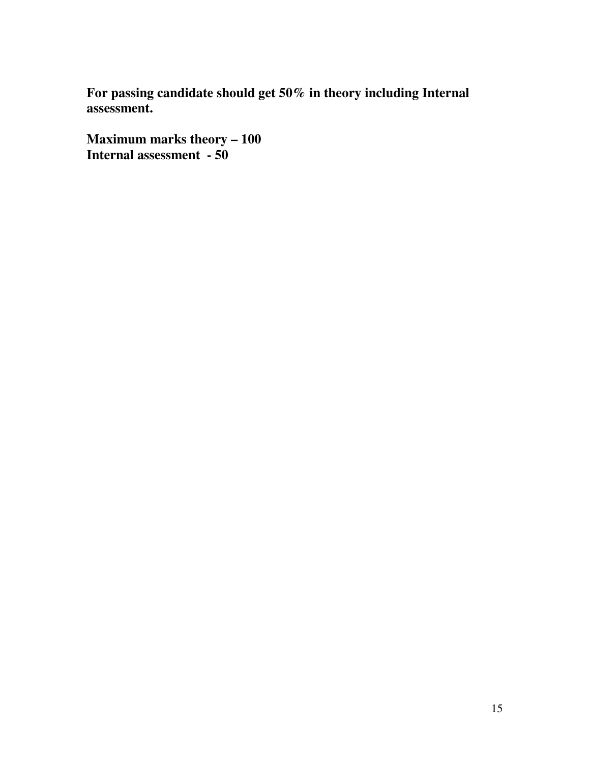**For passing candidate should get 50% in theory including Internal assessment.**

**Maximum marks theory – 100**
**Internal assessment - 50**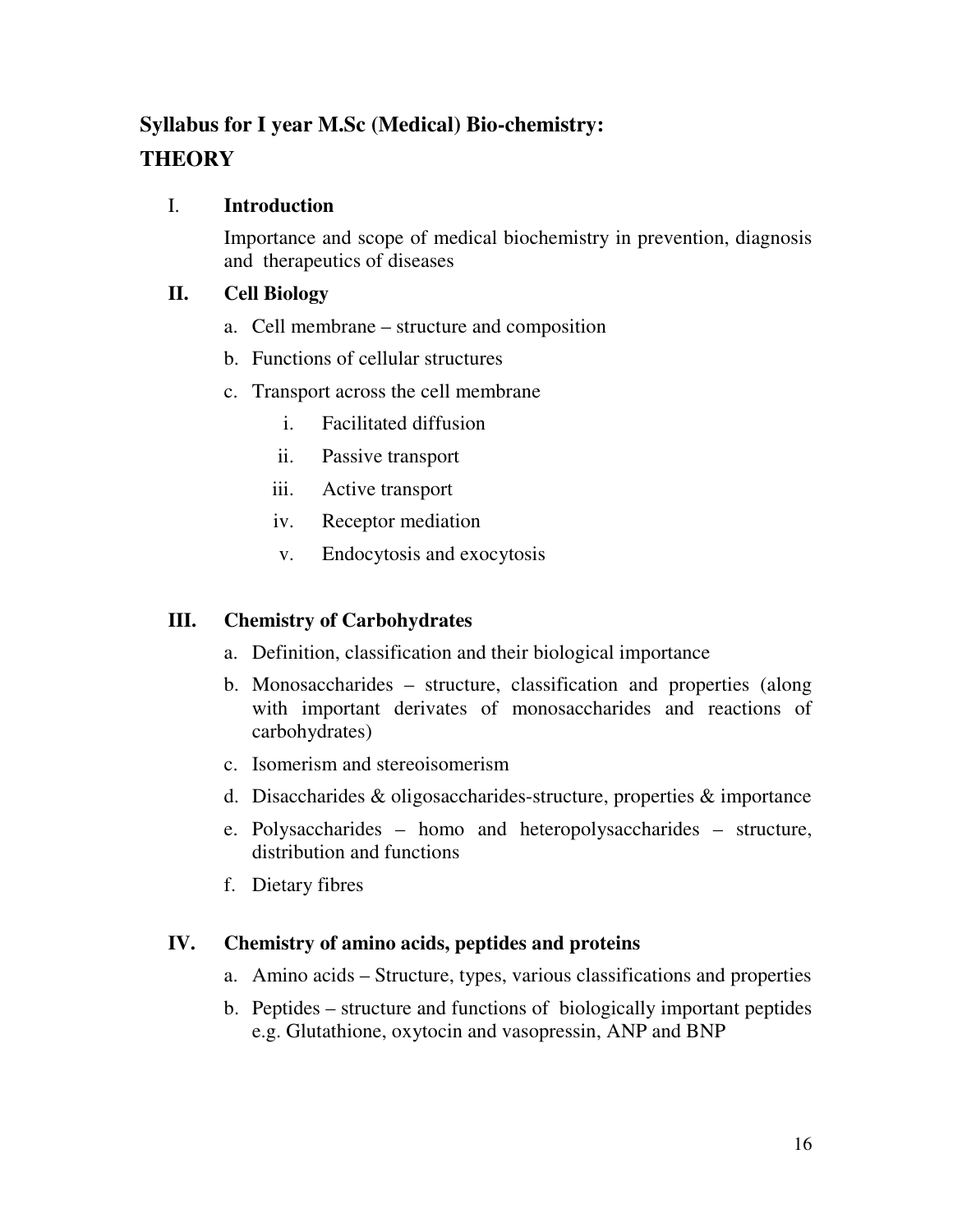# Syllabus for I year M.Sc (Medical) Bio-chemistry:

## THEORY

### I. Introduction

Importance and scope of medical biochemistry in prevention, diagnosis and therapeutics of diseases

### II. Cell Biology

a. Cell membrane – structure and composition

b. Functions of cellular structures

c. Transport across the cell membrane

   i. Facilitated diffusion

   ii. Passive transport

   iii. Active transport

   iv. Receptor mediation

   v. Endocytosis and exocytosis

### III. Chemistry of Carbohydrates

a. Definition, classification and their biological importance

b. Monosaccharides – structure, classification and properties (along with important derivates of monosaccharides and reactions of carbohydrates)

c. Isomerism and stereoisomerism

d. Disaccharides & oligosaccharides-structure, properties & importance

e. Polysaccharides – homo and heteropolysaccharides – structure, distribution and functions

f. Dietary fibres

### IV. Chemistry of amino acids, peptides and proteins

a. Amino acids – Structure, types, various classifications and properties

b. Peptides – structure and functions of biologically important peptides e.g. Glutathione, oxytocin and vasopressin, ANP and BNP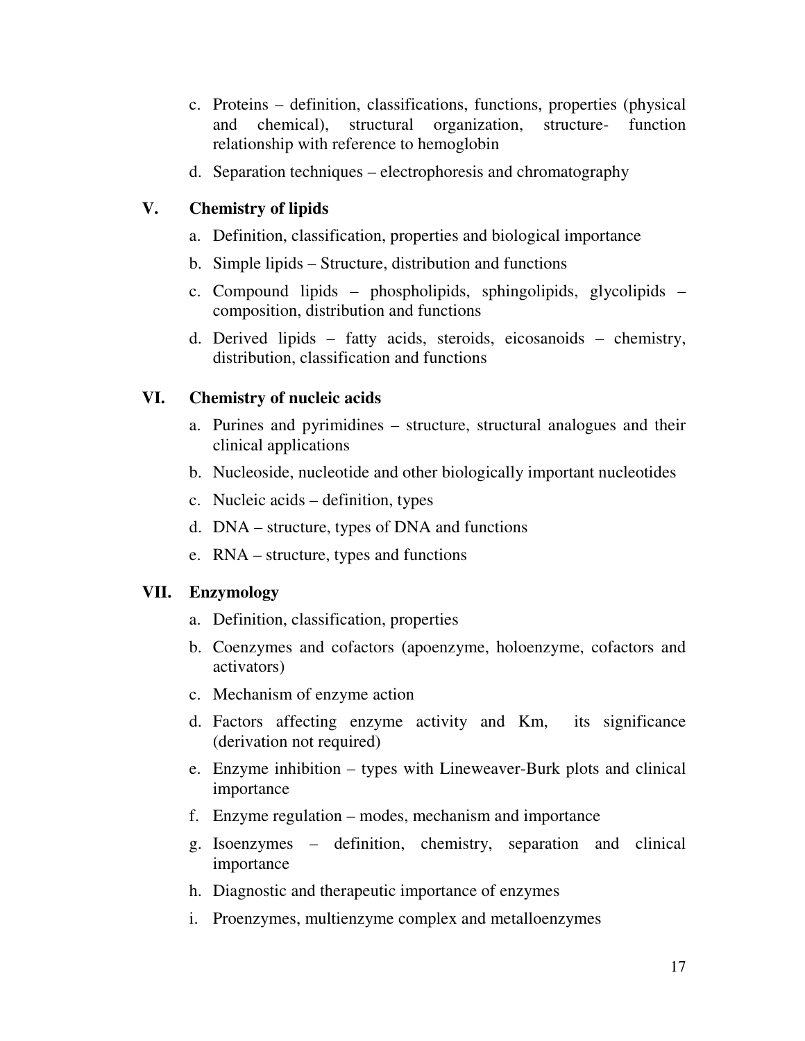c. Proteins – definition, classifications, functions, properties (physical and chemical), structural organization, structure- function relationship with reference to hemoglobin

d. Separation techniques – electrophoresis and chromatography

## V. Chemistry of lipids

a. Definition, classification, properties and biological importance

b. Simple lipids – Structure, distribution and functions

c. Compound lipids – phospholipids, sphingolipids, glycolipids – composition, distribution and functions

d. Derived lipids – fatty acids, steroids, eicosanoids – chemistry, distribution, classification and functions

## VI. Chemistry of nucleic acids

a. Purines and pyrimidines – structure, structural analogues and their clinical applications

b. Nucleoside, nucleotide and other biologically important nucleotides

c. Nucleic acids – definition, types

d. DNA – structure, types of DNA and functions

e. RNA – structure, types and functions

## VII. Enzymology

a. Definition, classification, properties

b. Coenzymes and cofactors (apoenzyme, holoenzyme, cofactors and activators)

c. Mechanism of enzyme action

d. Factors affecting enzyme activity and Km, its significance (derivation not required)

e. Enzyme inhibition – types with Lineweaver-Burk plots and clinical importance

f. Enzyme regulation – modes, mechanism and importance

g. Isoenzymes – definition, chemistry, separation and clinical importance

h. Diagnostic and therapeutic importance of enzymes

i. Proenzymes, multienzyme complex and metalloenzymes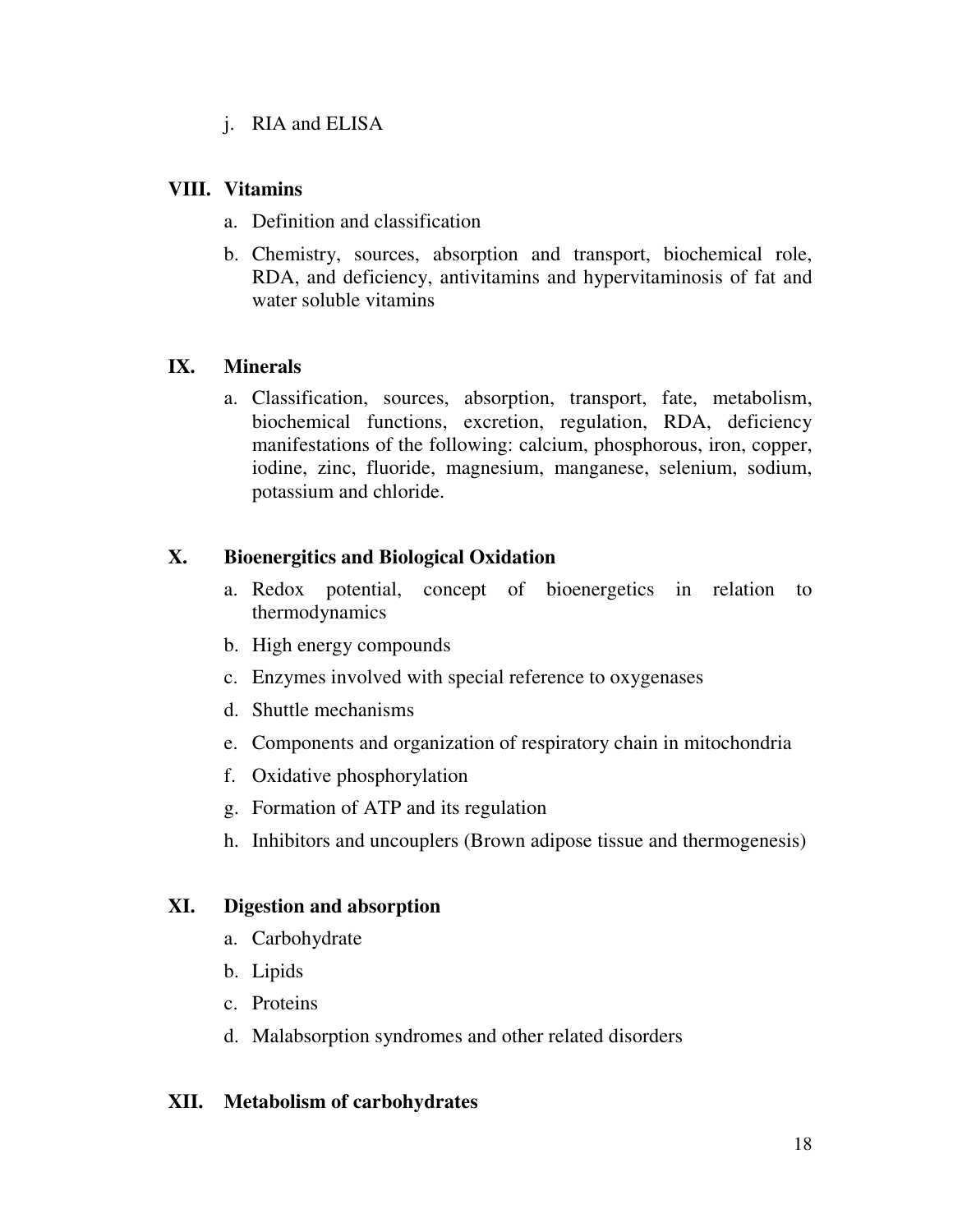j. RIA and ELISA

### VIII. Vitamins

a. Definition and classification

b. Chemistry, sources, absorption and transport, biochemical role, RDA, and deficiency, antivitamins and hypervitaminosis of fat and water soluble vitamins

### IX. Minerals

a. Classification, sources, absorption, transport, fate, metabolism, biochemical functions, excretion, regulation, RDA, deficiency manifestations of the following: calcium, phosphorous, iron, copper, iodine, zinc, fluoride, magnesium, manganese, selenium, sodium, potassium and chloride.

### X. Bioenergitics and Biological Oxidation

a. Redox potential, concept of bioenergetics in relation to thermodynamics

b. High energy compounds

c. Enzymes involved with special reference to oxygenases

d. Shuttle mechanisms

e. Components and organization of respiratory chain in mitochondria

f. Oxidative phosphorylation

g. Formation of ATP and its regulation

h. Inhibitors and uncouplers (Brown adipose tissue and thermogenesis)

### XI. Digestion and absorption

a. Carbohydrate

b. Lipids

c. Proteins

d. Malabsorption syndromes and other related disorders

### XII. Metabolism of carbohydrates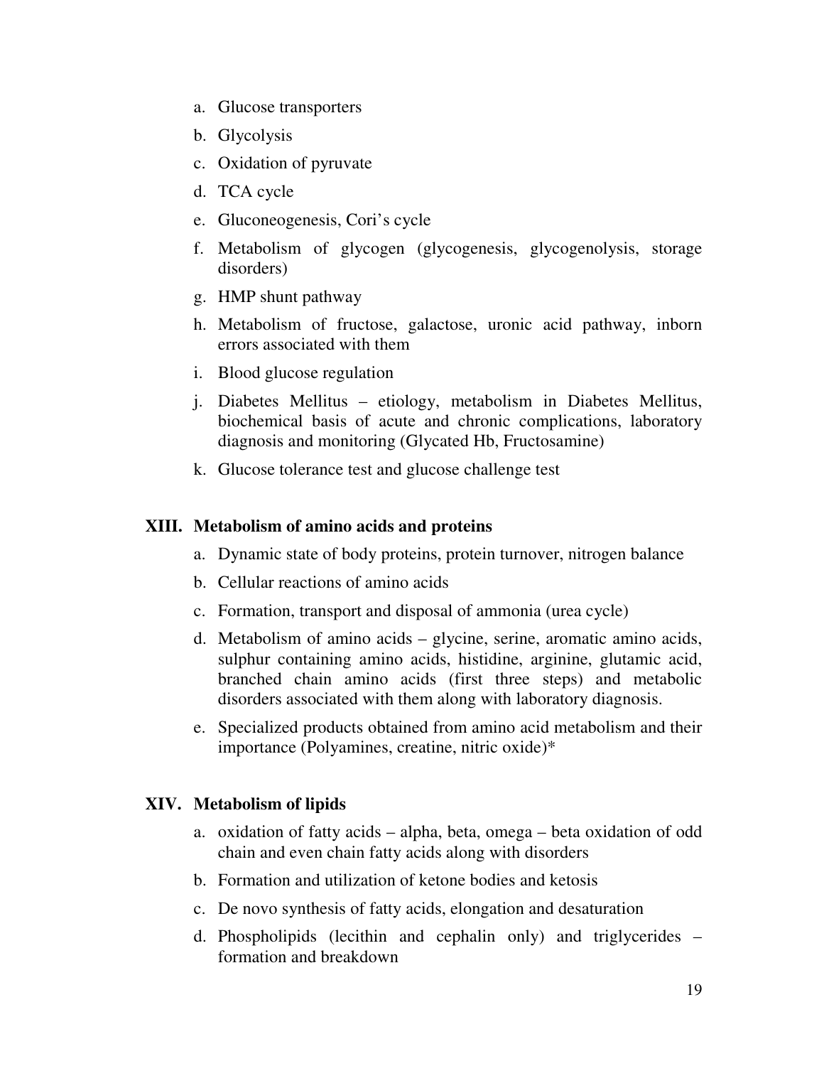a. Glucose transporters
b. Glycolysis
c. Oxidation of pyruvate
d. TCA cycle
e. Gluconeogenesis, Cori's cycle
f. Metabolism of glycogen (glycogenesis, glycogenolysis, storage disorders)
g. HMP shunt pathway
h. Metabolism of fructose, galactose, uronic acid pathway, inborn errors associated with them
i. Blood glucose regulation
j. Diabetes Mellitus – etiology, metabolism in Diabetes Mellitus, biochemical basis of acute and chronic complications, laboratory diagnosis and monitoring (Glycated Hb, Fructosamine)
k. Glucose tolerance test and glucose challenge test

## XIII. Metabolism of amino acids and proteins

a. Dynamic state of body proteins, protein turnover, nitrogen balance
b. Cellular reactions of amino acids
c. Formation, transport and disposal of ammonia (urea cycle)
d. Metabolism of amino acids – glycine, serine, aromatic amino acids, sulphur containing amino acids, histidine, arginine, glutamic acid, branched chain amino acids (first three steps) and metabolic disorders associated with them along with laboratory diagnosis.
e. Specialized products obtained from amino acid metabolism and their importance (Polyamines, creatine, nitric oxide)*

## XIV. Metabolism of lipids

a. oxidation of fatty acids – alpha, beta, omega – beta oxidation of odd chain and even chain fatty acids along with disorders
b. Formation and utilization of ketone bodies and ketosis
c. De novo synthesis of fatty acids, elongation and desaturation
d. Phospholipids (lecithin and cephalin only) and triglycerides – formation and breakdown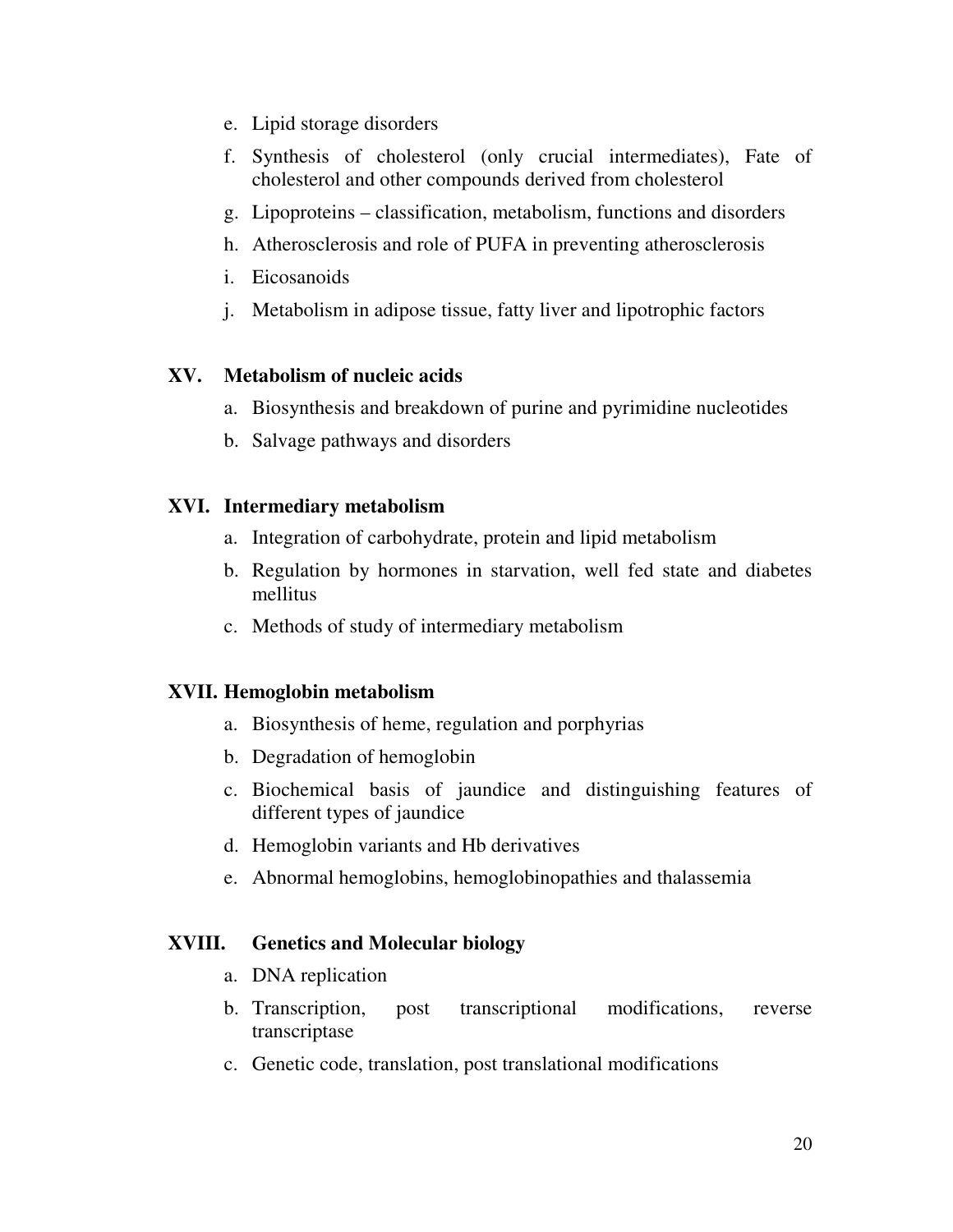e. Lipid storage disorders
f. Synthesis of cholesterol (only crucial intermediates), Fate of cholesterol and other compounds derived from cholesterol
g. Lipoproteins – classification, metabolism, functions and disorders
h. Atherosclerosis and role of PUFA in preventing atherosclerosis
i. Eicosanoids
j. Metabolism in adipose tissue, fatty liver and lipotrophic factors

### XV. Metabolism of nucleic acids

a. Biosynthesis and breakdown of purine and pyrimidine nucleotides
b. Salvage pathways and disorders

### XVI. Intermediary metabolism

a. Integration of carbohydrate, protein and lipid metabolism
b. Regulation by hormones in starvation, well fed state and diabetes mellitus
c. Methods of study of intermediary metabolism

### XVII. Hemoglobin metabolism

a. Biosynthesis of heme, regulation and porphyrias
b. Degradation of hemoglobin
c. Biochemical basis of jaundice and distinguishing features of different types of jaundice
d. Hemoglobin variants and Hb derivatives
e. Abnormal hemoglobins, hemoglobinopathies and thalassemia

### XVIII. Genetics and Molecular biology

a. DNA replication
b. Transcription, post transcriptional modifications, reverse transcriptase
c. Genetic code, translation, post translational modifications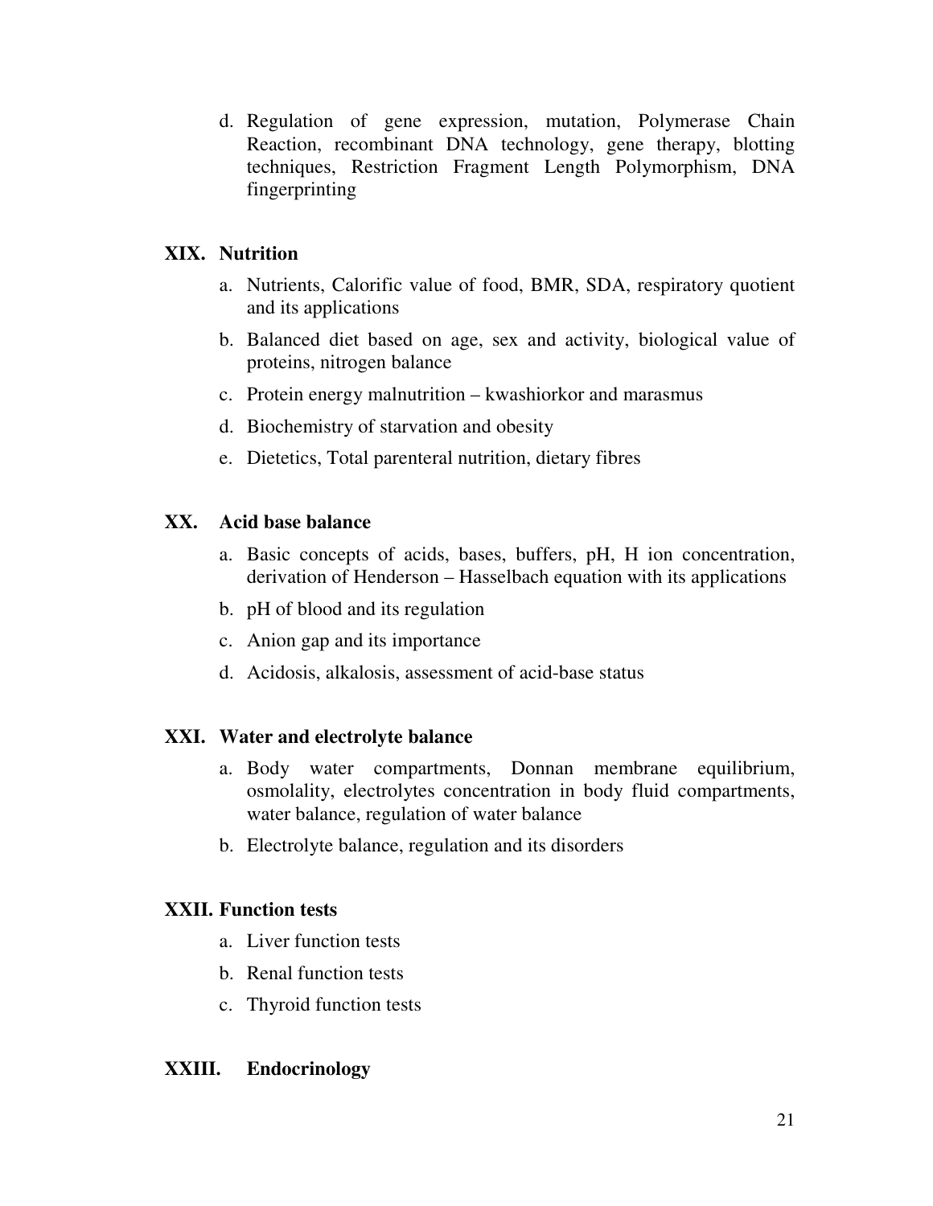d. Regulation of gene expression, mutation, Polymerase Chain Reaction, recombinant DNA technology, gene therapy, blotting techniques, Restriction Fragment Length Polymorphism, DNA fingerprinting

### XIX. Nutrition

a. Nutrients, Calorific value of food, BMR, SDA, respiratory quotient and its applications
b. Balanced diet based on age, sex and activity, biological value of proteins, nitrogen balance
c. Protein energy malnutrition – kwashiorkor and marasmus
d. Biochemistry of starvation and obesity
e. Dietetics, Total parenteral nutrition, dietary fibres

### XX. Acid base balance

a. Basic concepts of acids, bases, buffers, pH, H ion concentration, derivation of Henderson – Hasselbach equation with its applications
b. pH of blood and its regulation
c. Anion gap and its importance
d. Acidosis, alkalosis, assessment of acid-base status

### XXI. Water and electrolyte balance

a. Body water compartments, Donnan membrane equilibrium, osmolality, electrolytes concentration in body fluid compartments, water balance, regulation of water balance
b. Electrolyte balance, regulation and its disorders

### XXII. Function tests

a. Liver function tests
b. Renal function tests
c. Thyroid function tests

### XXIII. Endocrinology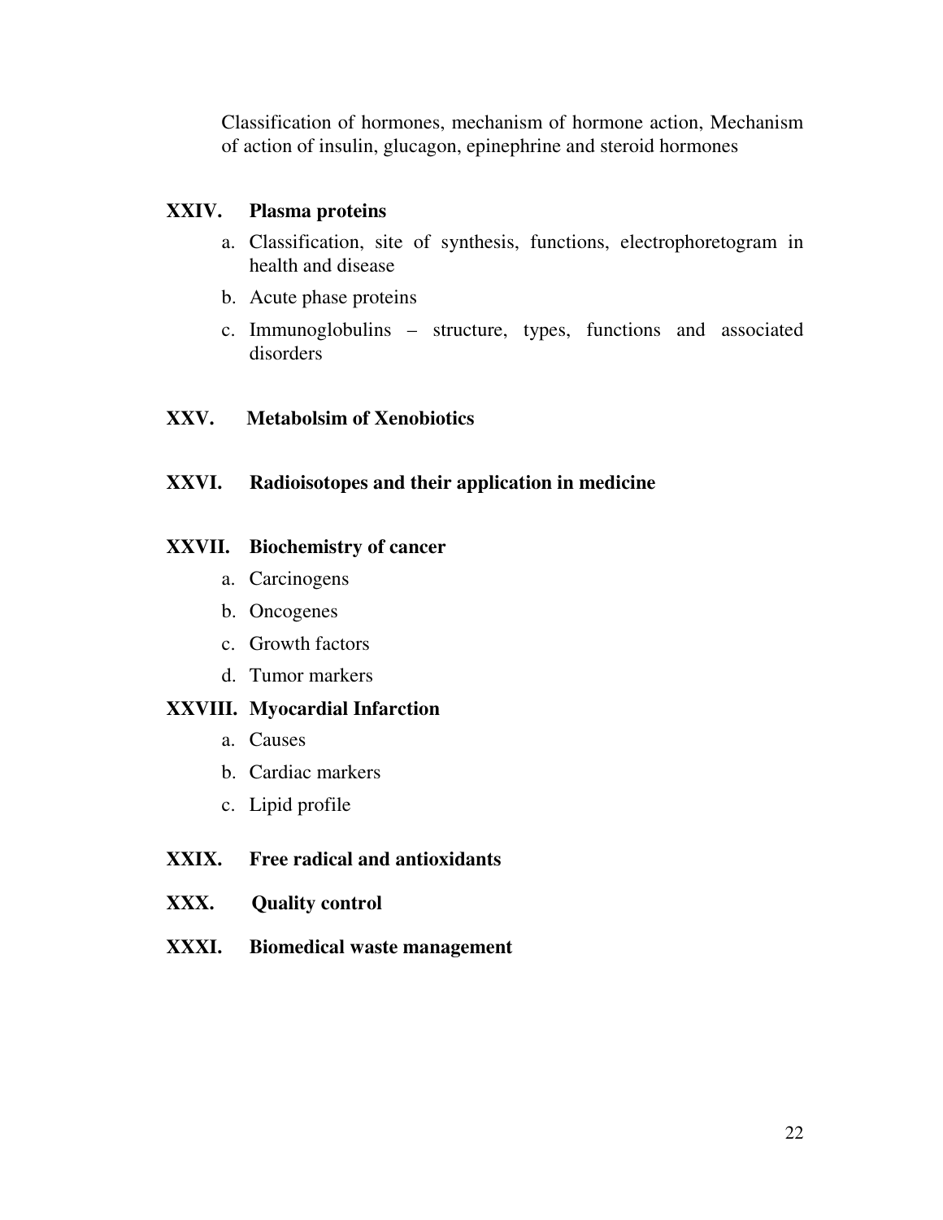Classification of hormones, mechanism of hormone action, Mechanism of action of insulin, glucagon, epinephrine and steroid hormones

**XXIV. Plasma proteins**

a. Classification, site of synthesis, functions, electrophoretogram in health and disease
b. Acute phase proteins
c. Immunoglobulins – structure, types, functions and associated disorders

**XXV. Metabolsim of Xenobiotics**

**XXVI. Radioisotopes and their application in medicine**

**XXVII. Biochemistry of cancer**

a. Carcinogens
b. Oncogenes
c. Growth factors
d. Tumor markers

**XXVIII. Myocardial Infarction**

a. Causes
b. Cardiac markers
c. Lipid profile

**XXIX. Free radical and antioxidants**

**XXX. Quality control**

**XXXI. Biomedical waste management**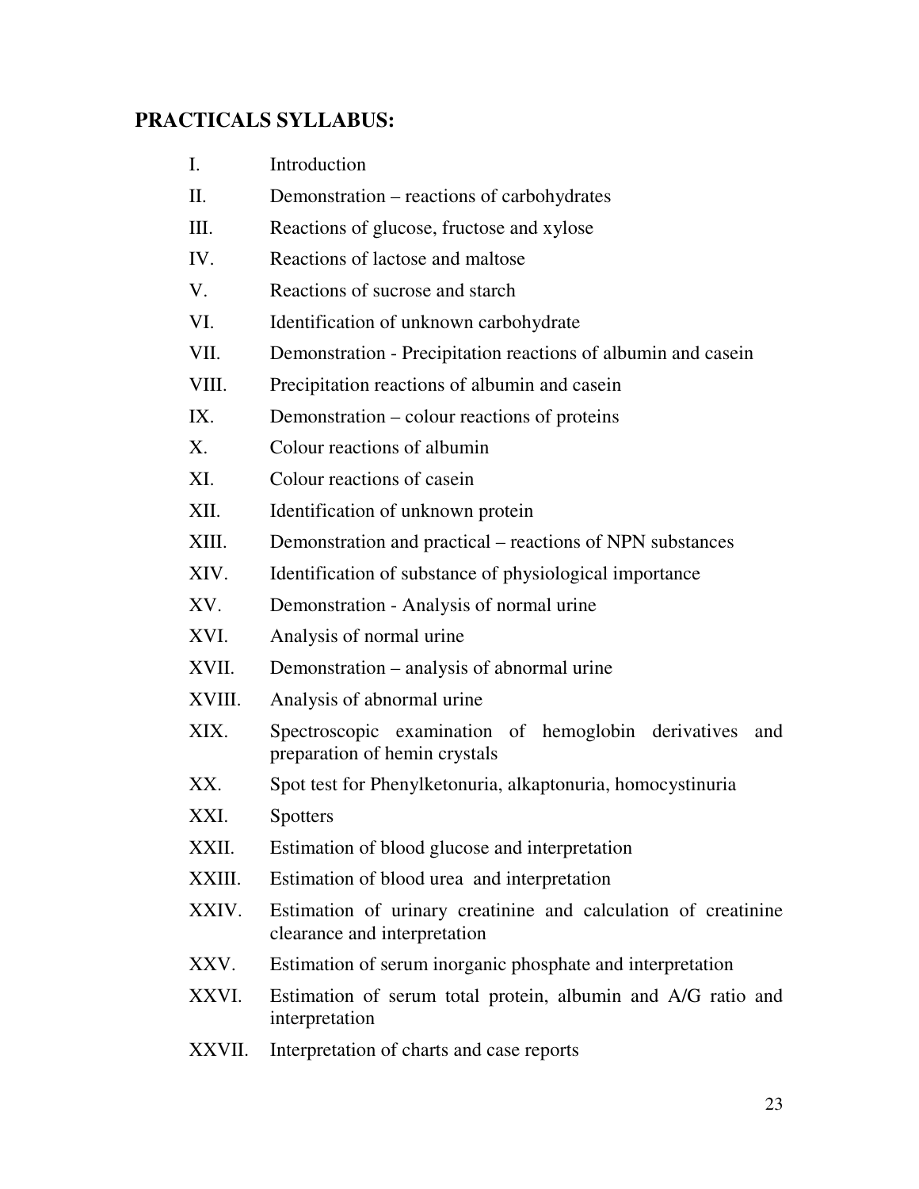## PRACTICALS SYLLABUS:

| | |
|---|---|
| I. | Introduction |
| II. | Demonstration – reactions of carbohydrates |
| III. | Reactions of glucose, fructose and xylose |
| IV. | Reactions of lactose and maltose |
| V. | Reactions of sucrose and starch |
| VI. | Identification of unknown carbohydrate |
| VII. | Demonstration - Precipitation reactions of albumin and casein |
| VIII. | Precipitation reactions of albumin and casein |
| IX. | Demonstration – colour reactions of proteins |
| X. | Colour reactions of albumin |
| XI. | Colour reactions of casein |
| XII. | Identification of unknown protein |
| XIII. | Demonstration and practical – reactions of NPN substances |
| XIV. | Identification of substance of physiological importance |
| XV. | Demonstration - Analysis of normal urine |
| XVI. | Analysis of normal urine |
| XVII. | Demonstration – analysis of abnormal urine |
| XVIII. | Analysis of abnormal urine |
| XIX. | Spectroscopic examination of hemoglobin derivatives and preparation of hemin crystals |
| XX. | Spot test for Phenylketonuria, alkaptonuria, homocystinuria |
| XXI. | Spotters |
| XXII. | Estimation of blood glucose and interpretation |
| XXIII. | Estimation of blood urea and interpretation |
| XXIV. | Estimation of urinary creatinine and calculation of creatinine clearance and interpretation |
| XXV. | Estimation of serum inorganic phosphate and interpretation |
| XXVI. | Estimation of serum total protein, albumin and A/G ratio and interpretation |
| XXVII. | Interpretation of charts and case reports |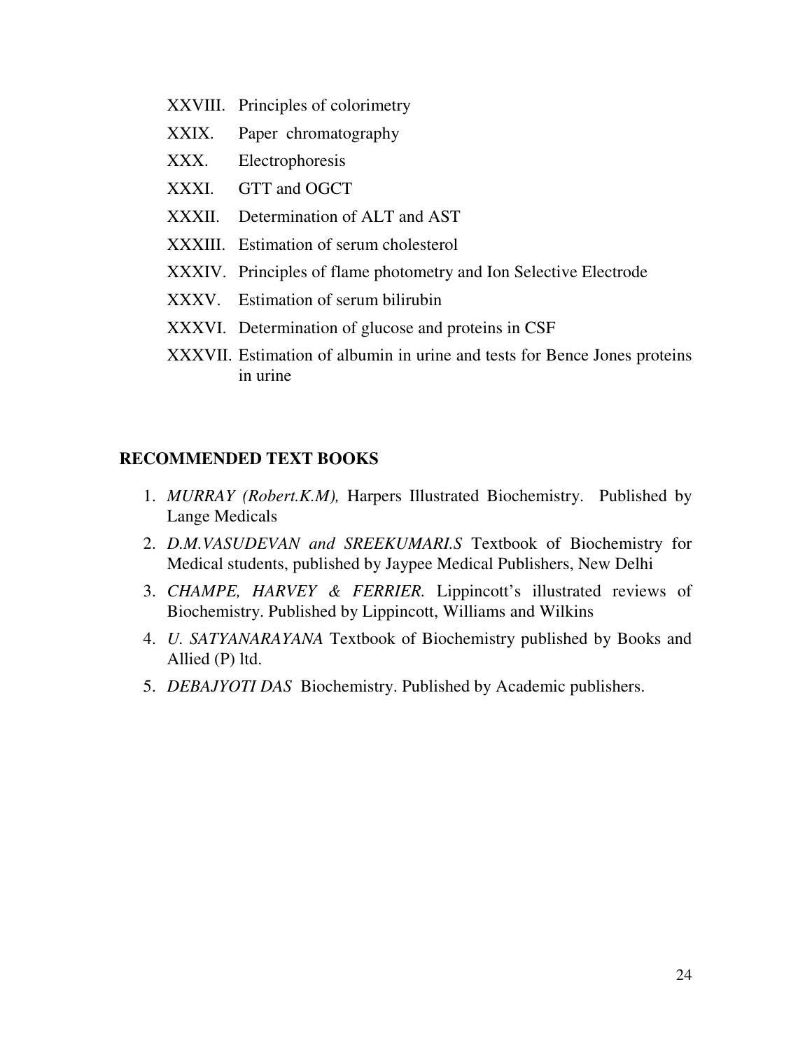XXVIII. Principles of colorimetry

XXIX. Paper chromatography

XXX. Electrophoresis

XXXI. GTT and OGCT

XXXII. Determination of ALT and AST

XXXIII. Estimation of serum cholesterol

XXXIV. Principles of flame photometry and Ion Selective Electrode

XXXV. Estimation of serum bilirubin

XXXVI. Determination of glucose and proteins in CSF

XXXVII. Estimation of albumin in urine and tests for Bence Jones proteins in urine

## RECOMMENDED TEXT BOOKS

1. *MURRAY (Robert.K.M),* Harpers Illustrated Biochemistry. Published by Lange Medicals
2. *D.M.VASUDEVAN and SREEKUMARI.S* Textbook of Biochemistry for Medical students, published by Jaypee Medical Publishers, New Delhi
3. *CHAMPE, HARVEY & FERRIER.* Lippincott's illustrated reviews of Biochemistry. Published by Lippincott, Williams and Wilkins
4. *U. SATYANARAYANA* Textbook of Biochemistry published by Books and Allied (P) ltd.
5. *DEBAJYOTI DAS* Biochemistry. Published by Academic publishers.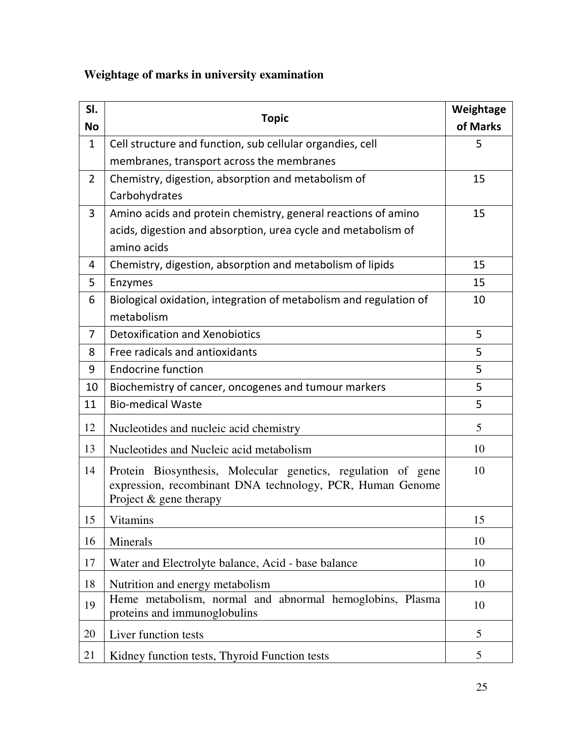**Weightage of marks in university examination**

| Sl. No | Topic | Weightage of Marks |
|---|---|---|
| 1 | Cell structure and function, sub cellular organdies, cell membranes, transport across the membranes | 5 |
| 2 | Chemistry, digestion, absorption and metabolism of Carbohydrates | 15 |
| 3 | Amino acids and protein chemistry, general reactions of amino acids, digestion and absorption, urea cycle and metabolism of amino acids | 15 |
| 4 | Chemistry, digestion, absorption and metabolism of lipids | 15 |
| 5 | Enzymes | 15 |
| 6 | Biological oxidation, integration of metabolism and regulation of metabolism | 10 |
| 7 | Detoxification and Xenobiotics | 5 |
| 8 | Free radicals and antioxidants | 5 |
| 9 | Endocrine function | 5 |
| 10 | Biochemistry of cancer, oncogenes and tumour markers | 5 |
| 11 | Bio-medical Waste | 5 |
| 12 | Nucleotides and nucleic acid chemistry | 5 |
| 13 | Nucleotides and Nucleic acid metabolism | 10 |
| 14 | Protein Biosynthesis, Molecular genetics, regulation of gene expression, recombinant DNA technology, PCR, Human Genome Project & gene therapy | 10 |
| 15 | Vitamins | 15 |
| 16 | Minerals | 10 |
| 17 | Water and Electrolyte balance, Acid - base balance | 10 |
| 18 | Nutrition and energy metabolism | 10 |
| 19 | Heme metabolism, normal and abnormal hemoglobins, Plasma proteins and immunoglobulins | 10 |
| 20 | Liver function tests | 5 |
| 21 | Kidney function tests, Thyroid Function tests | 5 |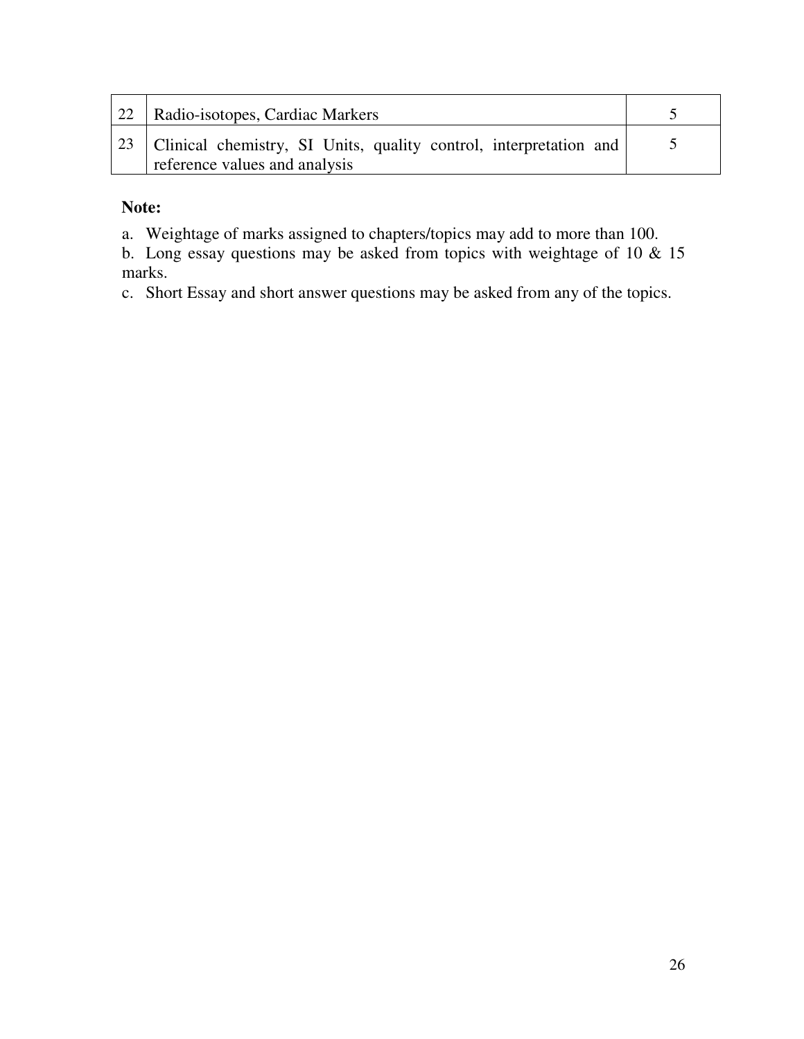| | | |
|---|---|---|
| 22 | Radio-isotopes, Cardiac Markers | 5 |
| 23 | Clinical chemistry, SI Units, quality control, interpretation and reference values and analysis | 5 |

**Note:**

a. Weightage of marks assigned to chapters/topics may add to more than 100.

b. Long essay questions may be asked from topics with weightage of 10 & 15 marks.

c. Short Essay and short answer questions may be asked from any of the topics.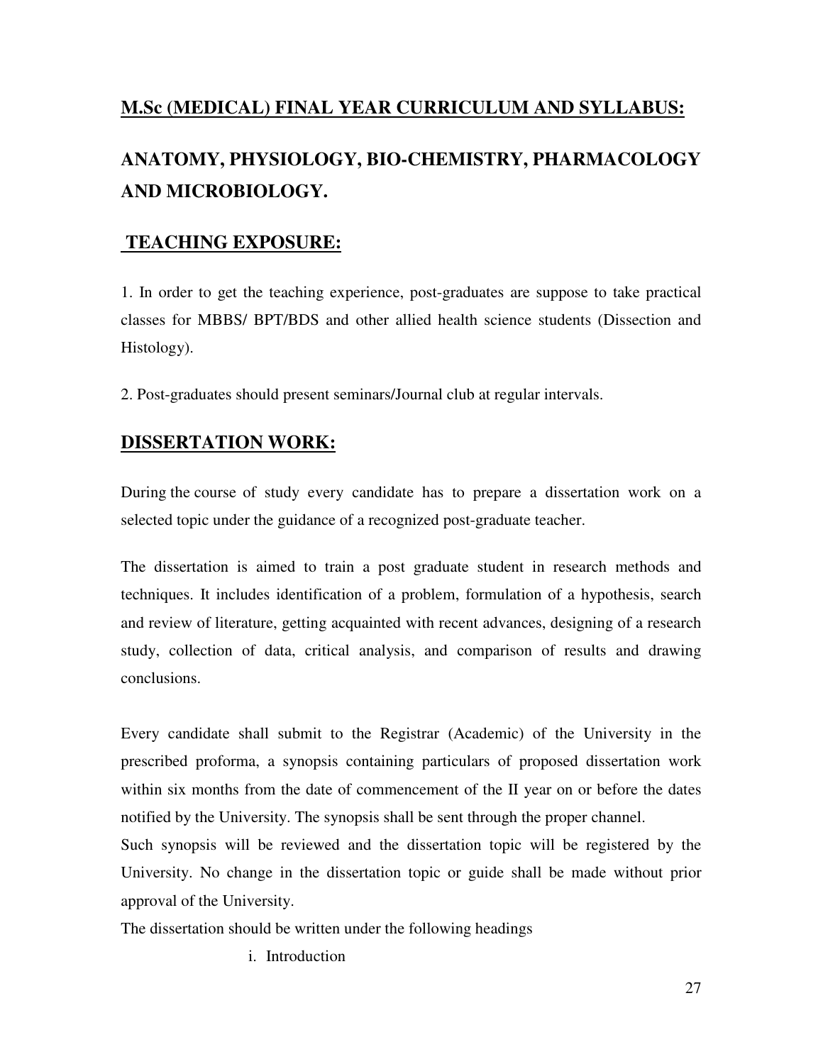## M.Sc (MEDICAL) FINAL YEAR CURRICULUM AND SYLLABUS:

## ANATOMY, PHYSIOLOGY, BIO-CHEMISTRY, PHARMACOLOGY AND MICROBIOLOGY.

### TEACHING EXPOSURE:

1. In order to get the teaching experience, post-graduates are suppose to take practical classes for MBBS/ BPT/BDS and other allied health science students (Dissection and Histology).

2. Post-graduates should present seminars/Journal club at regular intervals.

### DISSERTATION WORK:

During the course of study every candidate has to prepare a dissertation work on a selected topic under the guidance of a recognized post-graduate teacher.

The dissertation is aimed to train a post graduate student in research methods and techniques. It includes identification of a problem, formulation of a hypothesis, search and review of literature, getting acquainted with recent advances, designing of a research study, collection of data, critical analysis, and comparison of results and drawing conclusions.

Every candidate shall submit to the Registrar (Academic) of the University in the prescribed proforma, a synopsis containing particulars of proposed dissertation work within six months from the date of commencement of the II year on or before the dates notified by the University. The synopsis shall be sent through the proper channel.

Such synopsis will be reviewed and the dissertation topic will be registered by the University. No change in the dissertation topic or guide shall be made without prior approval of the University.

The dissertation should be written under the following headings

i. Introduction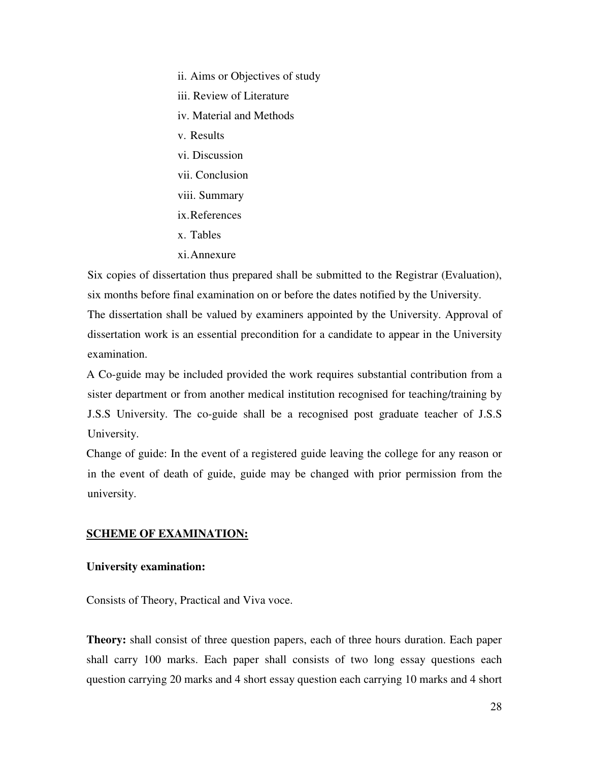ii. Aims or Objectives of study

iii. Review of Literature

iv. Material and Methods

v. Results

vi. Discussion

vii. Conclusion

viii. Summary

ix. References

x. Tables

xi. Annexure

Six copies of dissertation thus prepared shall be submitted to the Registrar (Evaluation), six months before final examination on or before the dates notified by the University.

The dissertation shall be valued by examiners appointed by the University. Approval of dissertation work is an essential precondition for a candidate to appear in the University examination.

A Co-guide may be included provided the work requires substantial contribution from a sister department or from another medical institution recognised for teaching/training by J.S.S University. The co-guide shall be a recognised post graduate teacher of J.S.S University.

Change of guide: In the event of a registered guide leaving the college for any reason or in the event of death of guide, guide may be changed with prior permission from the university.

## <u>SCHEME OF EXAMINATION:</u>

**University examination:**

Consists of Theory, Practical and Viva voce.

**Theory:** shall consist of three question papers, each of three hours duration. Each paper shall carry 100 marks. Each paper shall consists of two long essay questions each question carrying 20 marks and 4 short essay question each carrying 10 marks and 4 short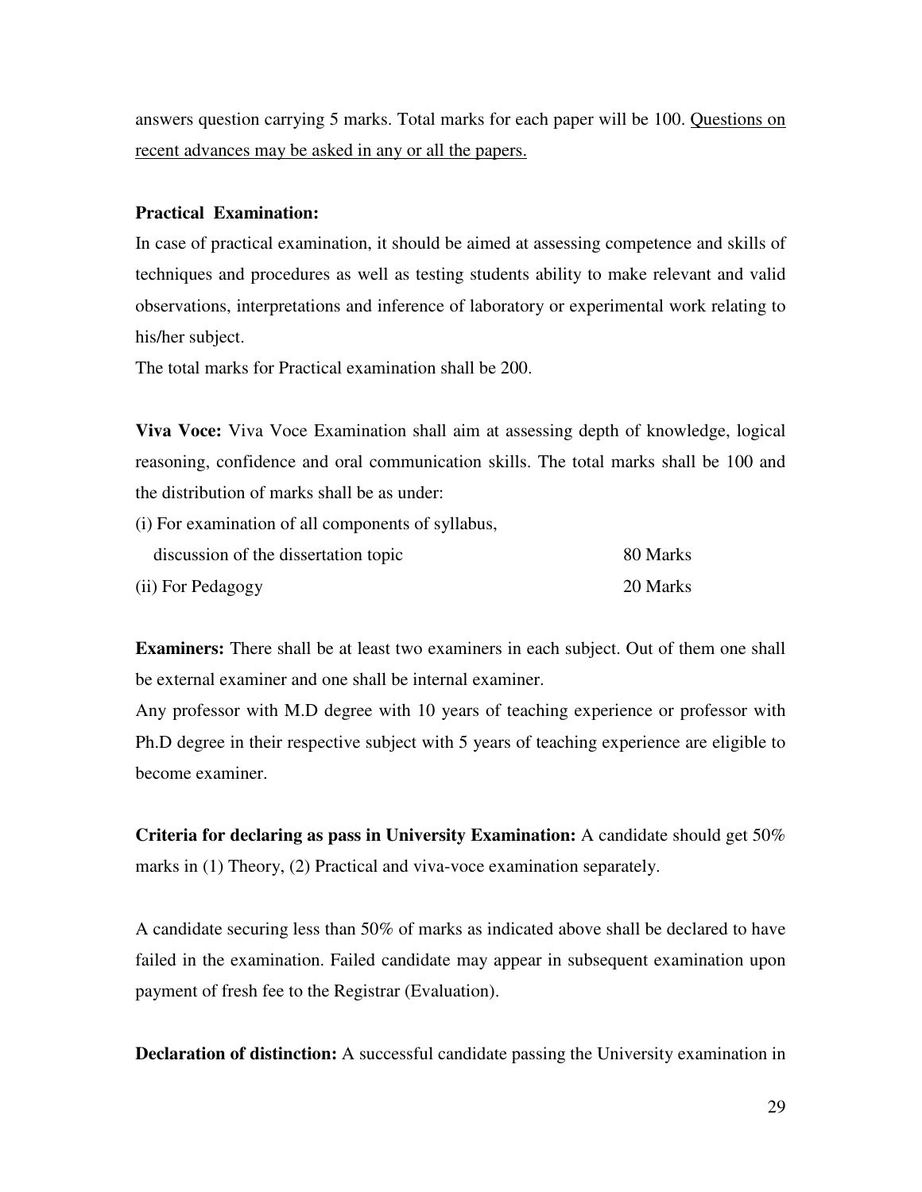answers question carrying 5 marks. Total marks for each paper will be 100. <u>Questions on recent advances may be asked in any or all the papers.</u>

**Practical Examination:**

In case of practical examination, it should be aimed at assessing competence and skills of techniques and procedures as well as testing students ability to make relevant and valid observations, interpretations and inference of laboratory or experimental work relating to his/her subject.

The total marks for Practical examination shall be 200.

**Viva Voce:** Viva Voce Examination shall aim at assessing depth of knowledge, logical reasoning, confidence and oral communication skills. The total marks shall be 100 and the distribution of marks shall be as under:

| | |
|---|---|
| (i) For examination of all components of syllabus, discussion of the dissertation topic | 80 Marks |
| (ii) For Pedagogy | 20 Marks |

**Examiners:** There shall be at least two examiners in each subject. Out of them one shall be external examiner and one shall be internal examiner.

Any professor with M.D degree with 10 years of teaching experience or professor with Ph.D degree in their respective subject with 5 years of teaching experience are eligible to become examiner.

**Criteria for declaring as pass in University Examination:** A candidate should get 50% marks in (1) Theory, (2) Practical and viva-voce examination separately.

A candidate securing less than 50% of marks as indicated above shall be declared to have failed in the examination. Failed candidate may appear in subsequent examination upon payment of fresh fee to the Registrar (Evaluation).

**Declaration of distinction:** A successful candidate passing the University examination in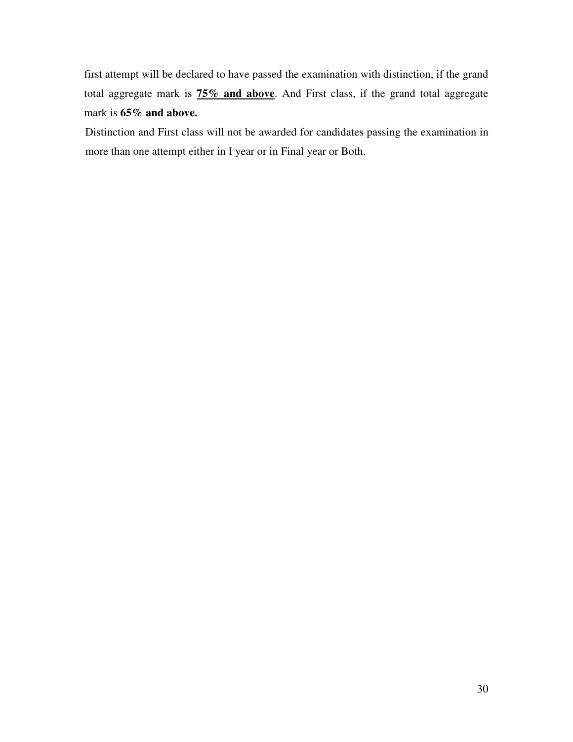first attempt will be declared to have passed the examination with distinction, if the grand total aggregate mark is **75% and above**. And First class, if the grand total aggregate mark is **65% and above.**

Distinction and First class will not be awarded for candidates passing the examination in more than one attempt either in I year or in Final year or Both.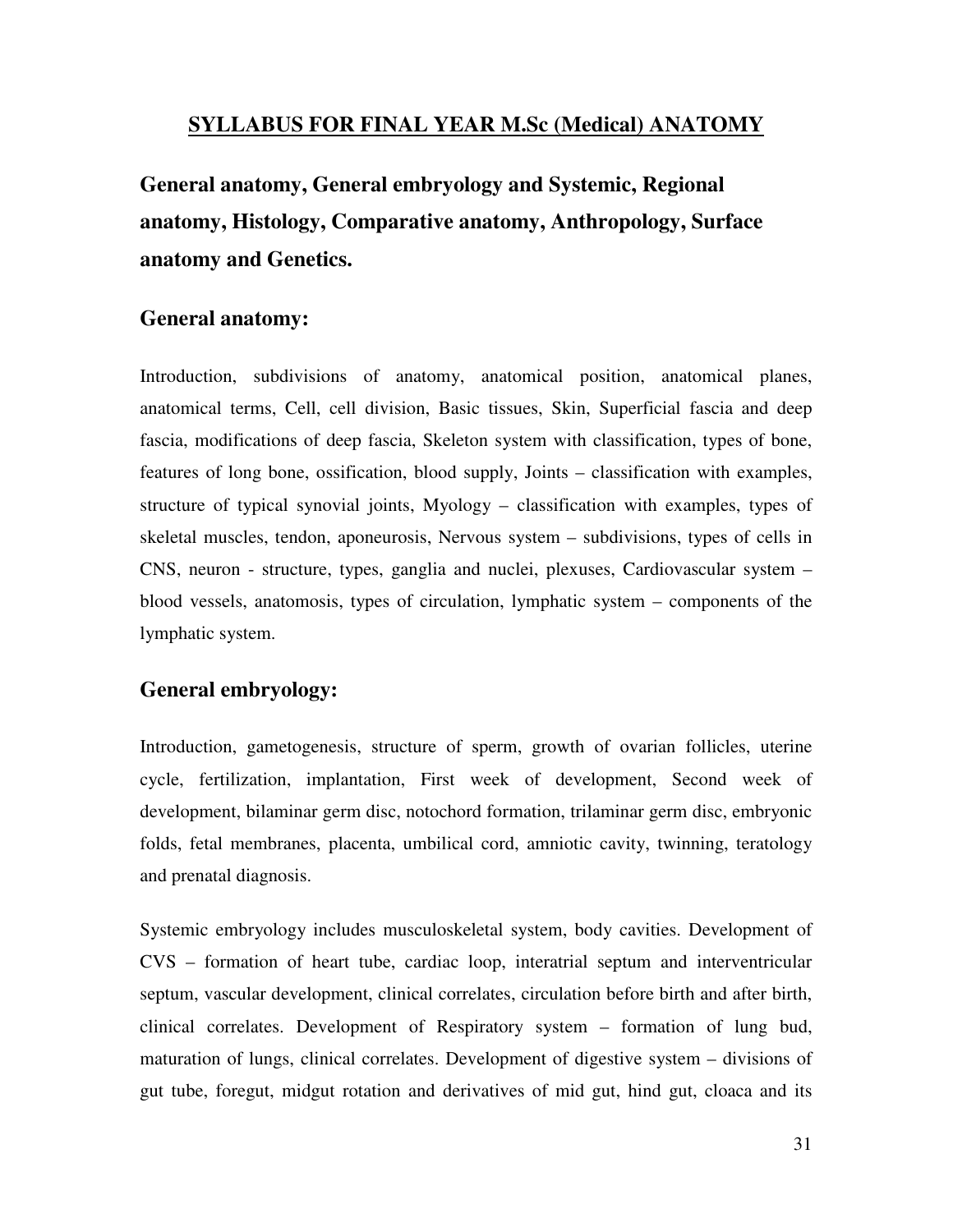## SYLLABUS FOR FINAL YEAR M.Sc (Medical) ANATOMY

### General anatomy, General embryology and Systemic, Regional anatomy, Histology, Comparative anatomy, Anthropology, Surface anatomy and Genetics.

### General anatomy:

Introduction, subdivisions of anatomy, anatomical position, anatomical planes, anatomical terms, Cell, cell division, Basic tissues, Skin, Superficial fascia and deep fascia, modifications of deep fascia, Skeleton system with classification, types of bone, features of long bone, ossification, blood supply, Joints – classification with examples, structure of typical synovial joints, Myology – classification with examples, types of skeletal muscles, tendon, aponeurosis, Nervous system – subdivisions, types of cells in CNS, neuron - structure, types, ganglia and nuclei, plexuses, Cardiovascular system – blood vessels, anatomosis, types of circulation, lymphatic system – components of the lymphatic system.

### General embryology:

Introduction, gametogenesis, structure of sperm, growth of ovarian follicles, uterine cycle, fertilization, implantation, First week of development, Second week of development, bilaminar germ disc, notochord formation, trilaminar germ disc, embryonic folds, fetal membranes, placenta, umbilical cord, amniotic cavity, twinning, teratology and prenatal diagnosis.

Systemic embryology includes musculoskeletal system, body cavities. Development of CVS – formation of heart tube, cardiac loop, interatrial septum and interventricular septum, vascular development, clinical correlates, circulation before birth and after birth, clinical correlates. Development of Respiratory system – formation of lung bud, maturation of lungs, clinical correlates. Development of digestive system – divisions of gut tube, foregut, midgut rotation and derivatives of mid gut, hind gut, cloaca and its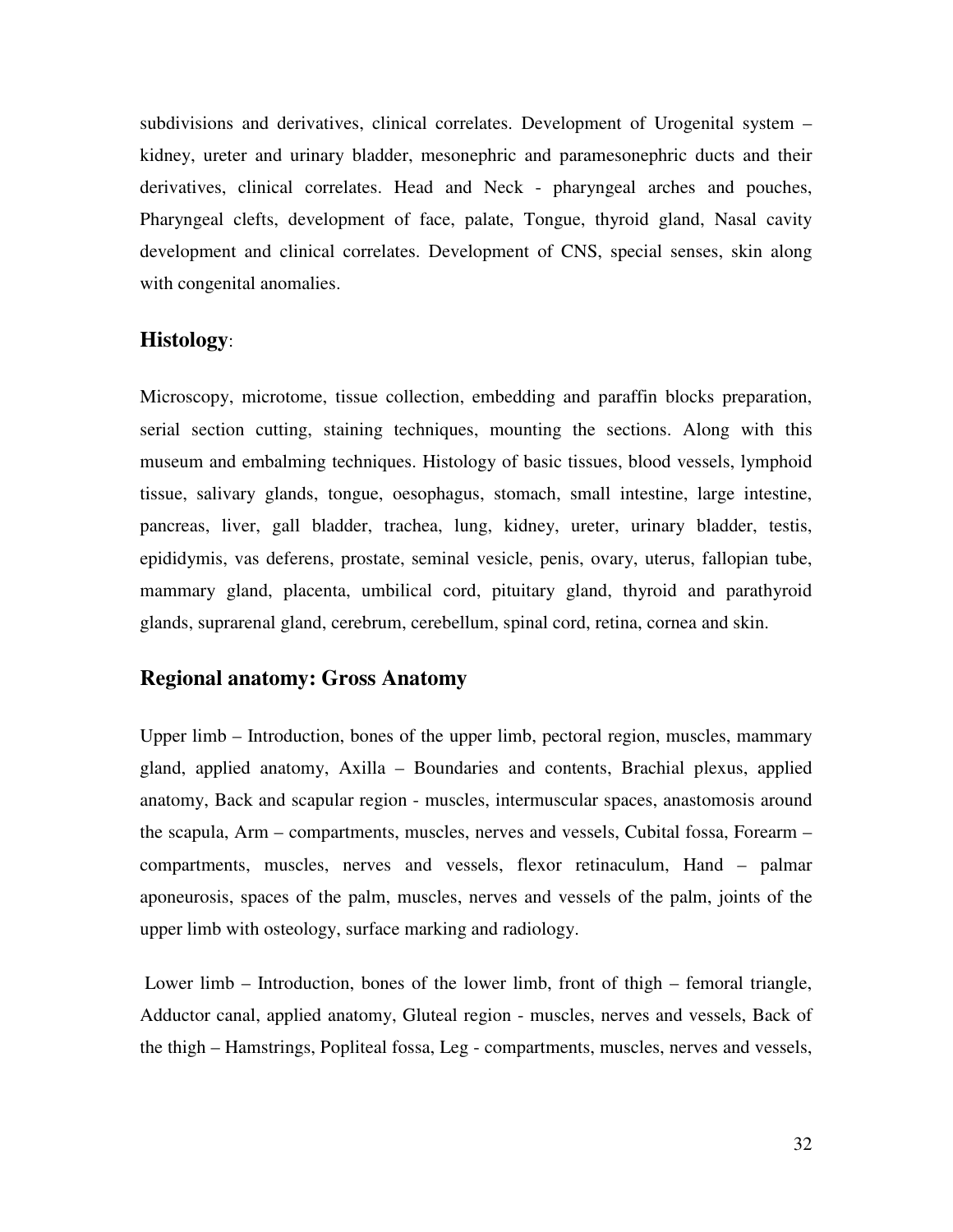subdivisions and derivatives, clinical correlates. Development of Urogenital system – kidney, ureter and urinary bladder, mesonephric and paramesonephric ducts and their derivatives, clinical correlates. Head and Neck - pharyngeal arches and pouches, Pharyngeal clefts, development of face, palate, Tongue, thyroid gland, Nasal cavity development and clinical correlates. Development of CNS, special senses, skin along with congenital anomalies.

## **Histology**:

Microscopy, microtome, tissue collection, embedding and paraffin blocks preparation, serial section cutting, staining techniques, mounting the sections. Along with this museum and embalming techniques. Histology of basic tissues, blood vessels, lymphoid tissue, salivary glands, tongue, oesophagus, stomach, small intestine, large intestine, pancreas, liver, gall bladder, trachea, lung, kidney, ureter, urinary bladder, testis, epididymis, vas deferens, prostate, seminal vesicle, penis, ovary, uterus, fallopian tube, mammary gland, placenta, umbilical cord, pituitary gland, thyroid and parathyroid glands, suprarenal gland, cerebrum, cerebellum, spinal cord, retina, cornea and skin.

## **Regional anatomy: Gross Anatomy**

Upper limb – Introduction, bones of the upper limb, pectoral region, muscles, mammary gland, applied anatomy, Axilla – Boundaries and contents, Brachial plexus, applied anatomy, Back and scapular region - muscles, intermuscular spaces, anastomosis around the scapula, Arm – compartments, muscles, nerves and vessels, Cubital fossa, Forearm – compartments, muscles, nerves and vessels, flexor retinaculum, Hand – palmar aponeurosis, spaces of the palm, muscles, nerves and vessels of the palm, joints of the upper limb with osteology, surface marking and radiology.

Lower limb – Introduction, bones of the lower limb, front of thigh – femoral triangle, Adductor canal, applied anatomy, Gluteal region - muscles, nerves and vessels, Back of the thigh – Hamstrings, Popliteal fossa, Leg - compartments, muscles, nerves and vessels,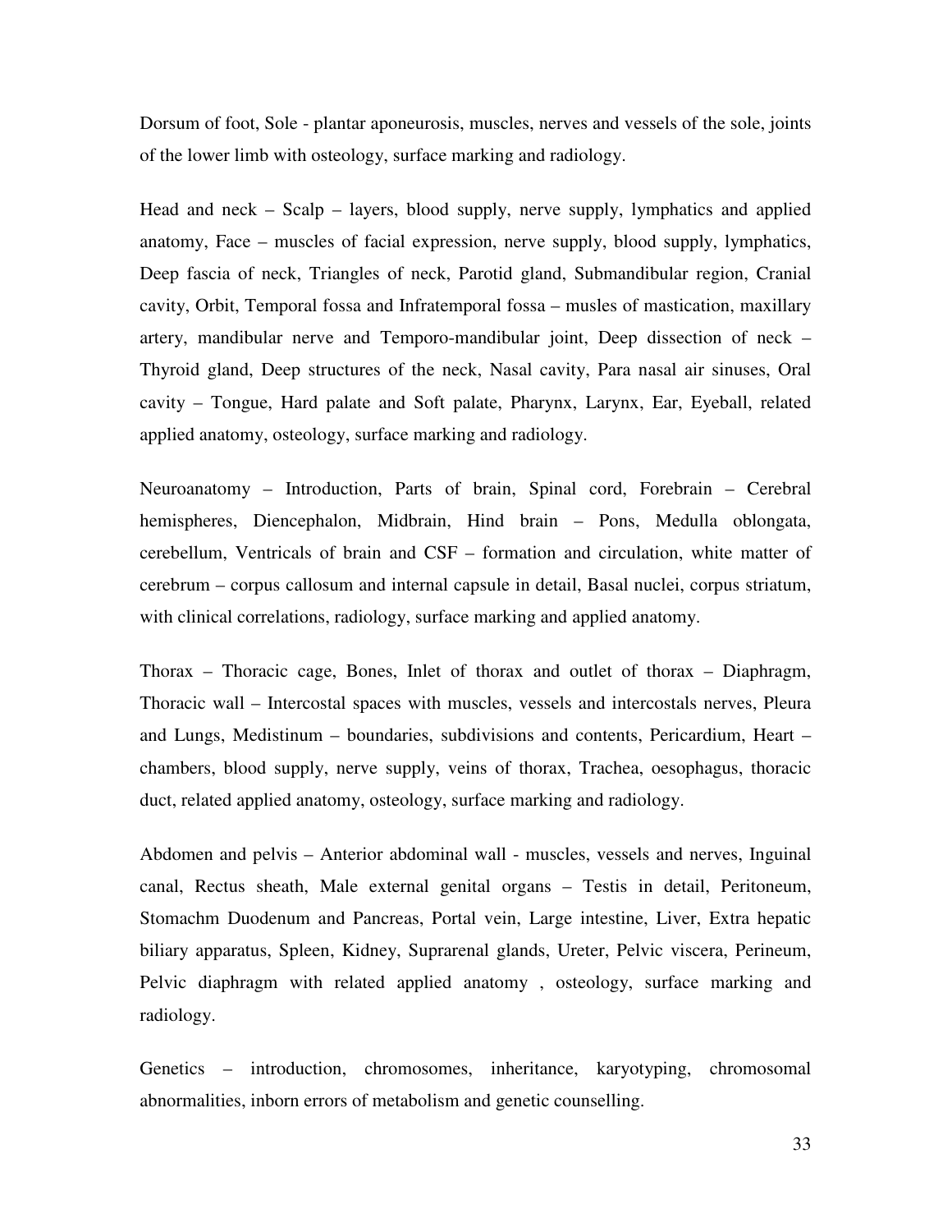Dorsum of foot, Sole - plantar aponeurosis, muscles, nerves and vessels of the sole, joints of the lower limb with osteology, surface marking and radiology.

Head and neck – Scalp – layers, blood supply, nerve supply, lymphatics and applied anatomy, Face – muscles of facial expression, nerve supply, blood supply, lymphatics, Deep fascia of neck, Triangles of neck, Parotid gland, Submandibular region, Cranial cavity, Orbit, Temporal fossa and Infratemporal fossa – musles of mastication, maxillary artery, mandibular nerve and Temporo-mandibular joint, Deep dissection of neck – Thyroid gland, Deep structures of the neck, Nasal cavity, Para nasal air sinuses, Oral cavity – Tongue, Hard palate and Soft palate, Pharynx, Larynx, Ear, Eyeball, related applied anatomy, osteology, surface marking and radiology.

Neuroanatomy – Introduction, Parts of brain, Spinal cord, Forebrain – Cerebral hemispheres, Diencephalon, Midbrain, Hind brain – Pons, Medulla oblongata, cerebellum, Ventricals of brain and CSF – formation and circulation, white matter of cerebrum – corpus callosum and internal capsule in detail, Basal nuclei, corpus striatum, with clinical correlations, radiology, surface marking and applied anatomy.

Thorax – Thoracic cage, Bones, Inlet of thorax and outlet of thorax – Diaphragm, Thoracic wall – Intercostal spaces with muscles, vessels and intercostals nerves, Pleura and Lungs, Medistinum – boundaries, subdivisions and contents, Pericardium, Heart – chambers, blood supply, nerve supply, veins of thorax, Trachea, oesophagus, thoracic duct, related applied anatomy, osteology, surface marking and radiology.

Abdomen and pelvis – Anterior abdominal wall - muscles, vessels and nerves, Inguinal canal, Rectus sheath, Male external genital organs – Testis in detail, Peritoneum, Stomachm Duodenum and Pancreas, Portal vein, Large intestine, Liver, Extra hepatic biliary apparatus, Spleen, Kidney, Suprarenal glands, Ureter, Pelvic viscera, Perineum, Pelvic diaphragm with related applied anatomy , osteology, surface marking and radiology.

Genetics – introduction, chromosomes, inheritance, karyotyping, chromosomal abnormalities, inborn errors of metabolism and genetic counselling.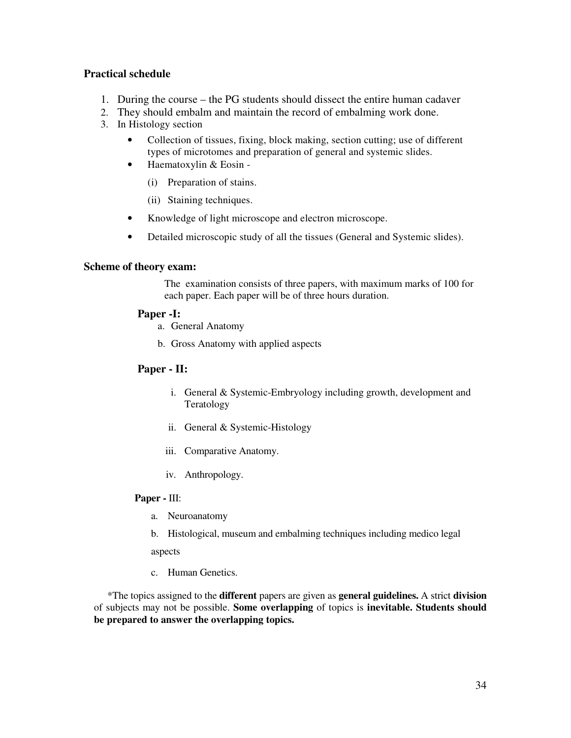### Practical schedule

1. During the course – the PG students should dissect the entire human cadaver
2. They should embalm and maintain the record of embalming work done.
3. In Histology section
   - Collection of tissues, fixing, block making, section cutting; use of different types of microtomes and preparation of general and systemic slides.
   - Haematoxylin & Eosin -
     - (i) Preparation of stains.
     - (ii) Staining techniques.
   - Knowledge of light microscope and electron microscope.
   - Detailed microscopic study of all the tissues (General and Systemic slides).

### Scheme of theory exam:

The examination consists of three papers, with maximum marks of 100 for each paper. Each paper will be of three hours duration.

**Paper -I:**

a. General Anatomy

b. Gross Anatomy with applied aspects

**Paper - II:**

i. General & Systemic-Embryology including growth, development and Teratology

ii. General & Systemic-Histology

iii. Comparative Anatomy.

iv. Anthropology.

**Paper -** III:

a. Neuroanatomy

b. Histological, museum and embalming techniques including medico legal aspects

c. Human Genetics.

*The topics assigned to the **different** papers are given as **general guidelines.** A strict **division** of subjects may not be possible. **Some overlapping** of topics is **inevitable. Students should be prepared to answer the overlapping topics.**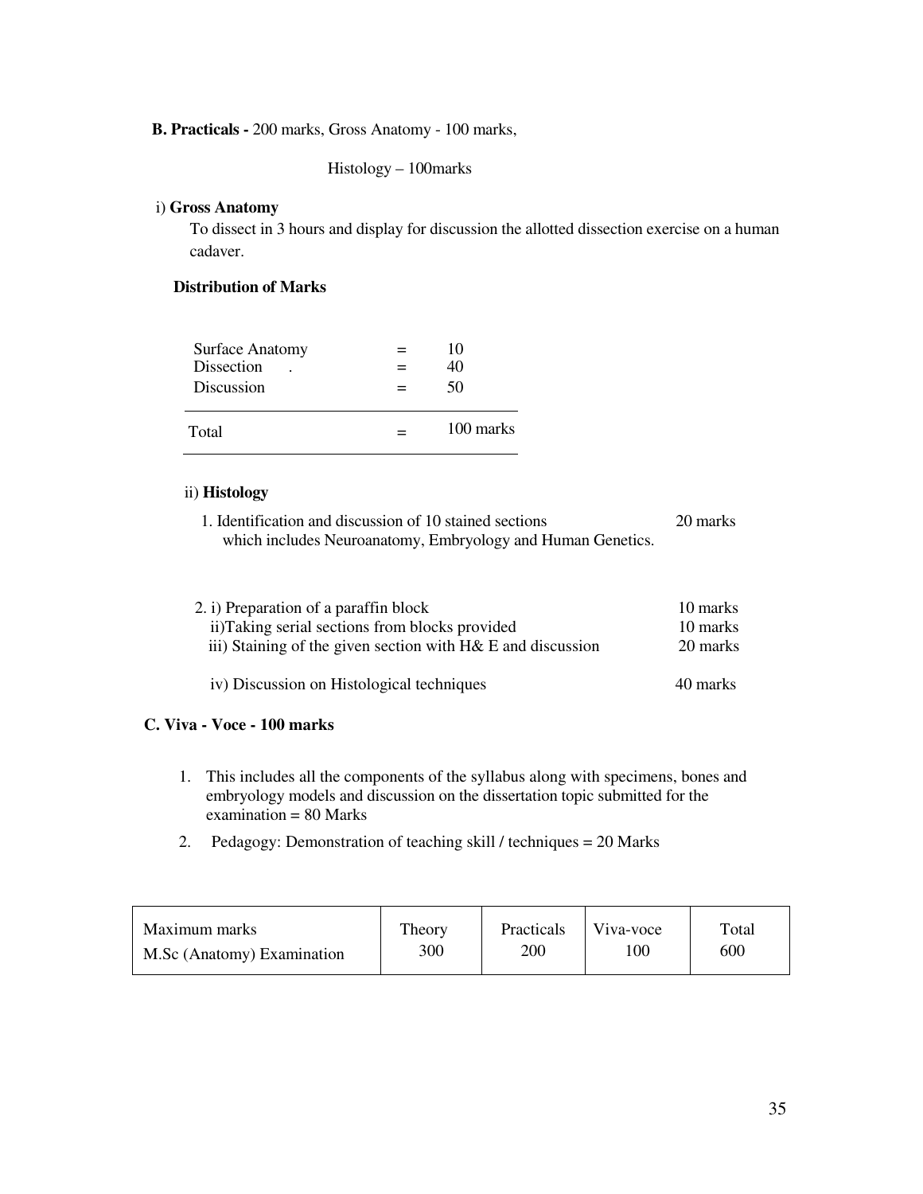**B. Practicals -** 200 marks, Gross Anatomy - 100 marks,

Histology – 100marks

i) **Gross Anatomy**

To dissect in 3 hours and display for discussion the allotted dissection exercise on a human cadaver.

**Distribution of Marks**

| | | |
|---|---|---|
| Surface Anatomy | = | 10 |
| Dissection . | = | 40 |
| Discussion | = | 50 |
| Total | = | 100 marks |

ii) **Histology**

1. Identification and discussion of 10 stained sections which includes Neuroanatomy, Embryology and Human Genetics. — 20 marks

2. i) Preparation of a paraffin block — 10 marks
   ii) Taking serial sections from blocks provided — 10 marks
   iii) Staining of the given section with H& E and discussion — 20 marks
   iv) Discussion on Histological techniques — 40 marks

**C. Viva - Voce - 100 marks**

1. This includes all the components of the syllabus along with specimens, bones and embryology models and discussion on the dissertation topic submitted for the examination = 80 Marks
2. Pedagogy: Demonstration of teaching skill / techniques = 20 Marks

| Maximum marks<br>M.Sc (Anatomy) Examination | Theory<br>300 | Practicals<br>200 | Viva-voce<br>100 | Total<br>600 |
|---|---|---|---|---|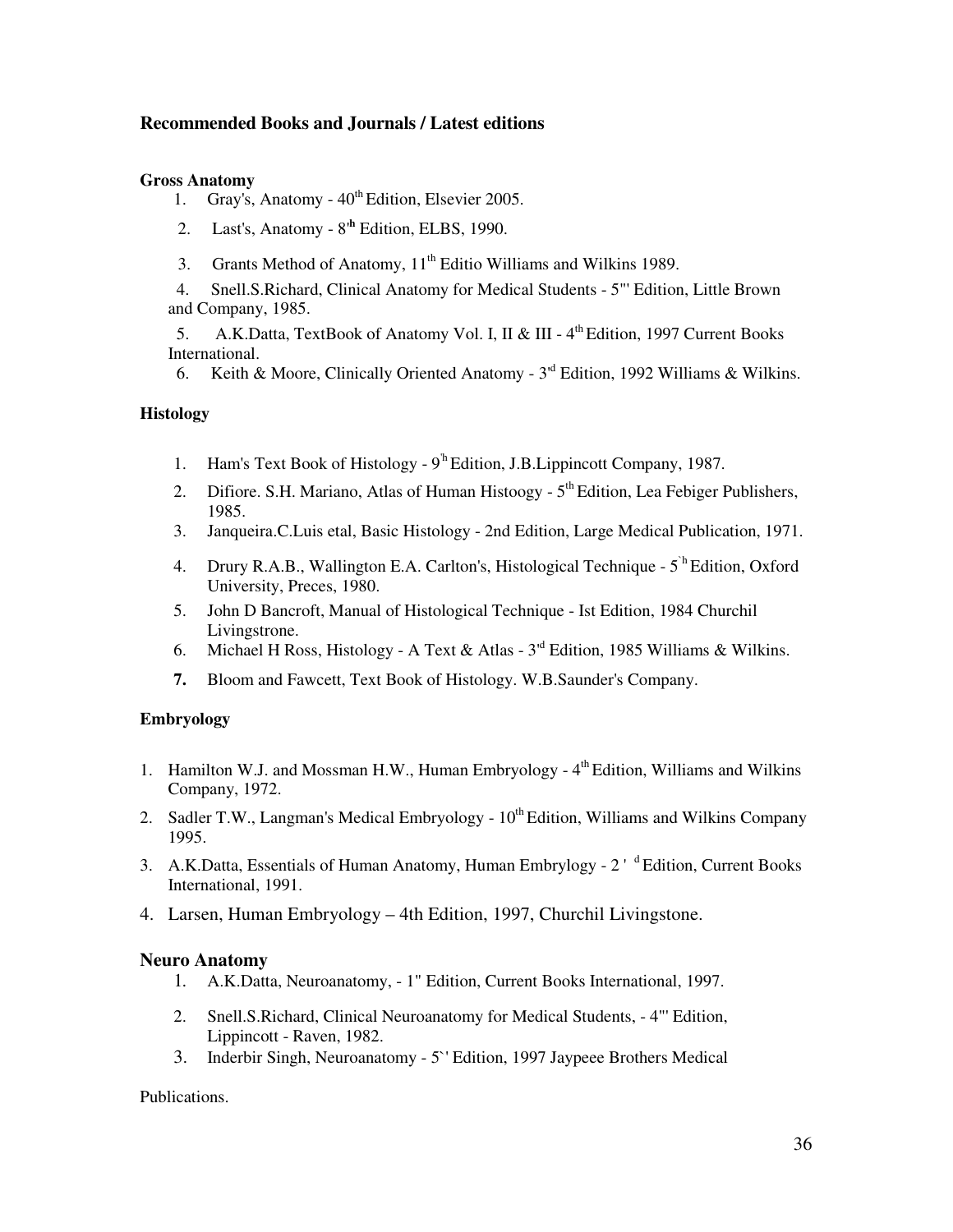## Recommended Books and Journals / Latest editions

### Gross Anatomy

1. Gray's, Anatomy - 40th Edition, Elsevier 2005.
2. Last's, Anatomy - 8th Edition, ELBS, 1990.
3. Grants Method of Anatomy, 11th Editio Williams and Wilkins 1989.
4. Snell.S.Richard, Clinical Anatomy for Medical Students - 5"' Edition, Little Brown and Company, 1985.
5. A.K.Datta, TextBook of Anatomy Vol. I, II & III - 4th Edition, 1997 Current Books International.
6. Keith & Moore, Clinically Oriented Anatomy - 3rd Edition, 1992 Williams & Wilkins.

### Histology

1. Ham's Text Book of Histology - 9th Edition, J.B.Lippincott Company, 1987.
2. Difiore. S.H. Mariano, Atlas of Human Histoogy - 5th Edition, Lea Febiger Publishers, 1985.
3. Janqueira.C.Luis etal, Basic Histology - 2nd Edition, Large Medical Publication, 1971.
4. Drury R.A.B., Wallington E.A. Carlton's, Histological Technique - 5th Edition, Oxford University, Preces, 1980.
5. John D Bancroft, Manual of Histological Technique - Ist Edition, 1984 Churchil Livingstrone.
6. Michael H Ross, Histology - A Text & Atlas - 3rd Edition, 1985 Williams & Wilkins.
7. Bloom and Fawcett, Text Book of Histology. W.B.Saunder's Company.

### Embryology

1. Hamilton W.J. and Mossman H.W., Human Embryology - 4th Edition, Williams and Wilkins Company, 1972.
2. Sadler T.W., Langman's Medical Embryology - 10th Edition, Williams and Wilkins Company 1995.
3. A.K.Datta, Essentials of Human Anatomy, Human Embrylogy - 2nd Edition, Current Books International, 1991.
4. Larsen, Human Embryology – 4th Edition, 1997, Churchil Livingstone.

### Neuro Anatomy

1. A.K.Datta, Neuroanatomy, - 1" Edition, Current Books International, 1997.
2. Snell.S.Richard, Clinical Neuroanatomy for Medical Students, - 4"' Edition, Lippincott - Raven, 1982.
3. Inderbir Singh, Neuroanatomy - 5`' Edition, 1997 Jaypeee Brothers Medical

Publications.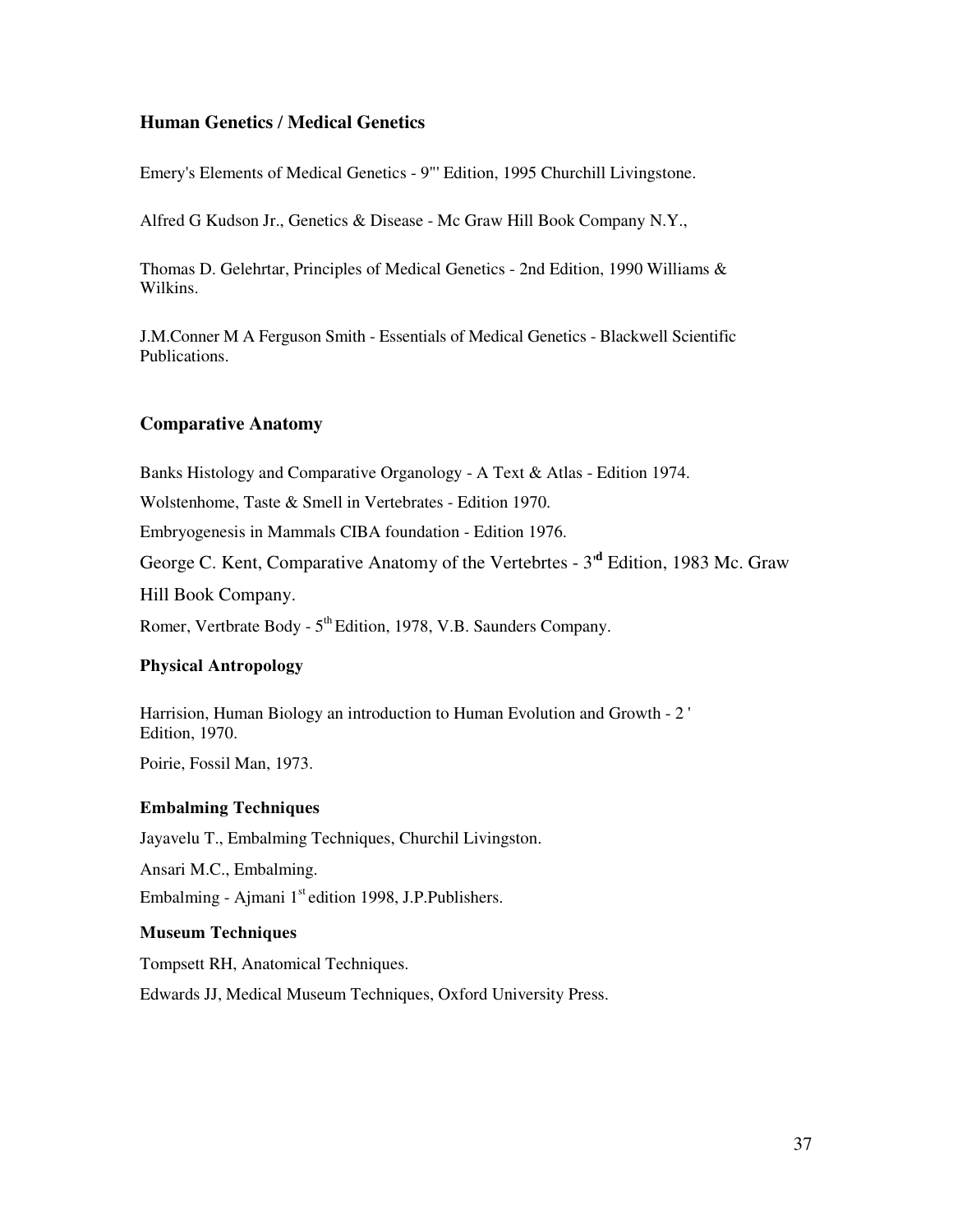### Human Genetics / Medical Genetics

Emery's Elements of Medical Genetics - 9"' Edition, 1995 Churchill Livingstone.

Alfred G Kudson Jr., Genetics & Disease - Mc Graw Hill Book Company N.Y.,

Thomas D. Gelehrtar, Principles of Medical Genetics - 2nd Edition, 1990 Williams & Wilkins.

J.M.Conner M A Ferguson Smith - Essentials of Medical Genetics - Blackwell Scientific Publications.

### Comparative Anatomy

Banks Histology and Comparative Organology - A Text & Atlas - Edition 1974.

Wolstenhome, Taste & Smell in Vertebrates - Edition 1970.

Embryogenesis in Mammals CIBA foundation - Edition 1976.

George C. Kent, Comparative Anatomy of the Vertebrtes - 3'd Edition, 1983 Mc. Graw Hill Book Company.

Romer, Vertbrate Body - 5th Edition, 1978, V.B. Saunders Company.

### Physical Antropology

Harrision, Human Biology an introduction to Human Evolution and Growth - 2 ' Edition, 1970.

Poirie, Fossil Man, 1973.

### Embalming Techniques

Jayavelu T., Embalming Techniques, Churchil Livingston.

Ansari M.C., Embalming.

Embalming - Ajmani 1st edition 1998, J.P.Publishers.

### Museum Techniques

Tompsett RH, Anatomical Techniques.

Edwards JJ, Medical Museum Techniques, Oxford University Press.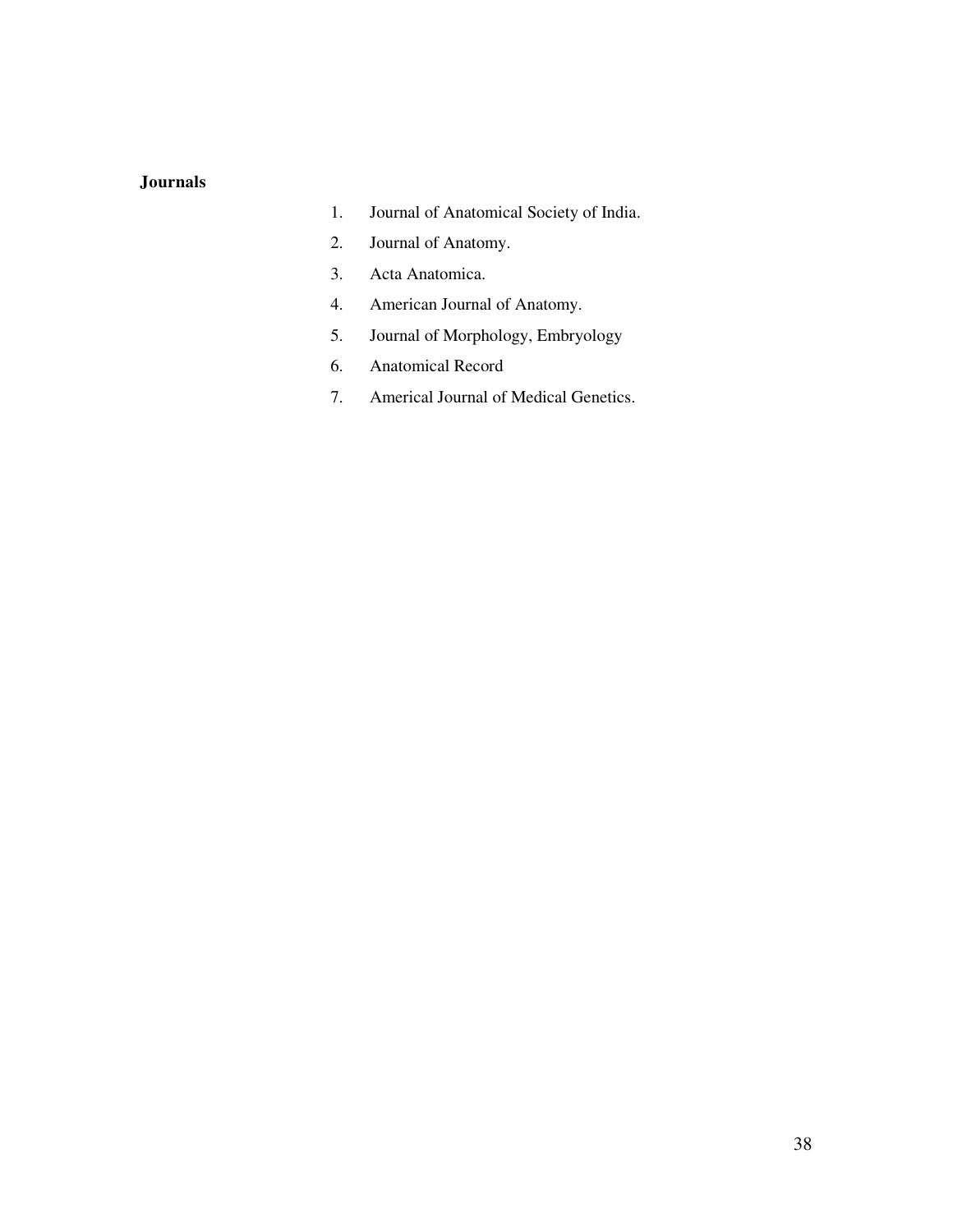**Journals**

1. Journal of Anatomical Society of India.
2. Journal of Anatomy.
3. Acta Anatomica.
4. American Journal of Anatomy.
5. Journal of Morphology, Embryology
6. Anatomical Record
7. Americal Journal of Medical Genetics.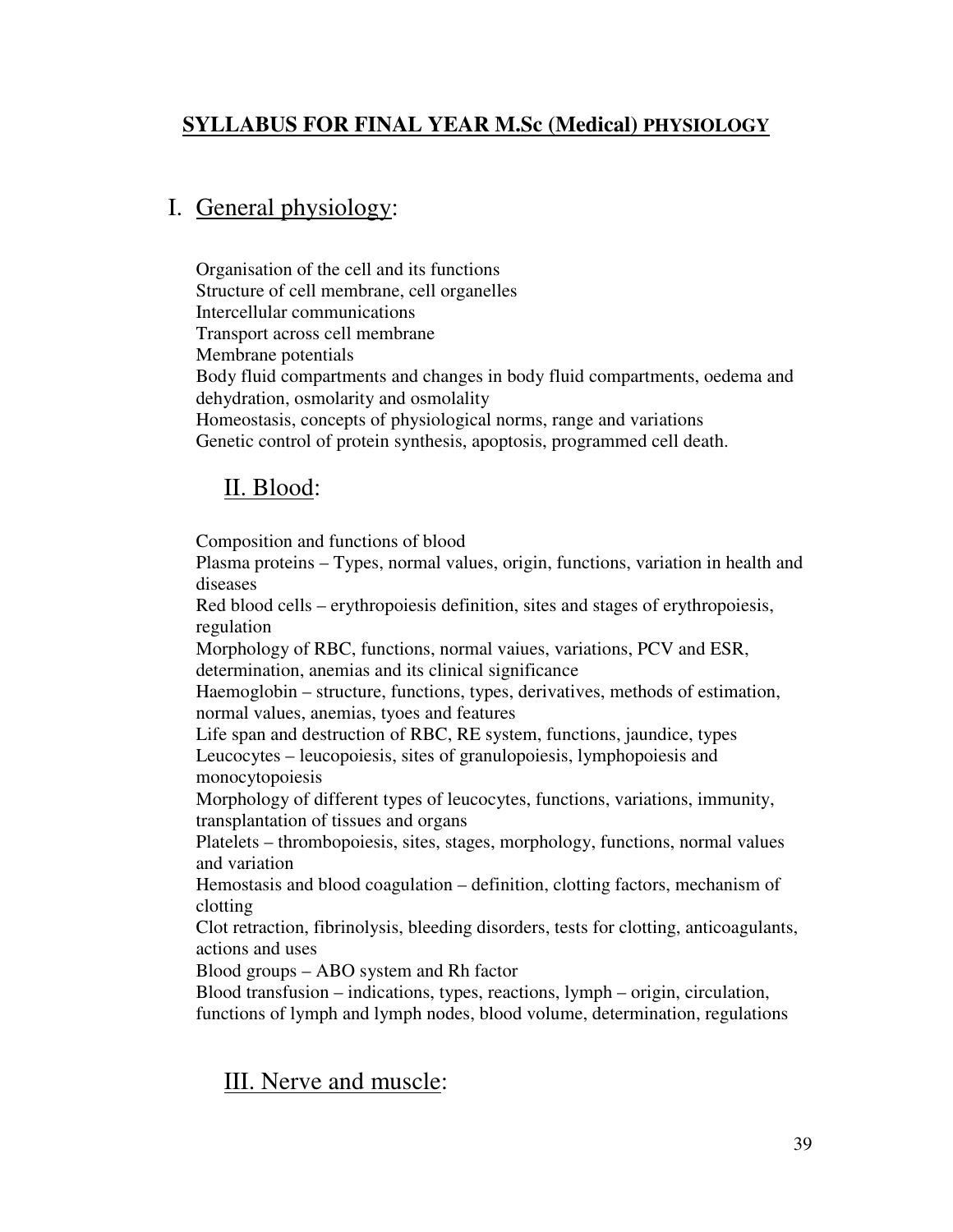## **SYLLABUS FOR FINAL YEAR M.Sc (Medical) PHYSIOLOGY**

# I. General physiology:

Organisation of the cell and its functions
Structure of cell membrane, cell organelles
Intercellular communications
Transport across cell membrane
Membrane potentials
Body fluid compartments and changes in body fluid compartments, oedema and dehydration, osmolarity and osmolality
Homeostasis, concepts of physiological norms, range and variations
Genetic control of protein synthesis, apoptosis, programmed cell death.

# II. Blood:

Composition and functions of blood
Plasma proteins – Types, normal values, origin, functions, variation in health and diseases
Red blood cells – erythropoiesis definition, sites and stages of erythropoiesis, regulation
Morphology of RBC, functions, normal vaiues, variations, PCV and ESR, determination, anemias and its clinical significance
Haemoglobin – structure, functions, types, derivatives, methods of estimation, normal values, anemias, tyoes and features
Life span and destruction of RBC, RE system, functions, jaundice, types
Leucocytes – leucopoiesis, sites of granulopoiesis, lymphopoiesis and monocytopoiesis
Morphology of different types of leucocytes, functions, variations, immunity, transplantation of tissues and organs
Platelets – thrombopoiesis, sites, stages, morphology, functions, normal values and variation
Hemostasis and blood coagulation – definition, clotting factors, mechanism of clotting
Clot retraction, fibrinolysis, bleeding disorders, tests for clotting, anticoagulants, actions and uses
Blood groups – ABO system and Rh factor
Blood transfusion – indications, types, reactions, lymph – origin, circulation, functions of lymph and lymph nodes, blood volume, determination, regulations

# III. Nerve and muscle: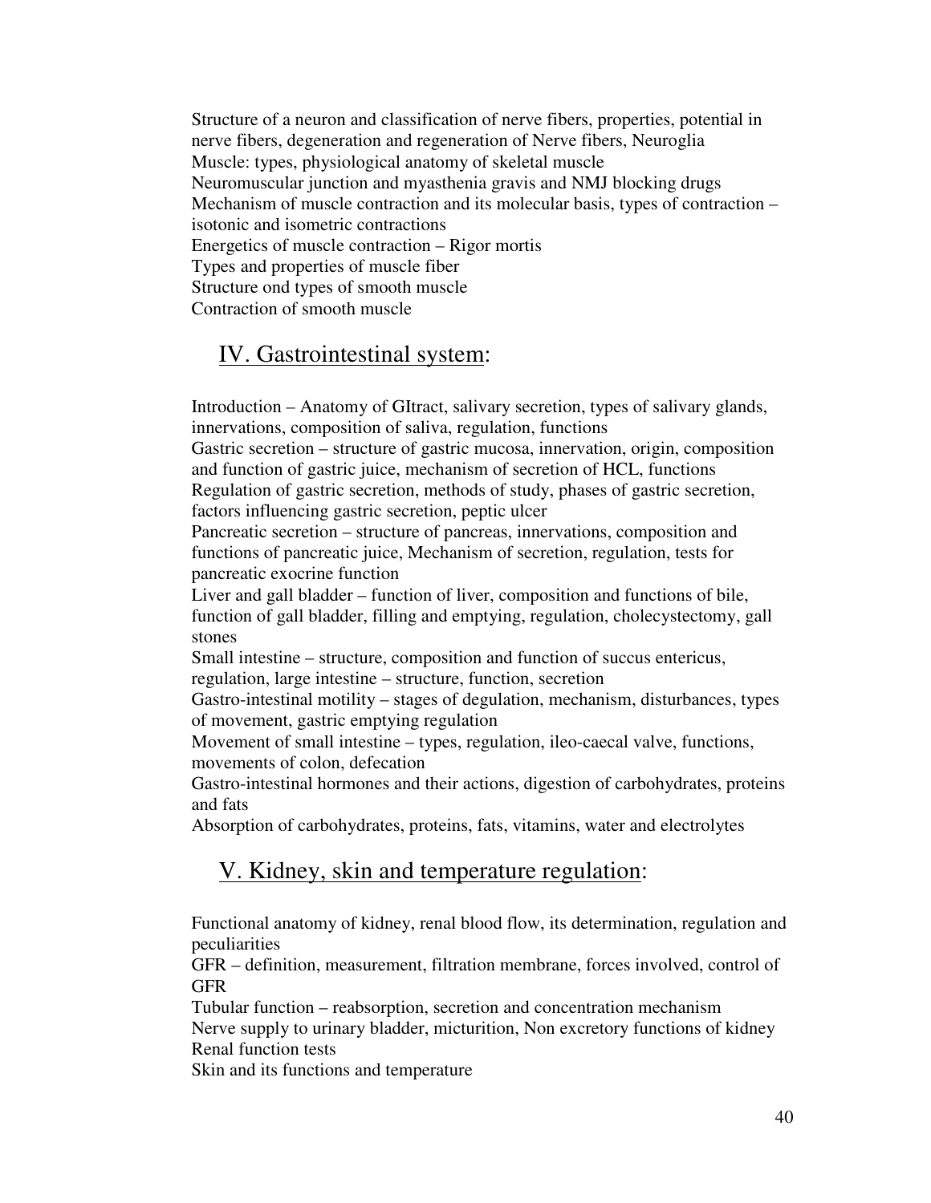Structure of a neuron and classification of nerve fibers, properties, potential in nerve fibers, degeneration and regeneration of Nerve fibers, Neuroglia
Muscle: types, physiological anatomy of skeletal muscle
Neuromuscular junction and myasthenia gravis and NMJ blocking drugs
Mechanism of muscle contraction and its molecular basis, types of contraction – isotonic and isometric contractions
Energetics of muscle contraction – Rigor mortis
Types and properties of muscle fiber
Structure ond types of smooth muscle
Contraction of smooth muscle

## IV. Gastrointestinal system:

Introduction – Anatomy of GItract, salivary secretion, types of salivary glands, innervations, composition of saliva, regulation, functions
Gastric secretion – structure of gastric mucosa, innervation, origin, composition and function of gastric juice, mechanism of secretion of HCL, functions
Regulation of gastric secretion, methods of study, phases of gastric secretion, factors influencing gastric secretion, peptic ulcer
Pancreatic secretion – structure of pancreas, innervations, composition and functions of pancreatic juice, Mechanism of secretion, regulation, tests for pancreatic exocrine function
Liver and gall bladder – function of liver, composition and functions of bile, function of gall bladder, filling and emptying, regulation, cholecystectomy, gall stones
Small intestine – structure, composition and function of succus entericus, regulation, large intestine – structure, function, secretion
Gastro-intestinal motility – stages of degulation, mechanism, disturbances, types of movement, gastric emptying regulation
Movement of small intestine – types, regulation, ileo-caecal valve, functions, movements of colon, defecation
Gastro-intestinal hormones and their actions, digestion of carbohydrates, proteins and fats
Absorption of carbohydrates, proteins, fats, vitamins, water and electrolytes

## V. Kidney, skin and temperature regulation:

Functional anatomy of kidney, renal blood flow, its determination, regulation and peculiarities
GFR – definition, measurement, filtration membrane, forces involved, control of GFR
Tubular function – reabsorption, secretion and concentration mechanism
Nerve supply to urinary bladder, micturition, Non excretory functions of kidney
Renal function tests
Skin and its functions and temperature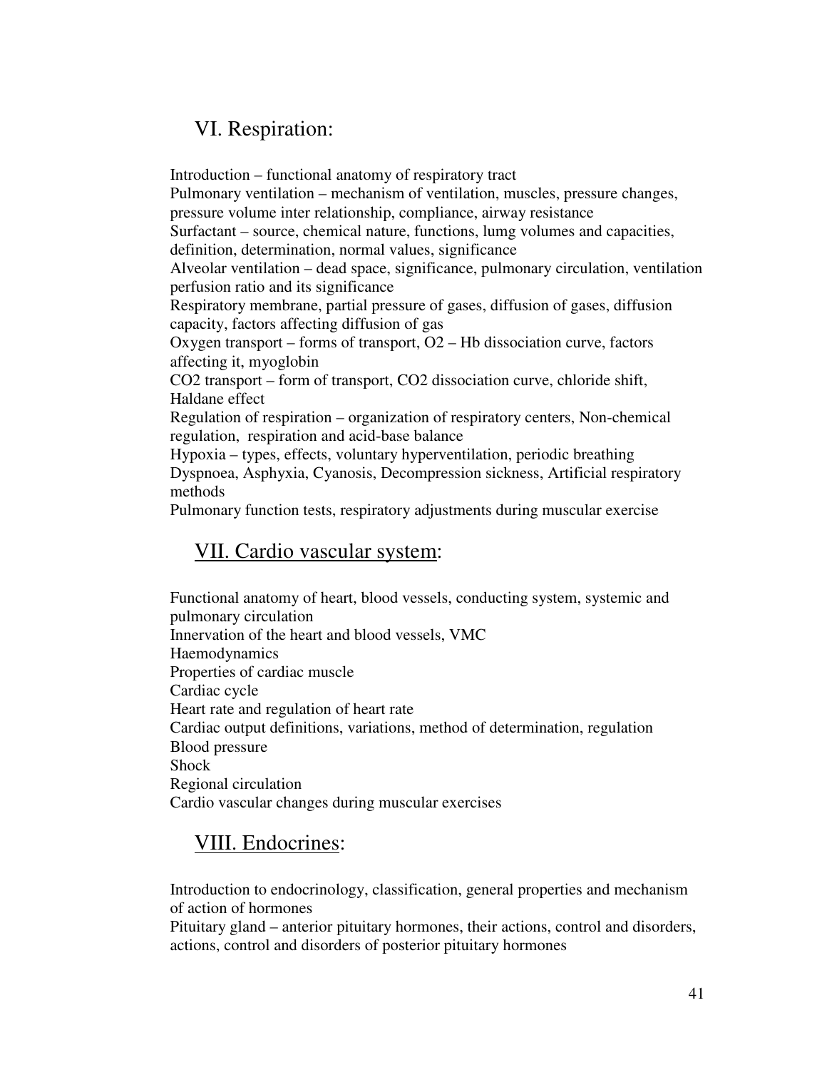## VI. Respiration:

Introduction – functional anatomy of respiratory tract
Pulmonary ventilation – mechanism of ventilation, muscles, pressure changes, pressure volume inter relationship, compliance, airway resistance
Surfactant – source, chemical nature, functions, lumg volumes and capacities, definition, determination, normal values, significance
Alveolar ventilation – dead space, significance, pulmonary circulation, ventilation perfusion ratio and its significance
Respiratory membrane, partial pressure of gases, diffusion of gases, diffusion capacity, factors affecting diffusion of gas
Oxygen transport – forms of transport, $O_2$ – Hb dissociation curve, factors affecting it, myoglobin
$CO_2$ transport – form of transport, $CO_2$ dissociation curve, chloride shift, Haldane effect
Regulation of respiration – organization of respiratory centers, Non-chemical regulation, respiration and acid-base balance
Hypoxia – types, effects, voluntary hyperventilation, periodic breathing
Dyspnoea, Asphyxia, Cyanosis, Decompression sickness, Artificial respiratory methods
Pulmonary function tests, respiratory adjustments during muscular exercise

## VII. Cardio vascular system:

Functional anatomy of heart, blood vessels, conducting system, systemic and pulmonary circulation
Innervation of the heart and blood vessels, VMC
Haemodynamics
Properties of cardiac muscle
Cardiac cycle
Heart rate and regulation of heart rate
Cardiac output definitions, variations, method of determination, regulation
Blood pressure
Shock
Regional circulation
Cardio vascular changes during muscular exercises

## VIII. Endocrines:

Introduction to endocrinology, classification, general properties and mechanism of action of hormones
Pituitary gland – anterior pituitary hormones, their actions, control and disorders, actions, control and disorders of posterior pituitary hormones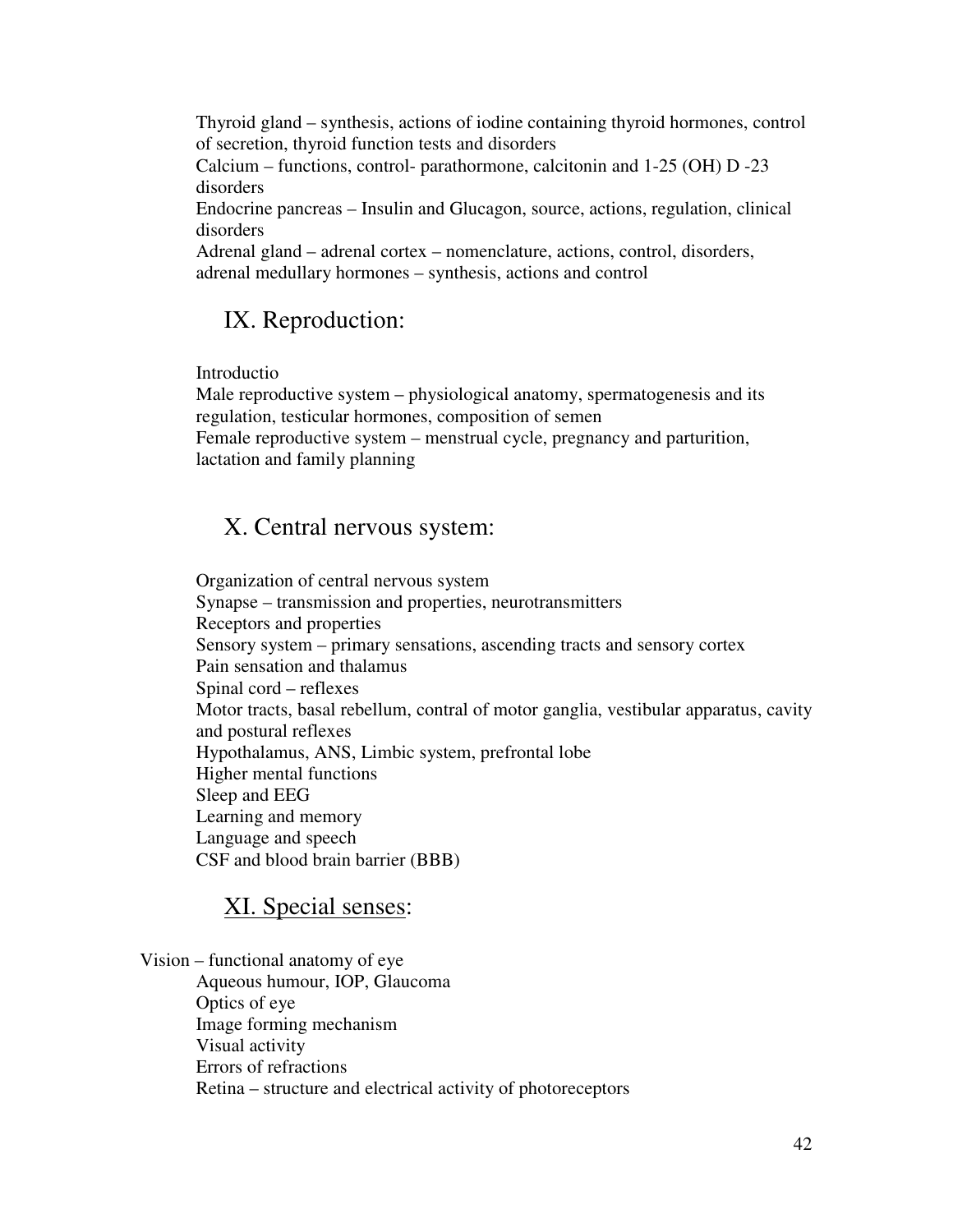Thyroid gland – synthesis, actions of iodine containing thyroid hormones, control of secretion, thyroid function tests and disorders

Calcium – functions, control- parathormone, calcitonin and 1-25 (OH) D -23 disorders

Endocrine pancreas – Insulin and Glucagon, source, actions, regulation, clinical disorders

Adrenal gland – adrenal cortex – nomenclature, actions, control, disorders, adrenal medullary hormones – synthesis, actions and control

## IX. Reproduction:

Introductio

Male reproductive system – physiological anatomy, spermatogenesis and its regulation, testicular hormones, composition of semen

Female reproductive system – menstrual cycle, pregnancy and parturition, lactation and family planning

## X. Central nervous system:

Organization of central nervous system

Synapse – transmission and properties, neurotransmitters

Receptors and properties

Sensory system – primary sensations, ascending tracts and sensory cortex

Pain sensation and thalamus

Spinal cord – reflexes

Motor tracts, basal rebellum, contral of motor ganglia, vestibular apparatus, cavity and postural reflexes

Hypothalamus, ANS, Limbic system, prefrontal lobe

Higher mental functions

Sleep and EEG

Learning and memory

Language and speech

CSF and blood brain barrier (BBB)

## XI. Special senses:

Vision – functional anatomy of eye

Aqueous humour, IOP, Glaucoma

Optics of eye

Image forming mechanism

Visual activity

Errors of refractions

Retina – structure and electrical activity of photoreceptors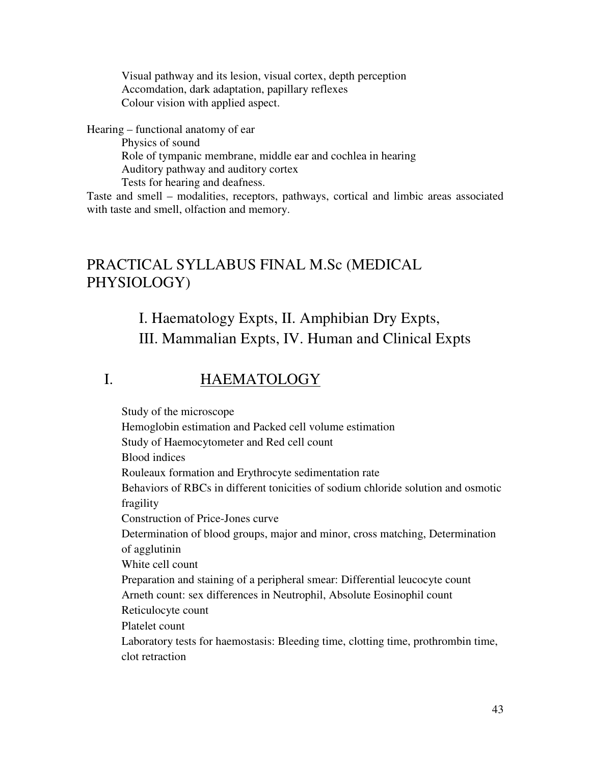Visual pathway and its lesion, visual cortex, depth perception
Accomdation, dark adaptation, papillary reflexes
Colour vision with applied aspect.

Hearing – functional anatomy of ear
Physics of sound
Role of tympanic membrane, middle ear and cochlea in hearing
Auditory pathway and auditory cortex
Tests for hearing and deafness.

Taste and smell – modalities, receptors, pathways, cortical and limbic areas associated with taste and smell, olfaction and memory.

# PRACTICAL SYLLABUS FINAL M.Sc (MEDICAL PHYSIOLOGY)

## I. Haematology Expts, II. Amphibian Dry Expts, III. Mammalian Expts, IV. Human and Clinical Expts

## I. HAEMATOLOGY

Study of the microscope
Hemoglobin estimation and Packed cell volume estimation
Study of Haemocytometer and Red cell count
Blood indices
Rouleaux formation and Erythrocyte sedimentation rate
Behaviors of RBCs in different tonicities of sodium chloride solution and osmotic fragility
Construction of Price-Jones curve
Determination of blood groups, major and minor, cross matching, Determination of agglutinin
White cell count
Preparation and staining of a peripheral smear: Differential leucocyte count
Arneth count: sex differences in Neutrophil, Absolute Eosinophil count
Reticulocyte count
Platelet count
Laboratory tests for haemostasis: Bleeding time, clotting time, prothrombin time, clot retraction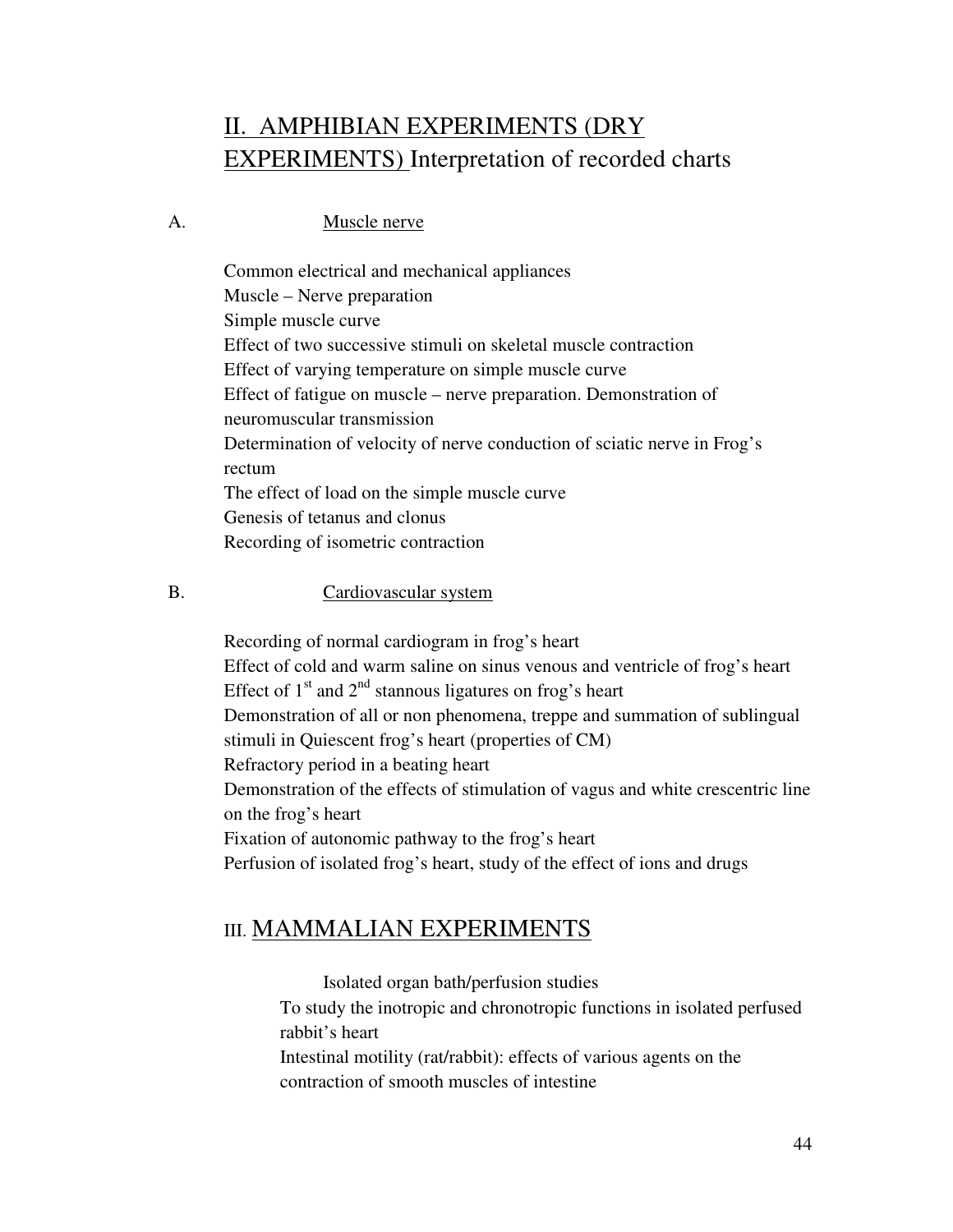## II. AMPHIBIAN EXPERIMENTS (DRY EXPERIMENTS) Interpretation of recorded charts

A. Muscle nerve

Common electrical and mechanical appliances
Muscle – Nerve preparation
Simple muscle curve
Effect of two successive stimuli on skeletal muscle contraction
Effect of varying temperature on simple muscle curve
Effect of fatigue on muscle – nerve preparation. Demonstration of neuromuscular transmission
Determination of velocity of nerve conduction of sciatic nerve in Frog's rectum
The effect of load on the simple muscle curve
Genesis of tetanus and clonus
Recording of isometric contraction

B. Cardiovascular system

Recording of normal cardiogram in frog's heart
Effect of cold and warm saline on sinus venous and ventricle of frog's heart
Effect of 1st and 2nd stannous ligatures on frog's heart
Demonstration of all or non phenomena, treppe and summation of sublingual stimuli in Quiescent frog's heart (properties of CM)
Refractory period in a beating heart
Demonstration of the effects of stimulation of vagus and white crescentric line on the frog's heart
Fixation of autonomic pathway to the frog's heart
Perfusion of isolated frog's heart, study of the effect of ions and drugs

## III. MAMMALIAN EXPERIMENTS

Isolated organ bath/perfusion studies
To study the inotropic and chronotropic functions in isolated perfused rabbit's heart
Intestinal motility (rat/rabbit): effects of various agents on the contraction of smooth muscles of intestine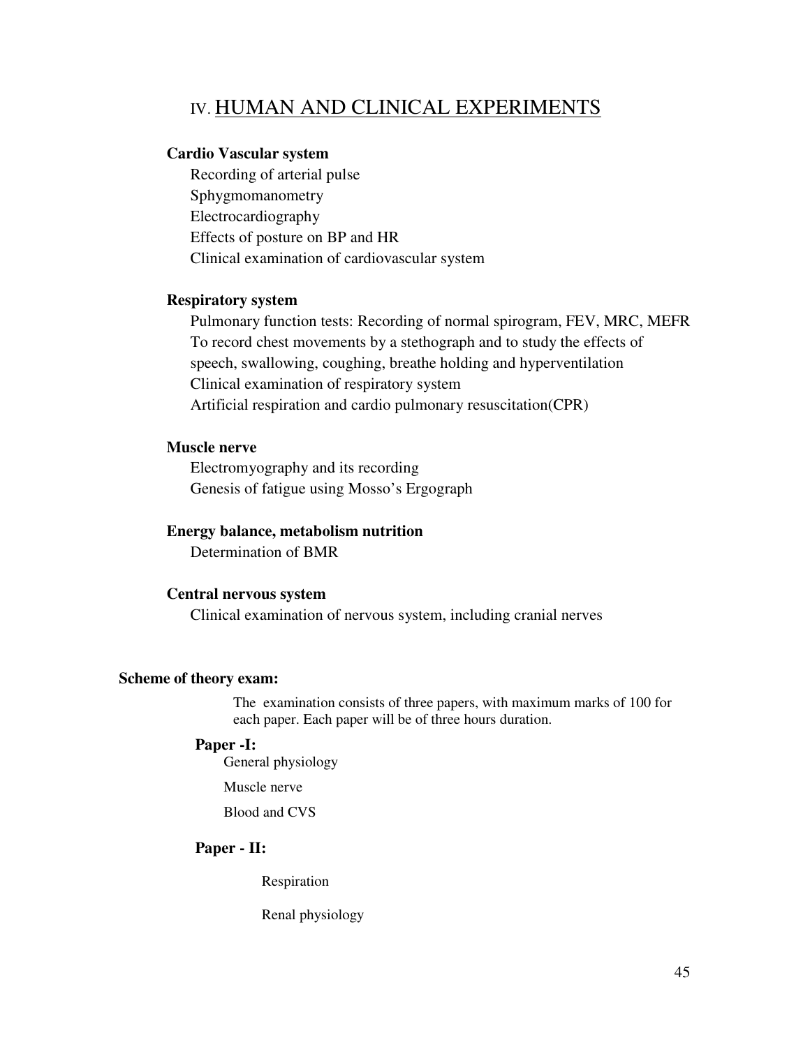## IV. HUMAN AND CLINICAL EXPERIMENTS

**Cardio Vascular system**

Recording of arterial pulse
Sphygmomanometry
Electrocardiography
Effects of posture on BP and HR
Clinical examination of cardiovascular system

**Respiratory system**

Pulmonary function tests: Recording of normal spirogram, FEV, MRC, MEFR
To record chest movements by a stethograph and to study the effects of speech, swallowing, coughing, breathe holding and hyperventilation
Clinical examination of respiratory system
Artificial respiration and cardio pulmonary resuscitation(CPR)

**Muscle nerve**

Electromyography and its recording
Genesis of fatigue using Mosso's Ergograph

**Energy balance, metabolism nutrition**

Determination of BMR

**Central nervous system**

Clinical examination of nervous system, including cranial nerves

**Scheme of theory exam:**

The examination consists of three papers, with maximum marks of 100 for each paper. Each paper will be of three hours duration.

**Paper -I:**

General physiology

Muscle nerve

Blood and CVS

**Paper - II:**

Respiration

Renal physiology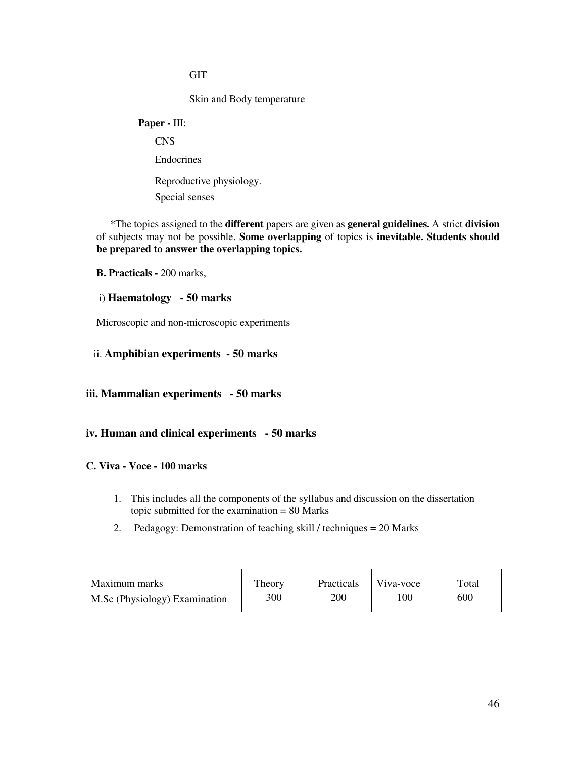GIT

Skin and Body temperature

**Paper -** III:

CNS

Endocrines

Reproductive physiology.

Special senses

*The topics assigned to the **different** papers are given as **general guidelines.** A strict **division** of subjects may not be possible. **Some overlapping** of topics is **inevitable. Students should be prepared to answer the overlapping topics.**

**B. Practicals -** 200 marks,

i) **Haematology - 50 marks**

Microscopic and non-microscopic experiments

ii. **Amphibian experiments - 50 marks**

**iii. Mammalian experiments - 50 marks**

**iv. Human and clinical experiments - 50 marks**

**C. Viva - Voce - 100 marks**

1. This includes all the components of the syllabus and discussion on the dissertation topic submitted for the examination = 80 Marks
2. Pedagogy: Demonstration of teaching skill / techniques = 20 Marks

| Maximum marks<br>M.Sc (Physiology) Examination | Theory<br>300 | Practicals<br>200 | Viva-voce<br>100 | Total<br>600 |
|---|---|---|---|---|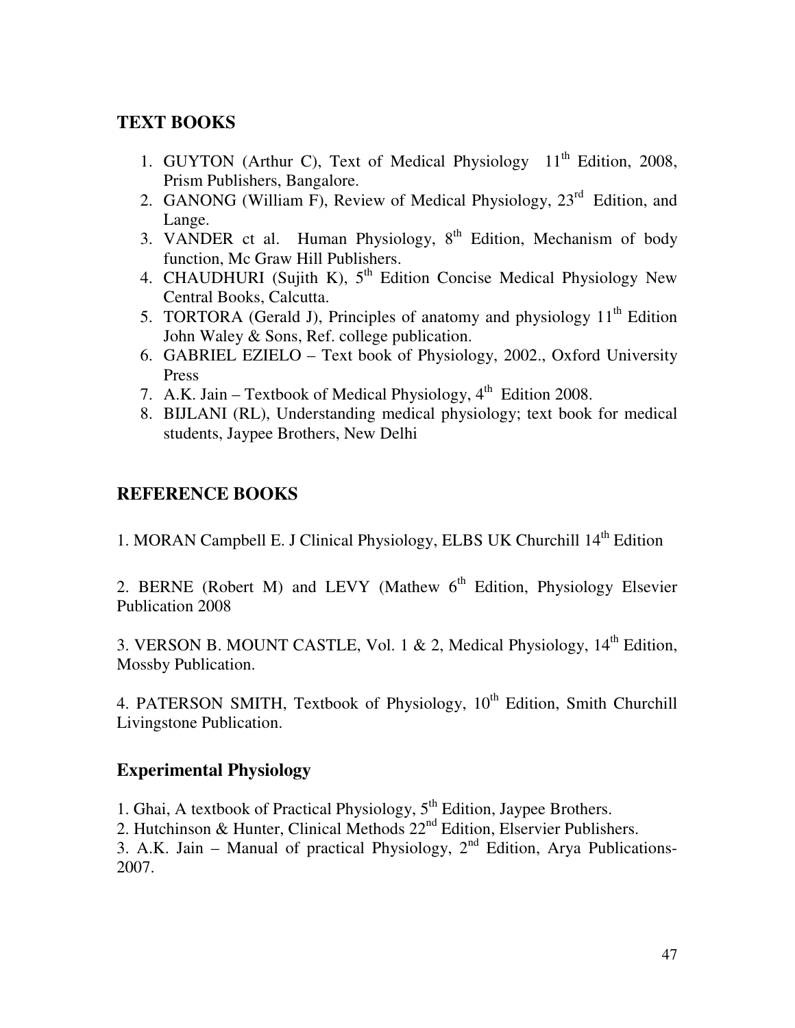## TEXT BOOKS

1. GUYTON (Arthur C), Text of Medical Physiology 11th Edition, 2008, Prism Publishers, Bangalore.
2. GANONG (William F), Review of Medical Physiology, 23rd Edition, and Lange.
3. VANDER ct al. Human Physiology, 8th Edition, Mechanism of body function, Mc Graw Hill Publishers.
4. CHAUDHURI (Sujith K), 5th Edition Concise Medical Physiology New Central Books, Calcutta.
5. TORTORA (Gerald J), Principles of anatomy and physiology 11th Edition John Waley & Sons, Ref. college publication.
6. GABRIEL EZIELO – Text book of Physiology, 2002., Oxford University Press
7. A.K. Jain – Textbook of Medical Physiology, 4th Edition 2008.
8. BIJLANI (RL), Understanding medical physiology; text book for medical students, Jaypee Brothers, New Delhi

## REFERENCE BOOKS

1. MORAN Campbell E. J Clinical Physiology, ELBS UK Churchill 14th Edition

2. BERNE (Robert M) and LEVY (Mathew 6th Edition, Physiology Elsevier Publication 2008

3. VERSON B. MOUNT CASTLE, Vol. 1 & 2, Medical Physiology, 14th Edition, Mossby Publication.

4. PATERSON SMITH, Textbook of Physiology, 10th Edition, Smith Churchill Livingstone Publication.

## Experimental Physiology

1. Ghai, A textbook of Practical Physiology, 5th Edition, Jaypee Brothers.
2. Hutchinson & Hunter, Clinical Methods 22nd Edition, Elservier Publishers.
3. A.K. Jain – Manual of practical Physiology, 2nd Edition, Arya Publications-2007.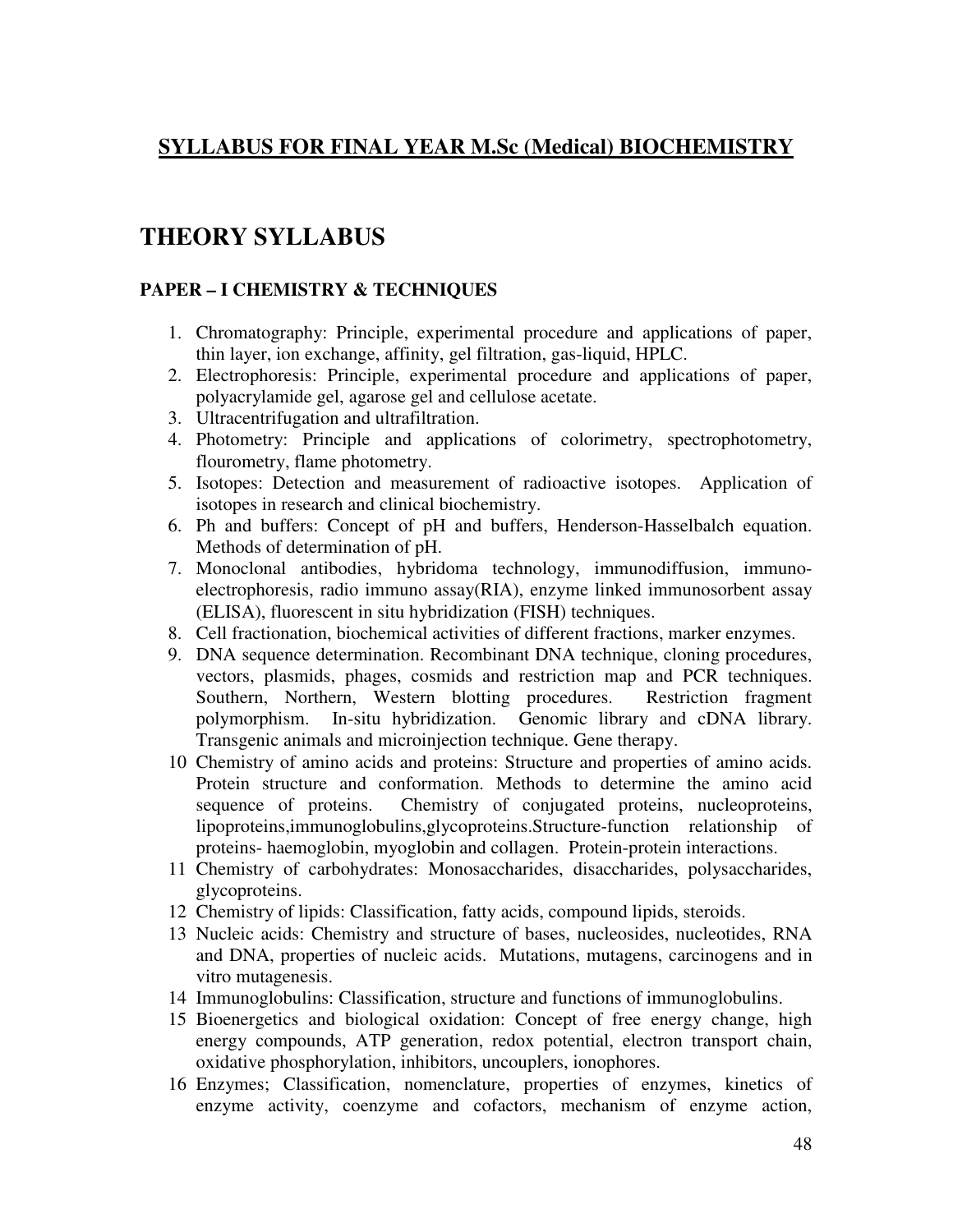## SYLLABUS FOR FINAL YEAR M.Sc (Medical) BIOCHEMISTRY

# THEORY SYLLABUS

### PAPER – I CHEMISTRY & TECHNIQUES

1. Chromatography: Principle, experimental procedure and applications of paper, thin layer, ion exchange, affinity, gel filtration, gas-liquid, HPLC.
2. Electrophoresis: Principle, experimental procedure and applications of paper, polyacrylamide gel, agarose gel and cellulose acetate.
3. Ultracentrifugation and ultrafiltration.
4. Photometry: Principle and applications of colorimetry, spectrophotometry, flourometry, flame photometry.
5. Isotopes: Detection and measurement of radioactive isotopes. Application of isotopes in research and clinical biochemistry.
6. Ph and buffers: Concept of pH and buffers, Henderson-Hasselbalch equation. Methods of determination of pH.
7. Monoclonal antibodies, hybridoma technology, immunodiffusion, immuno-electrophoresis, radio immuno assay(RIA), enzyme linked immunosorbent assay (ELISA), fluorescent in situ hybridization (FISH) techniques.
8. Cell fractionation, biochemical activities of different fractions, marker enzymes.
9. DNA sequence determination. Recombinant DNA technique, cloning procedures, vectors, plasmids, phages, cosmids and restriction map and PCR techniques. Southern, Northern, Western blotting procedures. Restriction fragment polymorphism. In-situ hybridization. Genomic library and cDNA library. Transgenic animals and microinjection technique. Gene therapy.
10. Chemistry of amino acids and proteins: Structure and properties of amino acids. Protein structure and conformation. Methods to determine the amino acid sequence of proteins. Chemistry of conjugated proteins, nucleoproteins, lipoproteins,immunoglobulins,glycoproteins.Structure-function relationship of proteins- haemoglobin, myoglobin and collagen. Protein-protein interactions.
11. Chemistry of carbohydrates: Monosaccharides, disaccharides, polysaccharides, glycoproteins.
12. Chemistry of lipids: Classification, fatty acids, compound lipids, steroids.
13. Nucleic acids: Chemistry and structure of bases, nucleosides, nucleotides, RNA and DNA, properties of nucleic acids. Mutations, mutagens, carcinogens and in vitro mutagenesis.
14. Immunoglobulins: Classification, structure and functions of immunoglobulins.
15. Bioenergetics and biological oxidation: Concept of free energy change, high energy compounds, ATP generation, redox potential, electron transport chain, oxidative phosphorylation, inhibitors, uncouplers, ionophores.
16. Enzymes; Classification, nomenclature, properties of enzymes, kinetics of enzyme activity, coenzyme and cofactors, mechanism of enzyme action,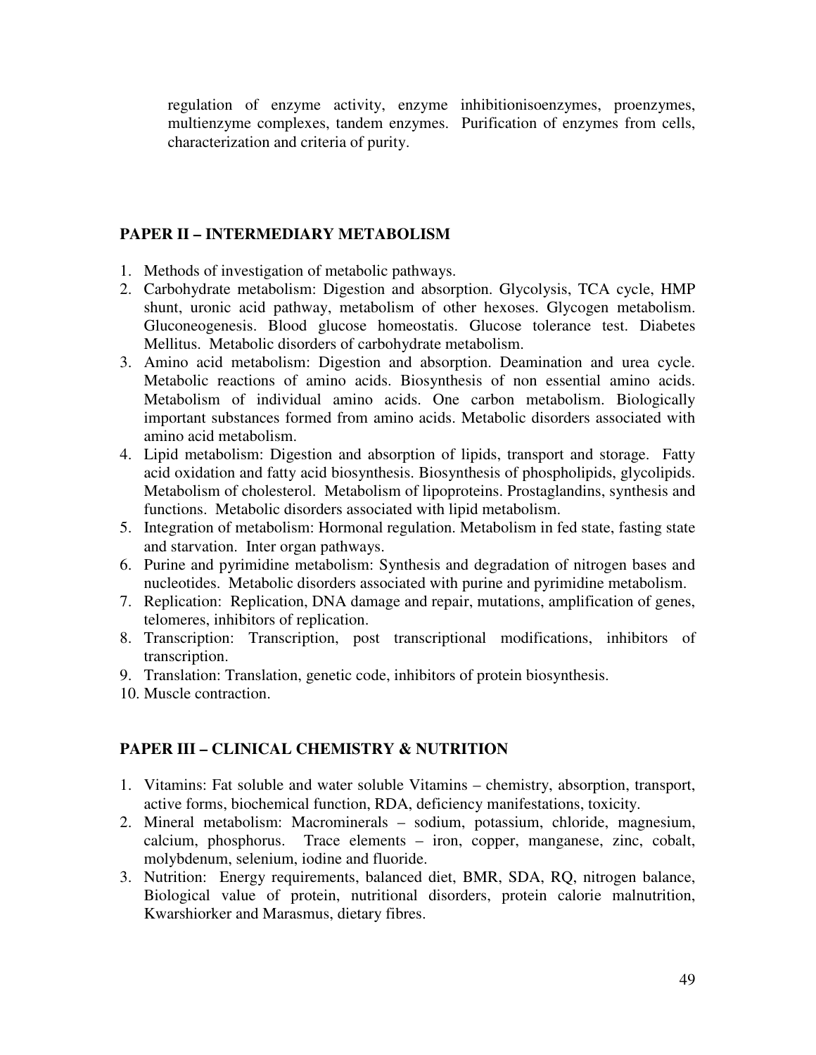regulation of enzyme activity, enzyme inhibitionisoenzymes, proenzymes, multienzyme complexes, tandem enzymes. Purification of enzymes from cells, characterization and criteria of purity.

## PAPER II – INTERMEDIARY METABOLISM

1. Methods of investigation of metabolic pathways.
2. Carbohydrate metabolism: Digestion and absorption. Glycolysis, TCA cycle, HMP shunt, uronic acid pathway, metabolism of other hexoses. Glycogen metabolism. Gluconeogenesis. Blood glucose homeostatis. Glucose tolerance test. Diabetes Mellitus. Metabolic disorders of carbohydrate metabolism.
3. Amino acid metabolism: Digestion and absorption. Deamination and urea cycle. Metabolic reactions of amino acids. Biosynthesis of non essential amino acids. Metabolism of individual amino acids. One carbon metabolism. Biologically important substances formed from amino acids. Metabolic disorders associated with amino acid metabolism.
4. Lipid metabolism: Digestion and absorption of lipids, transport and storage. Fatty acid oxidation and fatty acid biosynthesis. Biosynthesis of phospholipids, glycolipids. Metabolism of cholesterol. Metabolism of lipoproteins. Prostaglandins, synthesis and functions. Metabolic disorders associated with lipid metabolism.
5. Integration of metabolism: Hormonal regulation. Metabolism in fed state, fasting state and starvation. Inter organ pathways.
6. Purine and pyrimidine metabolism: Synthesis and degradation of nitrogen bases and nucleotides. Metabolic disorders associated with purine and pyrimidine metabolism.
7. Replication: Replication, DNA damage and repair, mutations, amplification of genes, telomeres, inhibitors of replication.
8. Transcription: Transcription, post transcriptional modifications, inhibitors of transcription.
9. Translation: Translation, genetic code, inhibitors of protein biosynthesis.
10. Muscle contraction.

## PAPER III – CLINICAL CHEMISTRY & NUTRITION

1. Vitamins: Fat soluble and water soluble Vitamins – chemistry, absorption, transport, active forms, biochemical function, RDA, deficiency manifestations, toxicity.
2. Mineral metabolism: Macrominerals – sodium, potassium, chloride, magnesium, calcium, phosphorus. Trace elements – iron, copper, manganese, zinc, cobalt, molybdenum, selenium, iodine and fluoride.
3. Nutrition: Energy requirements, balanced diet, BMR, SDA, RQ, nitrogen balance, Biological value of protein, nutritional disorders, protein calorie malnutrition, Kwarshiorker and Marasmus, dietary fibres.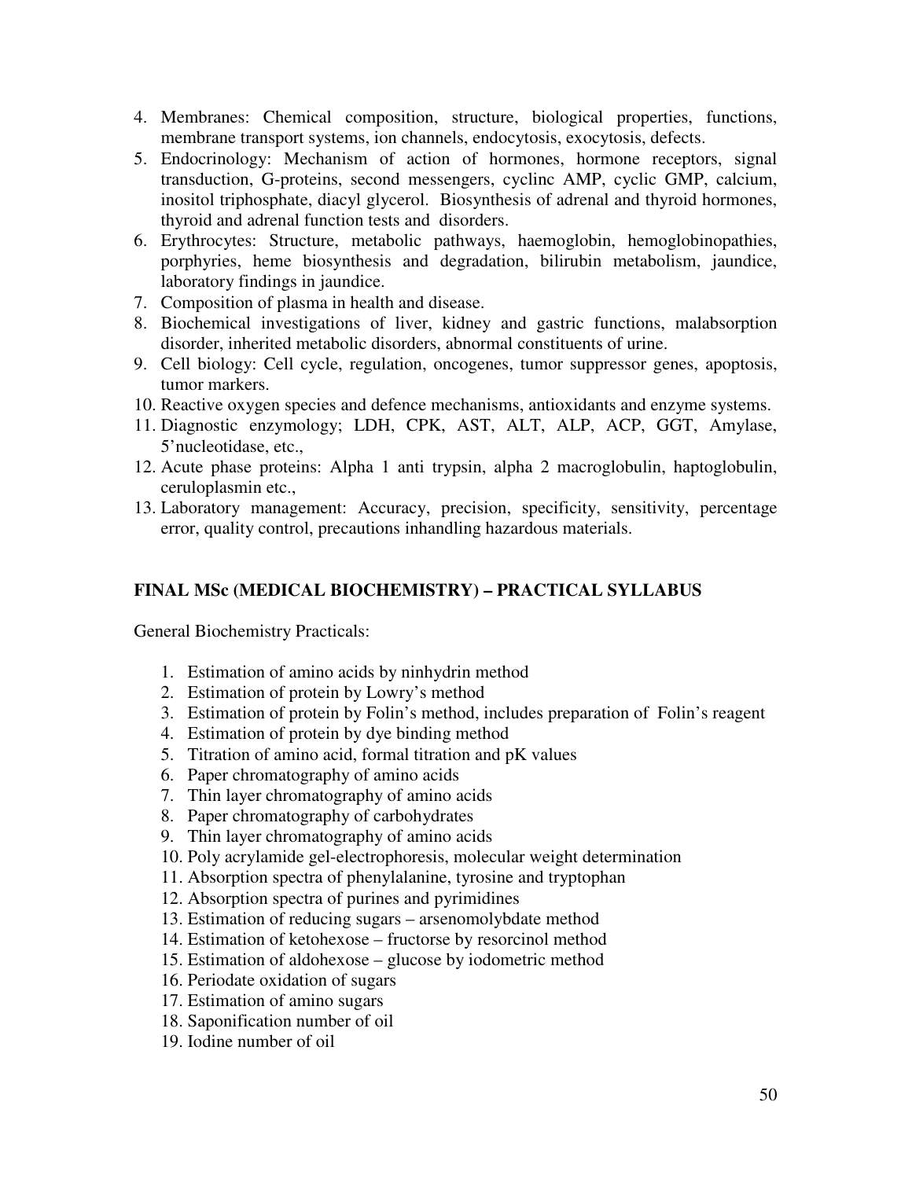4. Membranes: Chemical composition, structure, biological properties, functions, membrane transport systems, ion channels, endocytosis, exocytosis, defects.
5. Endocrinology: Mechanism of action of hormones, hormone receptors, signal transduction, G-proteins, second messengers, cyclinc AMP, cyclic GMP, calcium, inositol triphosphate, diacyl glycerol. Biosynthesis of adrenal and thyroid hormones, thyroid and adrenal function tests and disorders.
6. Erythrocytes: Structure, metabolic pathways, haemoglobin, hemoglobinopathies, porphyries, heme biosynthesis and degradation, bilirubin metabolism, jaundice, laboratory findings in jaundice.
7. Composition of plasma in health and disease.
8. Biochemical investigations of liver, kidney and gastric functions, malabsorption disorder, inherited metabolic disorders, abnormal constituents of urine.
9. Cell biology: Cell cycle, regulation, oncogenes, tumor suppressor genes, apoptosis, tumor markers.
10. Reactive oxygen species and defence mechanisms, antioxidants and enzyme systems.
11. Diagnostic enzymology; LDH, CPK, AST, ALT, ALP, ACP, GGT, Amylase, 5'nucleotidase, etc.,
12. Acute phase proteins: Alpha 1 anti trypsin, alpha 2 macroglobulin, haptoglobulin, ceruloplasmin etc.,
13. Laboratory management: Accuracy, precision, specificity, sensitivity, percentage error, quality control, precautions inhandling hazardous materials.

## FINAL MSc (MEDICAL BIOCHEMISTRY) – PRACTICAL SYLLABUS

General Biochemistry Practicals:

1. Estimation of amino acids by ninhydrin method
2. Estimation of protein by Lowry's method
3. Estimation of protein by Folin's method, includes preparation of Folin's reagent
4. Estimation of protein by dye binding method
5. Titration of amino acid, formal titration and pK values
6. Paper chromatography of amino acids
7. Thin layer chromatography of amino acids
8. Paper chromatography of carbohydrates
9. Thin layer chromatography of amino acids
10. Poly acrylamide gel-electrophoresis, molecular weight determination
11. Absorption spectra of phenylalanine, tyrosine and tryptophan
12. Absorption spectra of purines and pyrimidines
13. Estimation of reducing sugars – arsenomolybdate method
14. Estimation of ketohexose – fructorse by resorcinol method
15. Estimation of aldohexose – glucose by iodometric method
16. Periodate oxidation of sugars
17. Estimation of amino sugars
18. Saponification number of oil
19. Iodine number of oil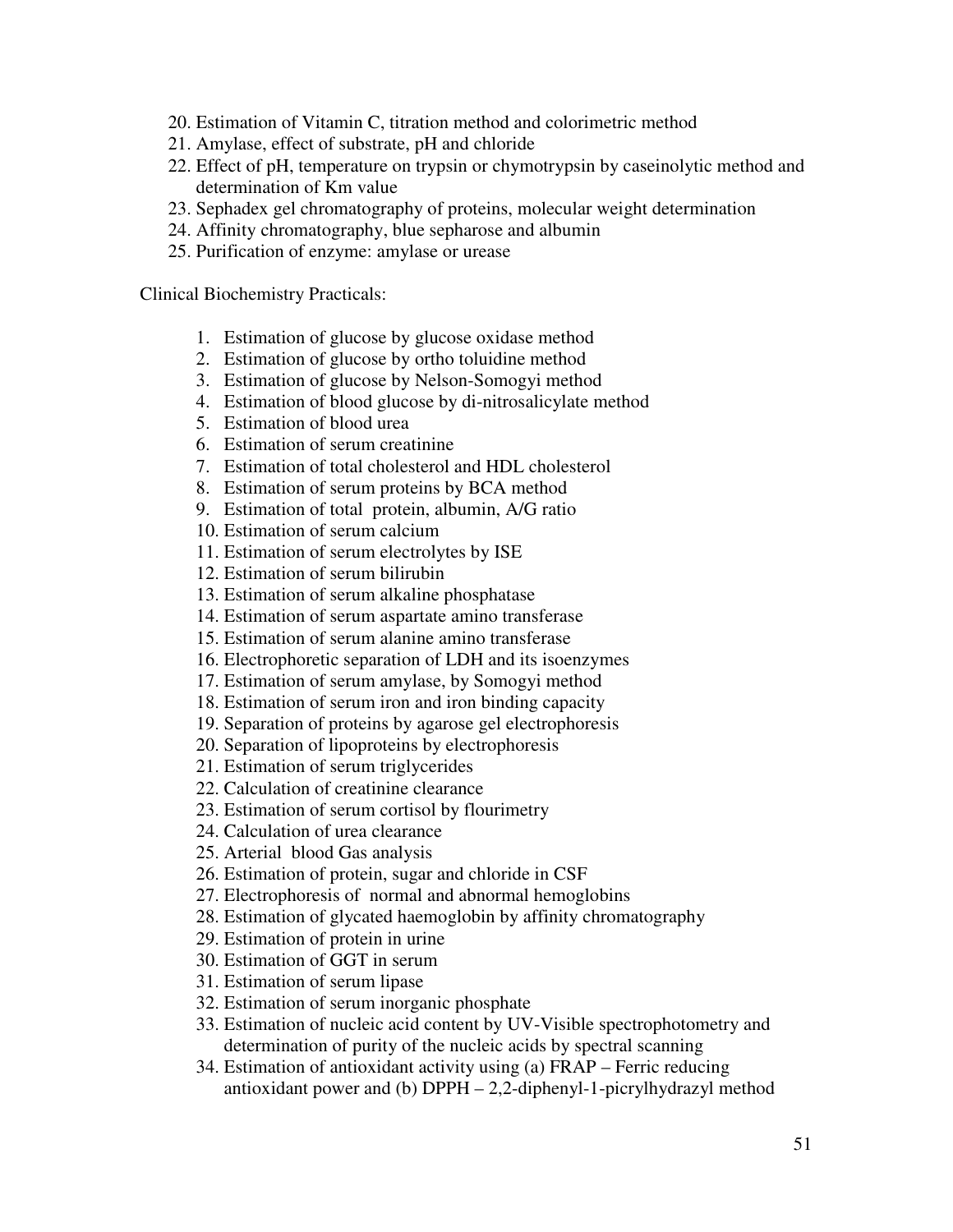20. Estimation of Vitamin C, titration method and colorimetric method
21. Amylase, effect of substrate, pH and chloride
22. Effect of pH, temperature on trypsin or chymotrypsin by caseinolytic method and determination of Km value
23. Sephadex gel chromatography of proteins, molecular weight determination
24. Affinity chromatography, blue sepharose and albumin
25. Purification of enzyme: amylase or urease

Clinical Biochemistry Practicals:

1. Estimation of glucose by glucose oxidase method
2. Estimation of glucose by ortho toluidine method
3. Estimation of glucose by Nelson-Somogyi method
4. Estimation of blood glucose by di-nitrosalicylate method
5. Estimation of blood urea
6. Estimation of serum creatinine
7. Estimation of total cholesterol and HDL cholesterol
8. Estimation of serum proteins by BCA method
9. Estimation of total protein, albumin, A/G ratio
10. Estimation of serum calcium
11. Estimation of serum electrolytes by ISE
12. Estimation of serum bilirubin
13. Estimation of serum alkaline phosphatase
14. Estimation of serum aspartate amino transferase
15. Estimation of serum alanine amino transferase
16. Electrophoretic separation of LDH and its isoenzymes
17. Estimation of serum amylase, by Somogyi method
18. Estimation of serum iron and iron binding capacity
19. Separation of proteins by agarose gel electrophoresis
20. Separation of lipoproteins by electrophoresis
21. Estimation of serum triglycerides
22. Calculation of creatinine clearance
23. Estimation of serum cortisol by flourimetry
24. Calculation of urea clearance
25. Arterial blood Gas analysis
26. Estimation of protein, sugar and chloride in CSF
27. Electrophoresis of normal and abnormal hemoglobins
28. Estimation of glycated haemoglobin by affinity chromatography
29. Estimation of protein in urine
30. Estimation of GGT in serum
31. Estimation of serum lipase
32. Estimation of serum inorganic phosphate
33. Estimation of nucleic acid content by UV-Visible spectrophotometry and determination of purity of the nucleic acids by spectral scanning
34. Estimation of antioxidant activity using (a) FRAP – Ferric reducing antioxidant power and (b) DPPH – 2,2-diphenyl-1-picrylhydrazyl method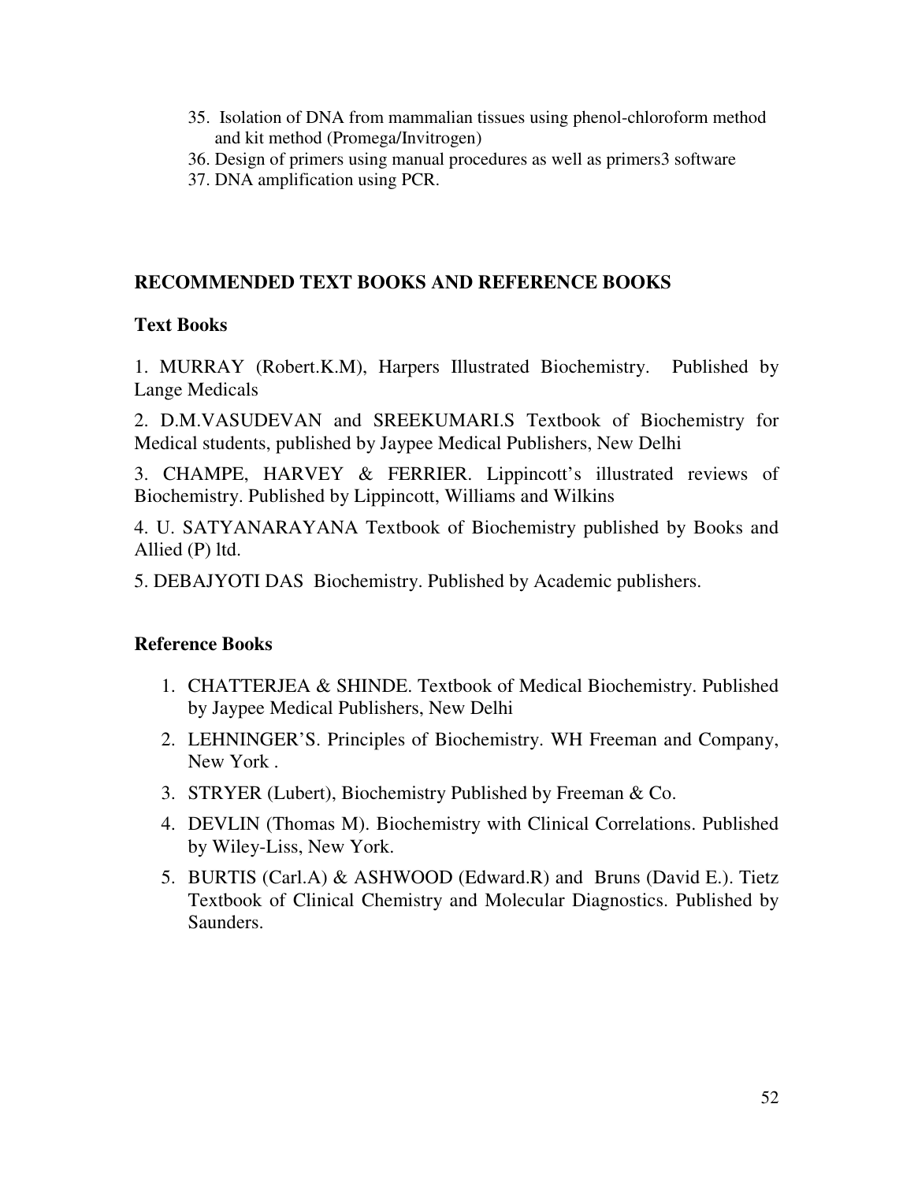35. Isolation of DNA from mammalian tissues using phenol-chloroform method and kit method (Promega/Invitrogen)
36. Design of primers using manual procedures as well as primers3 software
37. DNA amplification using PCR.

## RECOMMENDED TEXT BOOKS AND REFERENCE BOOKS

### Text Books

1. MURRAY (Robert.K.M), Harpers Illustrated Biochemistry. Published by Lange Medicals

2. D.M.VASUDEVAN and SREEKUMARI.S Textbook of Biochemistry for Medical students, published by Jaypee Medical Publishers, New Delhi

3. CHAMPE, HARVEY & FERRIER. Lippincott's illustrated reviews of Biochemistry. Published by Lippincott, Williams and Wilkins

4. U. SATYANARAYANA Textbook of Biochemistry published by Books and Allied (P) ltd.

5. DEBAJYOTI DAS Biochemistry. Published by Academic publishers.

### Reference Books

1. CHATTERJEA & SHINDE. Textbook of Medical Biochemistry. Published by Jaypee Medical Publishers, New Delhi
2. LEHNINGER'S. Principles of Biochemistry. WH Freeman and Company, New York .
3. STRYER (Lubert), Biochemistry Published by Freeman & Co.
4. DEVLIN (Thomas M). Biochemistry with Clinical Correlations. Published by Wiley-Liss, New York.
5. BURTIS (Carl.A) & ASHWOOD (Edward.R) and Bruns (David E.). Tietz Textbook of Clinical Chemistry and Molecular Diagnostics. Published by Saunders.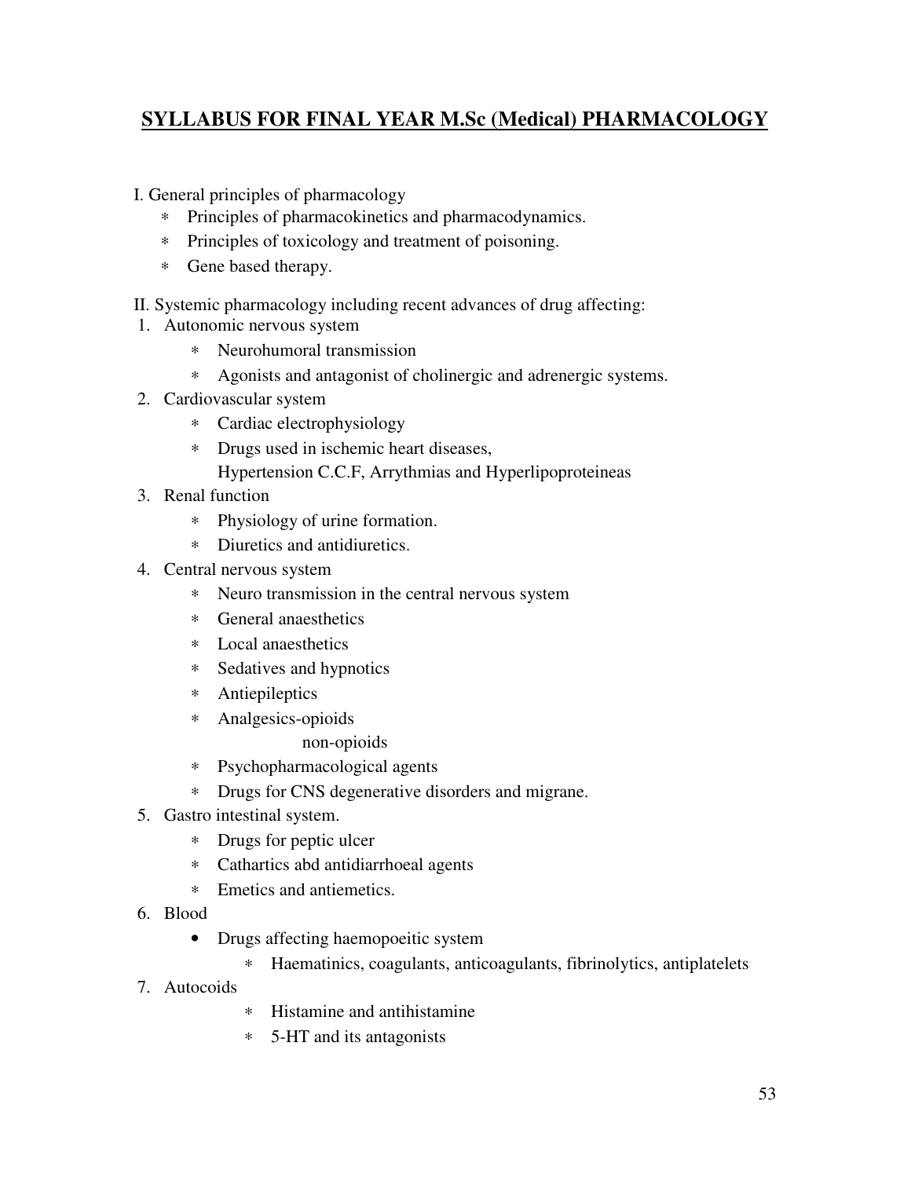# SYLLABUS FOR FINAL YEAR M.Sc (Medical) PHARMACOLOGY

I. General principles of pharmacology

- Principles of pharmacokinetics and pharmacodynamics.
- Principles of toxicology and treatment of poisoning.
- Gene based therapy.

II. Systemic pharmacology including recent advances of drug affecting:

1. Autonomic nervous system
   - Neurohumoral transmission
   - Agonists and antagonist of cholinergic and adrenergic systems.
2. Cardiovascular system
   - Cardiac electrophysiology
   - Drugs used in ischemic heart diseases,
     Hypertension C.C.F, Arrythmias and Hyperlipoproteineas
3. Renal function
   - Physiology of urine formation.
   - Diuretics and antidiuretics.
4. Central nervous system
   - Neuro transmission in the central nervous system
   - General anaesthetics
   - Local anaesthetics
   - Sedatives and hypnotics
   - Antiepileptics
   - Analgesics-opioids
     non-opioids
   - Psychopharmacological agents
   - Drugs for CNS degenerative disorders and migrane.
5. Gastro intestinal system.
   - Drugs for peptic ulcer
   - Cathartics abd antidiarrhoeal agents
   - Emetics and antiemetics.
6. Blood
   - Drugs affecting haemopoeitic system
     - Haematinics, coagulants, anticoagulants, fibrinolytics, antiplatelets
7. Autocoids
   - Histamine and antihistamine
   - 5-HT and its antagonists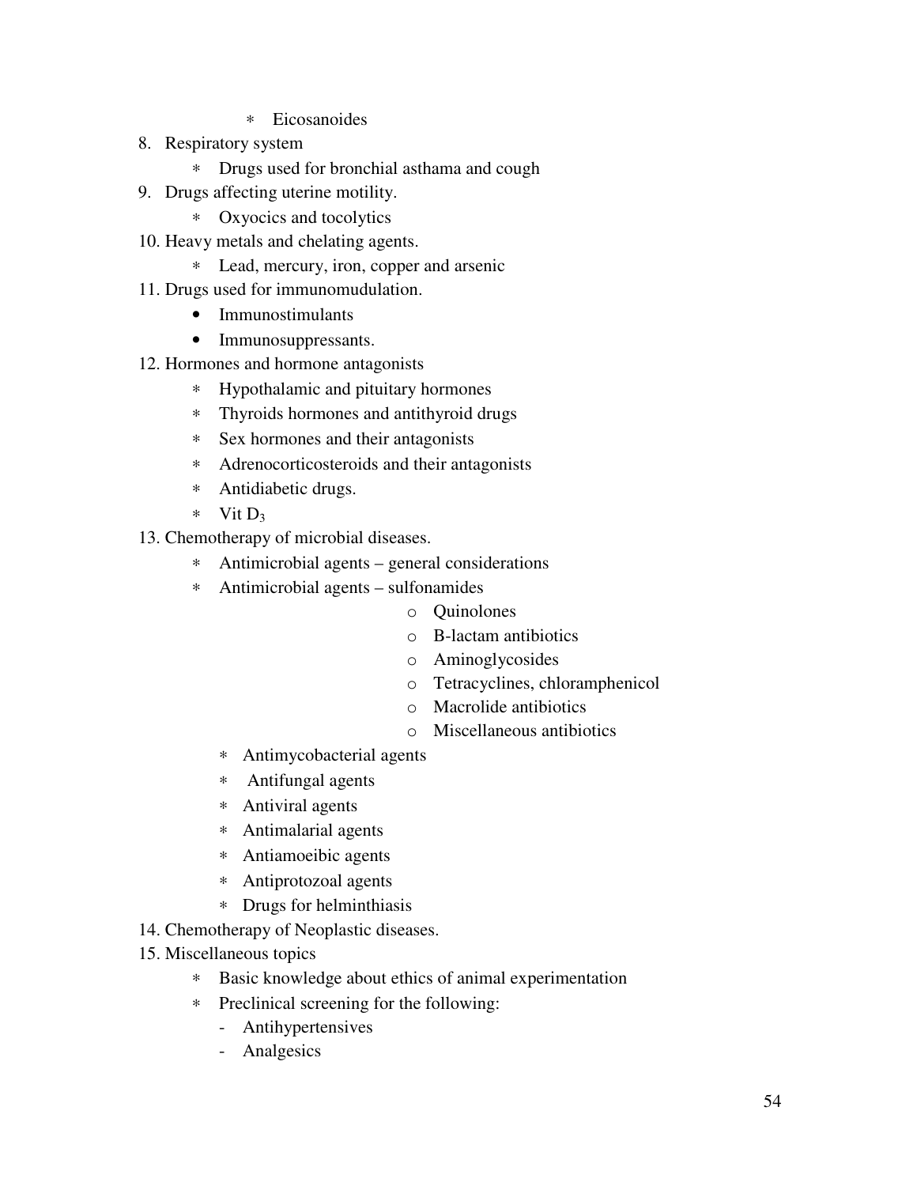* Eicosanoides

8. Respiratory system
    * Drugs used for bronchial asthama and cough
9. Drugs affecting uterine motility.
    * Oxyocics and tocolytics
10. Heavy metals and chelating agents.
    * Lead, mercury, iron, copper and arsenic
11. Drugs used for immunomudulation.
    - Immunostimulants
    - Immunosuppressants.
12. Hormones and hormone antagonists
    * Hypothalamic and pituitary hormones
    * Thyroids hormones and antithyroid drugs
    * Sex hormones and their antagonists
    * Adrenocorticosteroids and their antagonists
    * Antidiabetic drugs.
    * Vit $D_3$
13. Chemotherapy of microbial diseases.
    * Antimicrobial agents – general considerations
    * Antimicrobial agents – sulfonamides
        - Quinolones
        - B-lactam antibiotics
        - Aminoglycosides
        - Tetracyclines, chloramphenicol
        - Macrolide antibiotics
        - Miscellaneous antibiotics
    * Antimycobacterial agents
    * Antifungal agents
    * Antiviral agents
    * Antimalarial agents
    * Antiamoeibic agents
    * Antiprotozoal agents
    * Drugs for helminthiasis
14. Chemotherapy of Neoplastic diseases.
15. Miscellaneous topics
    * Basic knowledge about ethics of animal experimentation
    * Preclinical screening for the following:
        - Antihypertensives
        - Analgesics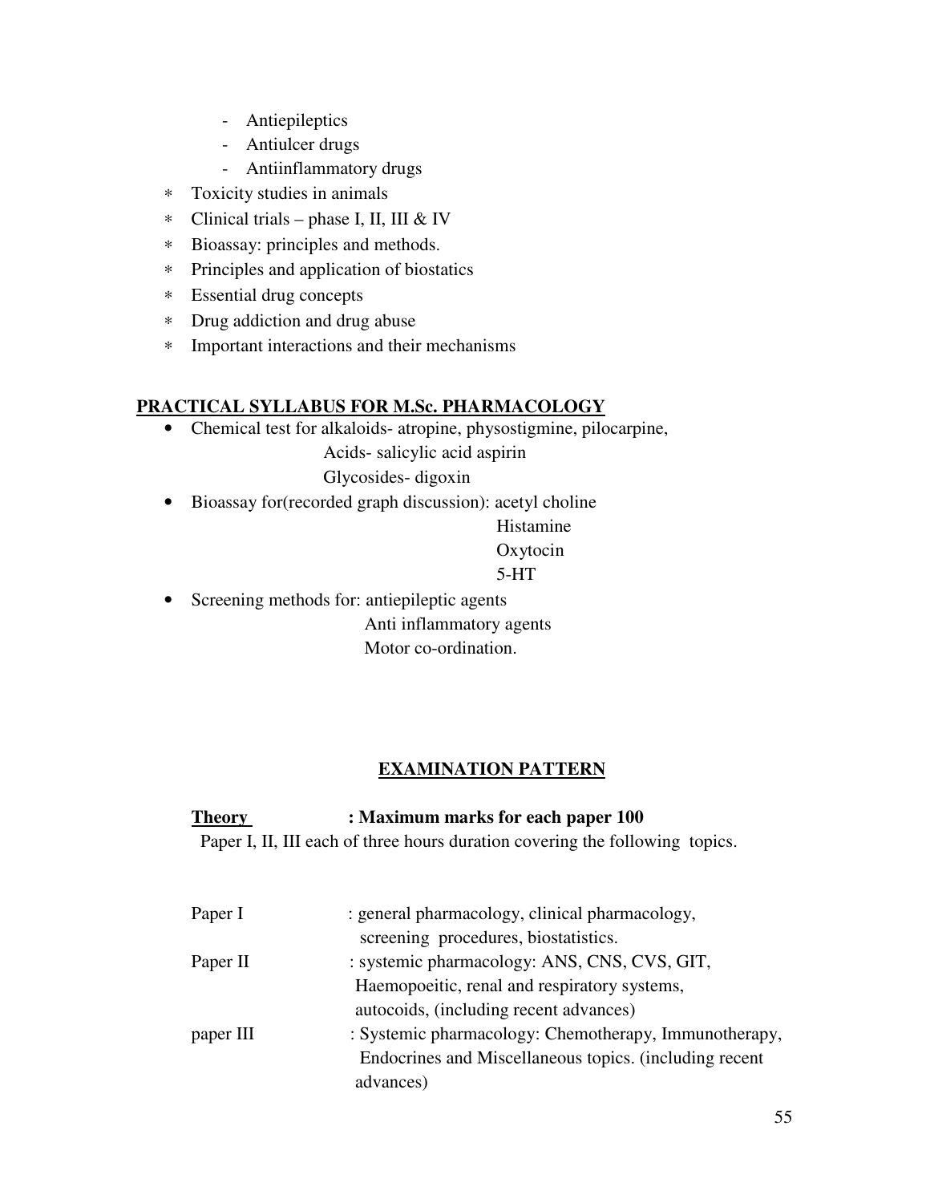- Antiepileptics
- Antiulcer drugs
- Antiinflammatory drugs

* Toxicity studies in animals
* Clinical trials – phase I, II, III & IV
* Bioassay: principles and methods.
* Principles and application of biostatics
* Essential drug concepts
* Drug addiction and drug abuse
* Important interactions and their mechanisms

## PRACTICAL SYLLABUS FOR M.Sc. PHARMACOLOGY

- Chemical test for alkaloids- atropine, physostigmine, pilocarpine,
  Acids- salicylic acid aspirin
  Glycosides- digoxin
- Bioassay for(recorded graph discussion): acetyl choline
  Histamine
  Oxytocin
  5-HT
- Screening methods for: antiepileptic agents
  Anti inflammatory agents
  Motor co-ordination.

## EXAMINATION PATTERN

**Theory : Maximum marks for each paper 100**

Paper I, II, III each of three hours duration covering the following topics.

| | |
|---|---|
| Paper I | : general pharmacology, clinical pharmacology, screening procedures, biostatistics. |
| Paper II | : systemic pharmacology: ANS, CNS, CVS, GIT, Haemopoeitic, renal and respiratory systems, autocoids, (including recent advances) |
| paper III | : Systemic pharmacology: Chemotherapy, Immunotherapy, Endocrines and Miscellaneous topics. (including recent advances) |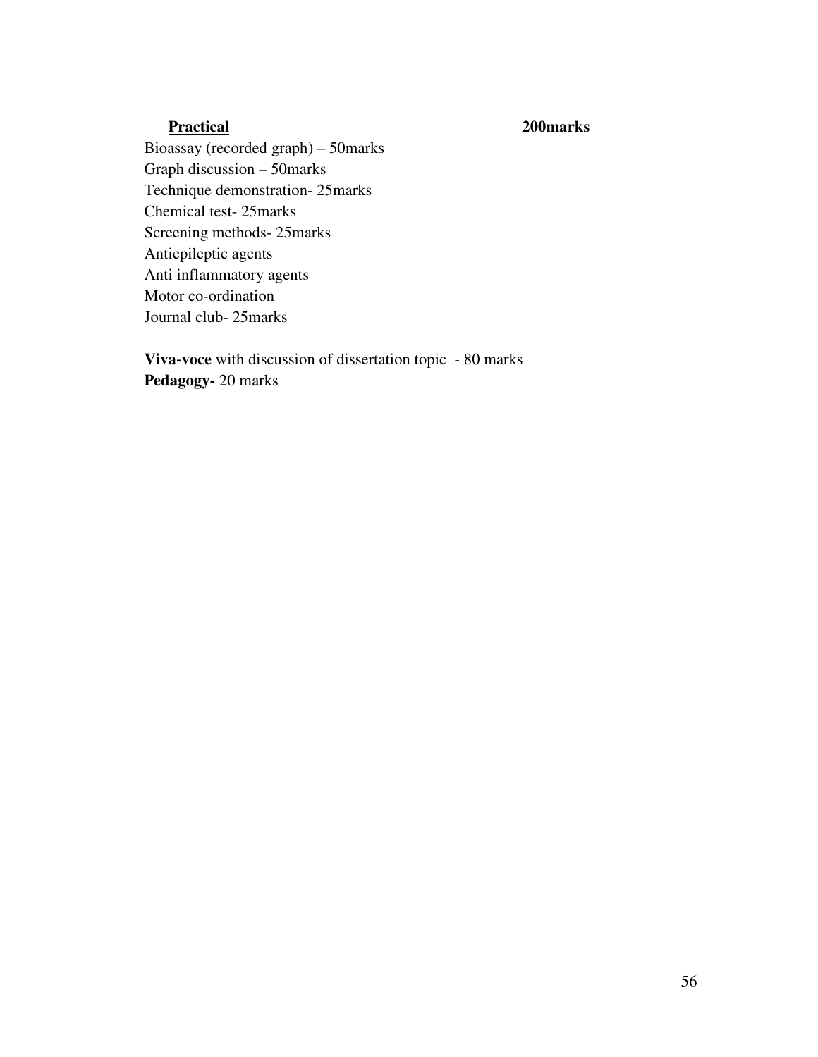**<u>Practical</u>** **200marks**

Bioassay (recorded graph) – 50marks
Graph discussion – 50marks
Technique demonstration- 25marks
Chemical test- 25marks
Screening methods- 25marks
Antiepileptic agents
Anti inflammatory agents
Motor co-ordination
Journal club- 25marks

**Viva-voce** with discussion of dissertation topic - 80 marks
**Pedagogy-** 20 marks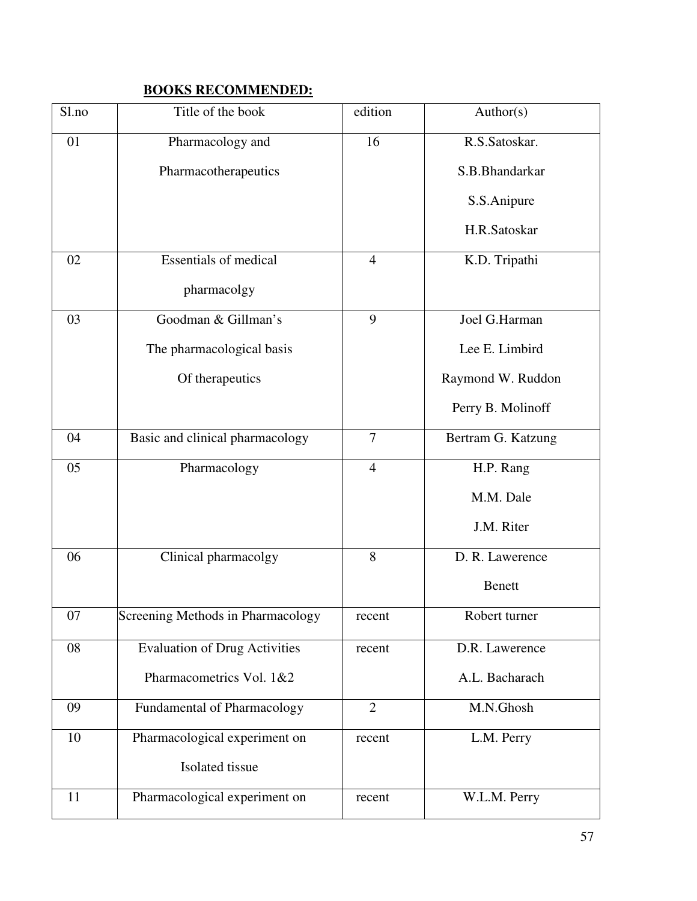**BOOKS RECOMMENDED:**

| Sl.no | Title of the book | edition | Author(s) |
|---|---|---|---|
| 01 | Pharmacology and Pharmacotherapeutics | 16 | R.S.Satoskar. S.B.Bhandarkar S.S.Anipure H.R.Satoskar |
| 02 | Essentials of medical pharmacolgy | 4 | K.D. Tripathi |
| 03 | Goodman & Gillman's The pharmacological basis Of therapeutics | 9 | Joel G.Harman Lee E. Limbird Raymond W. Ruddon Perry B. Molinoff |
| 04 | Basic and clinical pharmacology | 7 | Bertram G. Katzung |
| 05 | Pharmacology | 4 | H.P. Rang M.M. Dale J.M. Riter |
| 06 | Clinical pharmacolgy | 8 | D. R. Lawerence Benett |
| 07 | Screening Methods in Pharmacology | recent | Robert turner |
| 08 | Evaluation of Drug Activities Pharmacometrics Vol. 1&2 | recent | D.R. Lawerence A.L. Bacharach |
| 09 | Fundamental of Pharmacology | 2 | M.N.Ghosh |
| 10 | Pharmacological experiment on Isolated tissue | recent | L.M. Perry |
| 11 | Pharmacological experiment on | recent | W.L.M. Perry |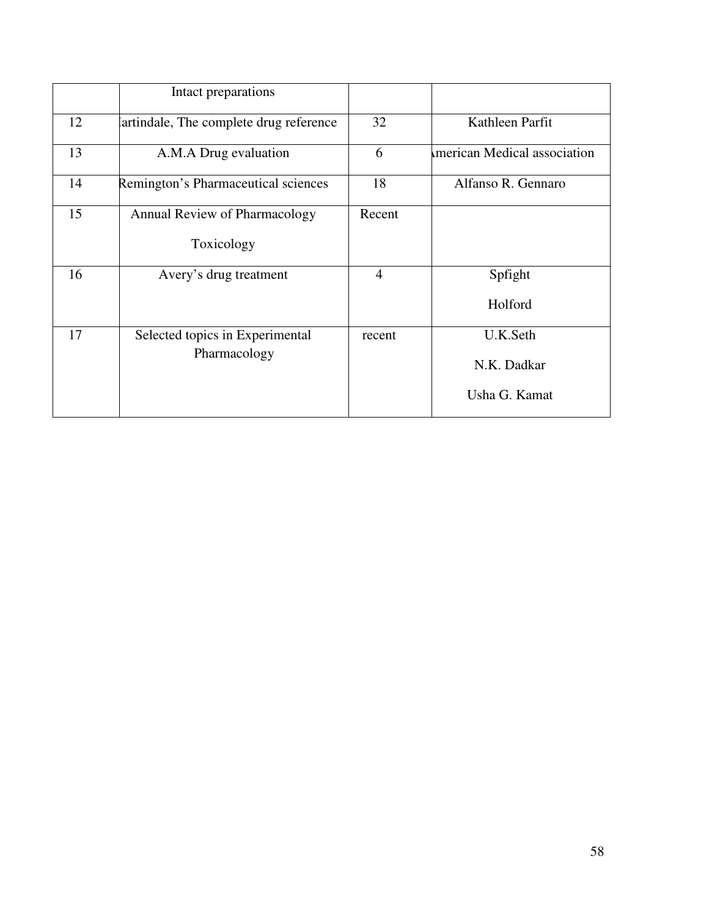| | Intact preparations | | |
|---|---|---|---|
| 12 | lartindale, The complete drug reference | 32 | Kathleen Parfit |
| 13 | A.M.A Drug evaluation | 6 | American Medical association |
| 14 | Remington's Pharmaceutical sciences | 18 | Alfanso R. Gennaro |
| 15 | Annual Review of Pharmacology Toxicology | Recent | |
| 16 | Avery's drug treatment | 4 | Spfight Holford |
| 17 | Selected topics in Experimental Pharmacology | recent | U.K.Seth N.K. Dadkar Usha G. Kamat |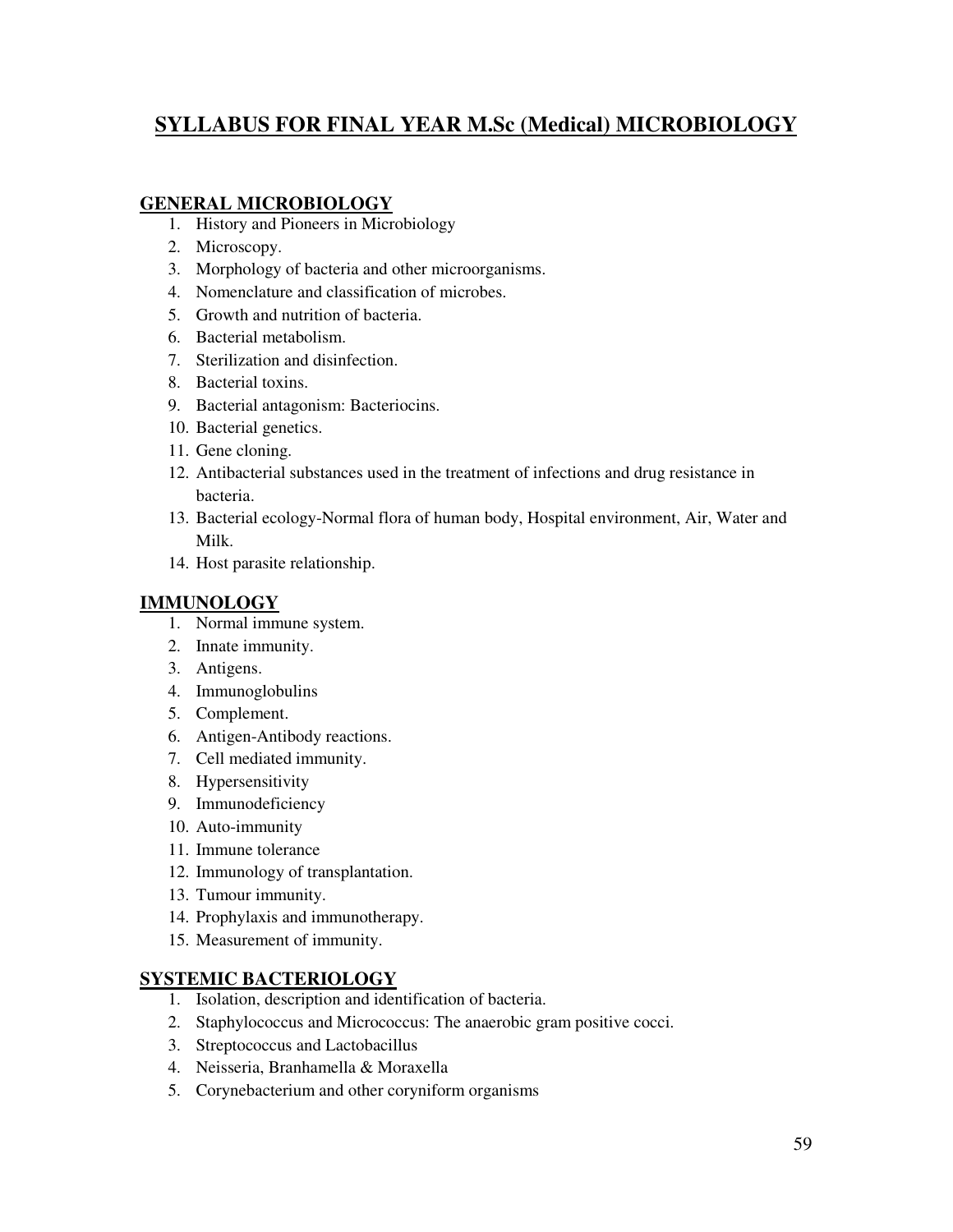# SYLLABUS FOR FINAL YEAR M.Sc (Medical) MICROBIOLOGY

## GENERAL MICROBIOLOGY

1. History and Pioneers in Microbiology
2. Microscopy.
3. Morphology of bacteria and other microorganisms.
4. Nomenclature and classification of microbes.
5. Growth and nutrition of bacteria.
6. Bacterial metabolism.
7. Sterilization and disinfection.
8. Bacterial toxins.
9. Bacterial antagonism: Bacteriocins.
10. Bacterial genetics.
11. Gene cloning.
12. Antibacterial substances used in the treatment of infections and drug resistance in bacteria.
13. Bacterial ecology-Normal flora of human body, Hospital environment, Air, Water and Milk.
14. Host parasite relationship.

## IMMUNOLOGY

1. Normal immune system.
2. Innate immunity.
3. Antigens.
4. Immunoglobulins
5. Complement.
6. Antigen-Antibody reactions.
7. Cell mediated immunity.
8. Hypersensitivity
9. Immunodeficiency
10. Auto-immunity
11. Immune tolerance
12. Immunology of transplantation.
13. Tumour immunity.
14. Prophylaxis and immunotherapy.
15. Measurement of immunity.

## SYSTEMIC BACTERIOLOGY

1. Isolation, description and identification of bacteria.
2. Staphylococcus and Micrococcus: The anaerobic gram positive cocci.
3. Streptococcus and Lactobacillus
4. Neisseria, Branhamella & Moraxella
5. Corynebacterium and other coryniform organisms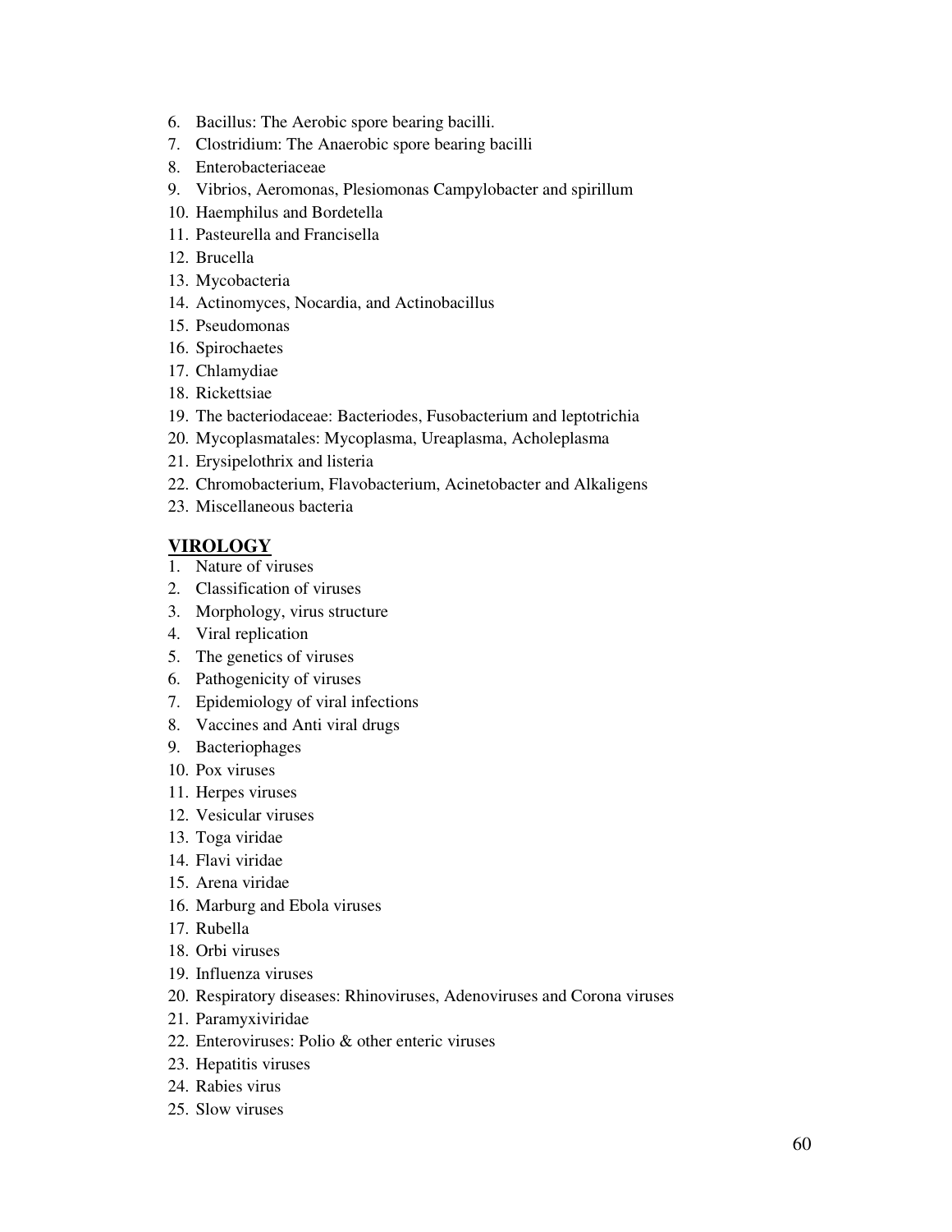6. Bacillus: The Aerobic spore bearing bacilli.
7. Clostridium: The Anaerobic spore bearing bacilli
8. Enterobacteriaceae
9. Vibrios, Aeromonas, Plesiomonas Campylobacter and spirillum
10. Haemphilus and Bordetella
11. Pasteurella and Francisella
12. Brucella
13. Mycobacteria
14. Actinomyces, Nocardia, and Actinobacillus
15. Pseudomonas
16. Spirochaetes
17. Chlamydiae
18. Rickettsiae
19. The bacteriodaceae: Bacteriodes, Fusobacterium and leptotrichia
20. Mycoplasmatales: Mycoplasma, Ureaplasma, Acholeplasma
21. Erysipelothrix and listeria
22. Chromobacterium, Flavobacterium, Acinetobacter and Alkaligens
23. Miscellaneous bacteria

## VIROLOGY

1. Nature of viruses
2. Classification of viruses
3. Morphology, virus structure
4. Viral replication
5. The genetics of viruses
6. Pathogenicity of viruses
7. Epidemiology of viral infections
8. Vaccines and Anti viral drugs
9. Bacteriophages
10. Pox viruses
11. Herpes viruses
12. Vesicular viruses
13. Toga viridae
14. Flavi viridae
15. Arena viridae
16. Marburg and Ebola viruses
17. Rubella
18. Orbi viruses
19. Influenza viruses
20. Respiratory diseases: Rhinoviruses, Adenoviruses and Corona viruses
21. Paramyxiviridae
22. Enteroviruses: Polio & other enteric viruses
23. Hepatitis viruses
24. Rabies virus
25. Slow viruses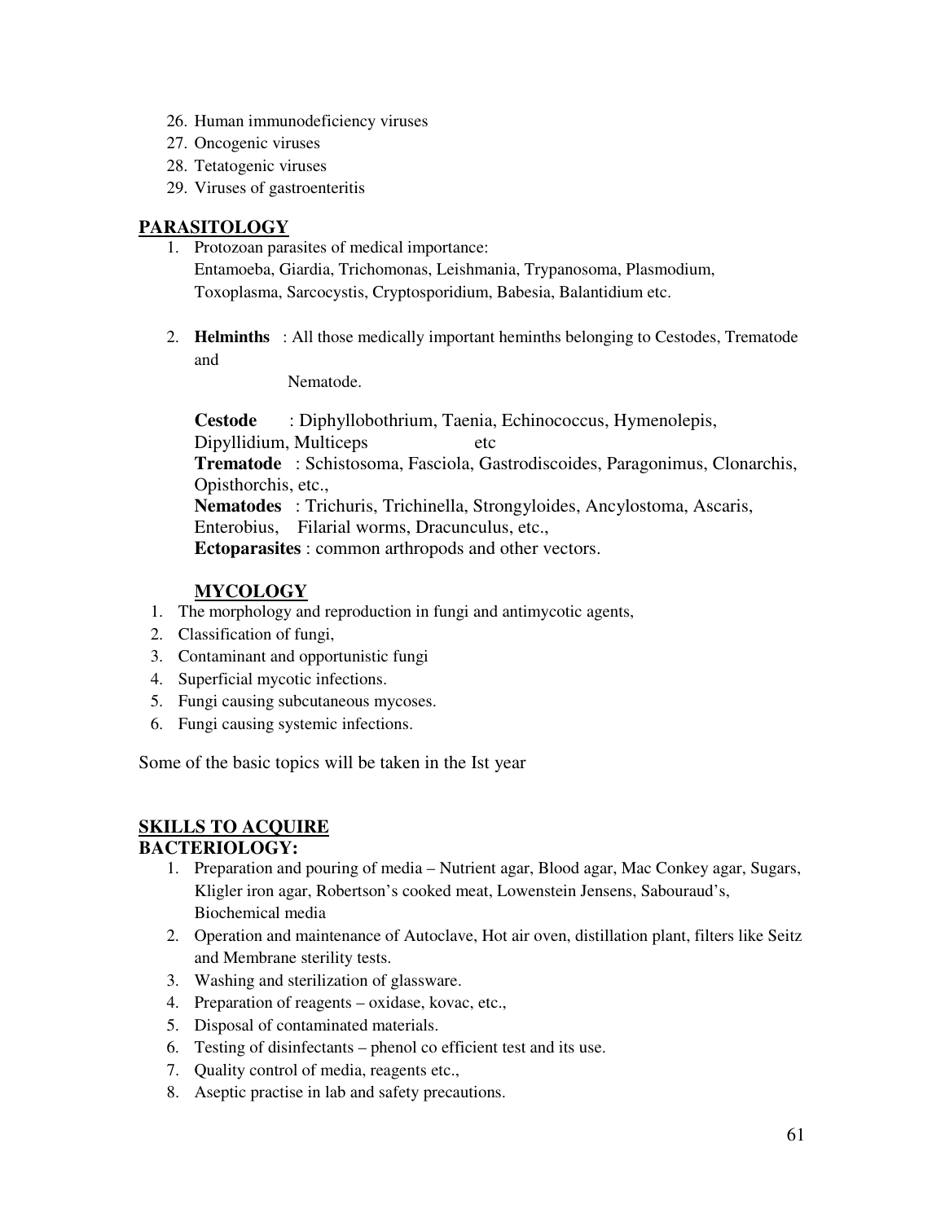26. Human immunodeficiency viruses
27. Oncogenic viruses
28. Tetatogenic viruses
29. Viruses of gastroenteritis

## PARASITOLOGY

1. Protozoan parasites of medical importance:
   Entamoeba, Giardia, Trichomonas, Leishmania, Trypanosoma, Plasmodium, Toxoplasma, Sarcocystis, Cryptosporidium, Babesia, Balantidium etc.

2. **Helminths** : All those medically important heminths belonging to Cestodes, Trematode and Nematode.

   **Cestode** : Diphyllobothrium, Taenia, Echinococcus, Hymenolepis, Dipyllidium, Multiceps etc
   **Trematode** : Schistosoma, Fasciola, Gastrodiscoides, Paragonimus, Clonarchis, Opisthorchis, etc.,
   **Nematodes** : Trichuris, Trichinella, Strongyloides, Ancylostoma, Ascaris, Enterobius, Filarial worms, Dracunculus, etc.,
   **Ectoparasites** : common arthropods and other vectors.

## MYCOLOGY

1. The morphology and reproduction in fungi and antimycotic agents,
2. Classification of fungi,
3. Contaminant and opportunistic fungi
4. Superficial mycotic infections.
5. Fungi causing subcutaneous mycoses.
6. Fungi causing systemic infections.

Some of the basic topics will be taken in the Ist year

## SKILLS TO ACQUIRE

### BACTERIOLOGY:

1. Preparation and pouring of media – Nutrient agar, Blood agar, Mac Conkey agar, Sugars, Kligler iron agar, Robertson's cooked meat, Lowenstein Jensens, Sabouraud's, Biochemical media
2. Operation and maintenance of Autoclave, Hot air oven, distillation plant, filters like Seitz and Membrane sterility tests.
3. Washing and sterilization of glassware.
4. Preparation of reagents – oxidase, kovac, etc.,
5. Disposal of contaminated materials.
6. Testing of disinfectants – phenol co efficient test and its use.
7. Quality control of media, reagents etc.,
8. Aseptic practise in lab and safety precautions.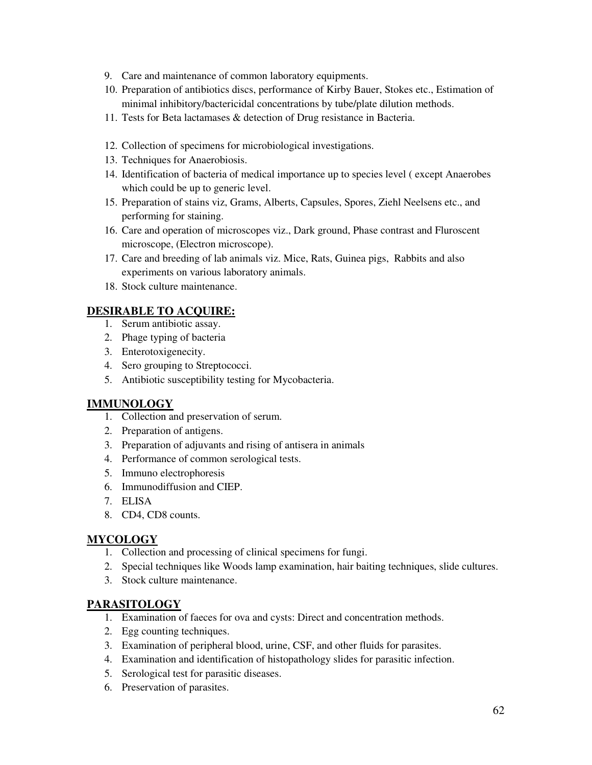9. Care and maintenance of common laboratory equipments.
10. Preparation of antibiotics discs, performance of Kirby Bauer, Stokes etc., Estimation of minimal inhibitory/bactericidal concentrations by tube/plate dilution methods.
11. Tests for Beta lactamases & detection of Drug resistance in Bacteria.
12. Collection of specimens for microbiological investigations.
13. Techniques for Anaerobiosis.
14. Identification of bacteria of medical importance up to species level ( except Anaerobes which could be up to generic level.
15. Preparation of stains viz, Grams, Alberts, Capsules, Spores, Ziehl Neelsens etc., and performing for staining.
16. Care and operation of microscopes viz., Dark ground, Phase contrast and Fluroscent microscope, (Electron microscope).
17. Care and breeding of lab animals viz. Mice, Rats, Guinea pigs, Rabbits and also experiments on various laboratory animals.
18. Stock culture maintenance.

## DESIRABLE TO ACQUIRE:

1. Serum antibiotic assay.
2. Phage typing of bacteria
3. Enterotoxigenecity.
4. Sero grouping to Streptococci.
5. Antibiotic susceptibility testing for Mycobacteria.

## IMMUNOLOGY

1. Collection and preservation of serum.
2. Preparation of antigens.
3. Preparation of adjuvants and rising of antisera in animals
4. Performance of common serological tests.
5. Immuno electrophoresis
6. Immunodiffusion and CIEP.
7. ELISA
8. CD4, CD8 counts.

## MYCOLOGY

1. Collection and processing of clinical specimens for fungi.
2. Special techniques like Woods lamp examination, hair baiting techniques, slide cultures.
3. Stock culture maintenance.

## PARASITOLOGY

1. Examination of faeces for ova and cysts: Direct and concentration methods.
2. Egg counting techniques.
3. Examination of peripheral blood, urine, CSF, and other fluids for parasites.
4. Examination and identification of histopathology slides for parasitic infection.
5. Serological test for parasitic diseases.
6. Preservation of parasites.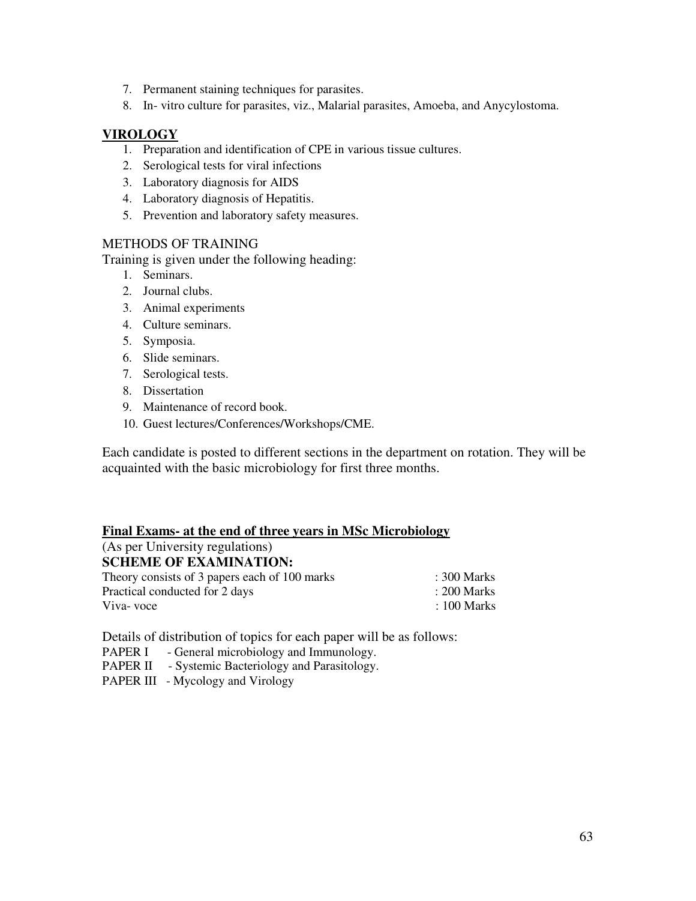7. Permanent staining techniques for parasites.
8. In- vitro culture for parasites, viz., Malarial parasites, Amoeba, and Anycylostoma.

## VIROLOGY

1. Preparation and identification of CPE in various tissue cultures.
2. Serological tests for viral infections
3. Laboratory diagnosis for AIDS
4. Laboratory diagnosis of Hepatitis.
5. Prevention and laboratory safety measures.

METHODS OF TRAINING

Training is given under the following heading:

1. Seminars.
2. Journal clubs.
3. Animal experiments
4. Culture seminars.
5. Symposia.
6. Slide seminars.
7. Serological tests.
8. Dissertation
9. Maintenance of record book.
10. Guest lectures/Conferences/Workshops/CME.

Each candidate is posted to different sections in the department on rotation. They will be acquainted with the basic microbiology for first three months.

**Final Exams- at the end of three years in MSc Microbiology**

(As per University regulations)

**SCHEME OF EXAMINATION:**

| | |
|---|---|
| Theory consists of 3 papers each of 100 marks | : 300 Marks |
| Practical conducted for 2 days | : 200 Marks |
| Viva- voce | : 100 Marks |

Details of distribution of topics for each paper will be as follows:

PAPER I - General microbiology and Immunology.
PAPER II - Systemic Bacteriology and Parasitology.
PAPER III - Mycology and Virology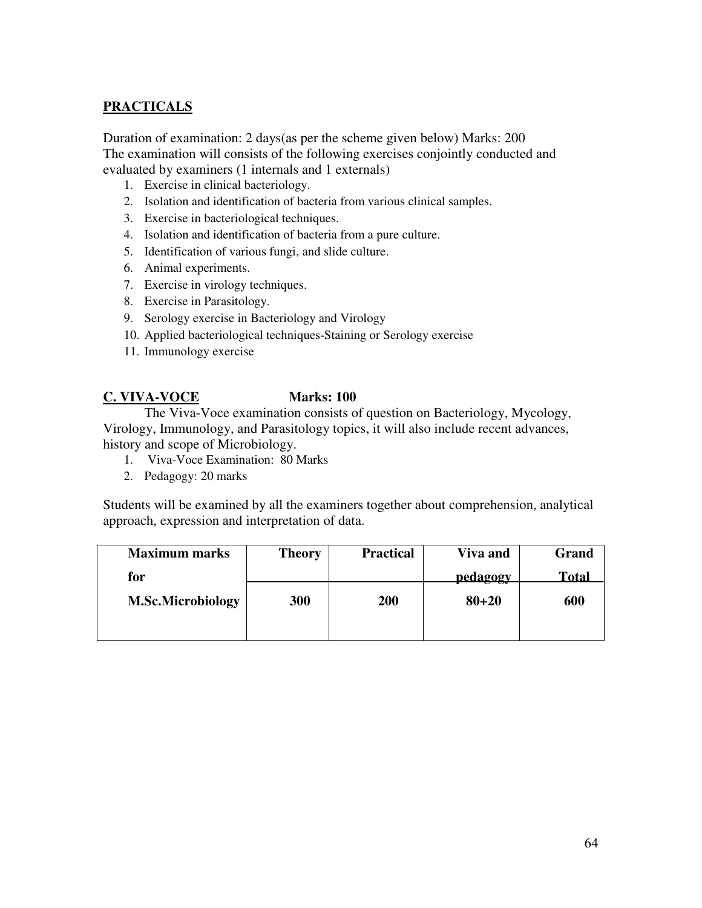## PRACTICALS

Duration of examination: 2 days(as per the scheme given below) Marks: 200
The examination will consists of the following exercises conjointly conducted and evaluated by examiners (1 internals and 1 externals)

1. Exercise in clinical bacteriology.
2. Isolation and identification of bacteria from various clinical samples.
3. Exercise in bacteriological techniques.
4. Isolation and identification of bacteria from a pure culture.
5. Identification of various fungi, and slide culture.
6. Animal experiments.
7. Exercise in virology techniques.
8. Exercise in Parasitology.
9. Serology exercise in Bacteriology and Virology
10. Applied bacteriological techniques-Staining or Serology exercise
11. Immunology exercise

## C. VIVA-VOCE **Marks: 100**

The Viva-Voce examination consists of question on Bacteriology, Mycology, Virology, Immunology, and Parasitology topics, it will also include recent advances, history and scope of Microbiology.

1. Viva-Voce Examination: 80 Marks
2. Pedagogy: 20 marks

Students will be examined by all the examiners together about comprehension, analytical approach, expression and interpretation of data.

| Maximum marks for | Theory | Practical | Viva and pedagogy | Grand Total |
|---|---|---|---|---|
| **M.Sc.Microbiology** | **300** | **200** | **80+20** | **600** |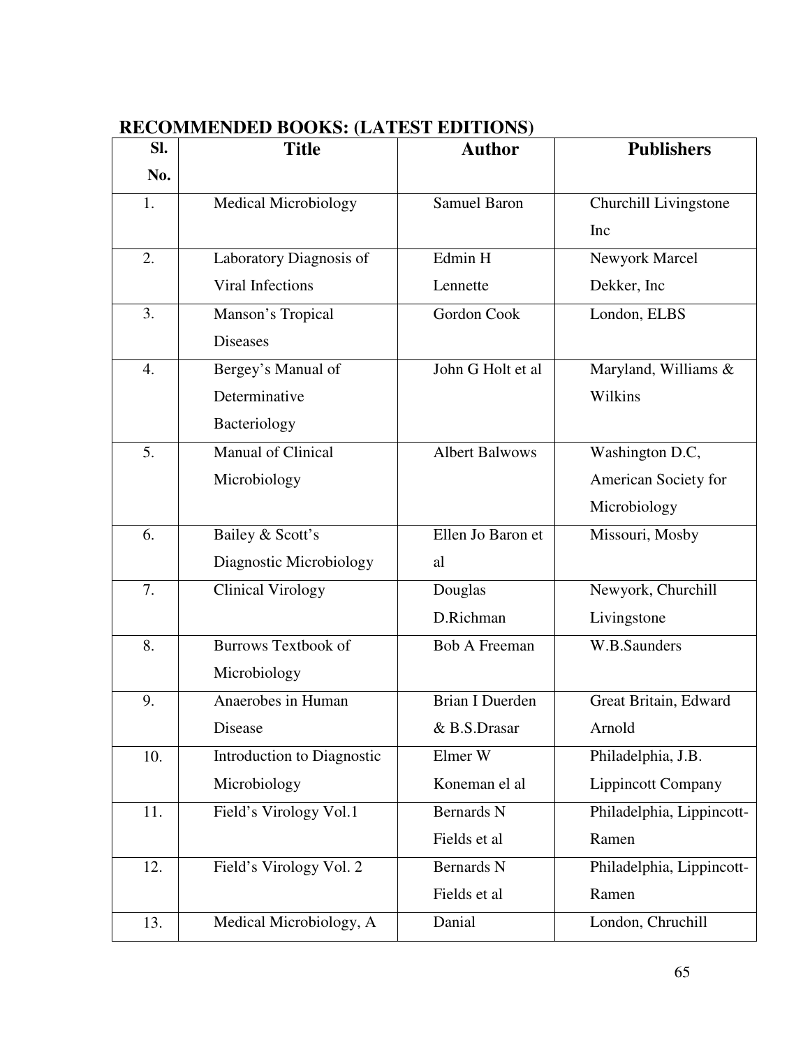## RECOMMENDED BOOKS: (LATEST EDITIONS)

| Sl. No. | Title | Author | Publishers |
|---|---|---|---|
| 1. | Medical Microbiology | Samuel Baron | Churchill Livingstone Inc |
| 2. | Laboratory Diagnosis of Viral Infections | Edmin H Lennette | Newyork Marcel Dekker, Inc |
| 3. | Manson's Tropical Diseases | Gordon Cook | London, ELBS |
| 4. | Bergey's Manual of Determinative Bacteriology | John G Holt et al | Maryland, Williams & Wilkins |
| 5. | Manual of Clinical Microbiology | Albert Balwows | Washington D.C, American Society for Microbiology |
| 6. | Bailey & Scott's Diagnostic Microbiology | Ellen Jo Baron et al | Missouri, Mosby |
| 7. | Clinical Virology | Douglas D.Richman | Newyork, Churchill Livingstone |
| 8. | Burrows Textbook of Microbiology | Bob A Freeman | W.B.Saunders |
| 9. | Anaerobes in Human Disease | Brian I Duerden & B.S.Drasar | Great Britain, Edward Arnold |
| 10. | Introduction to Diagnostic Microbiology | Elmer W Koneman el al | Philadelphia, J.B. Lippincott Company |
| 11. | Field's Virology Vol.1 | Bernards N Fields et al | Philadelphia, Lippincott-Ramen |
| 12. | Field's Virology Vol. 2 | Bernards N Fields et al | Philadelphia, Lippincott-Ramen |
| 13. | Medical Microbiology, A | Danial | London, Chruchill |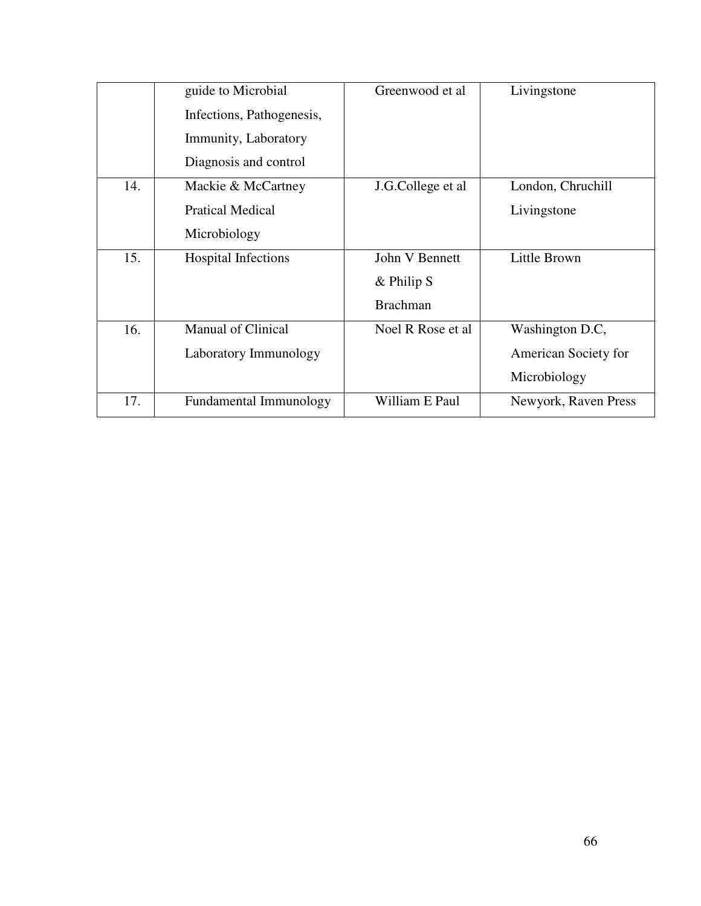| | | | |
|---|---|---|---|
| | guide to Microbial Infections, Pathogenesis, Immunity, Laboratory Diagnosis and control | Greenwood et al | Livingstone |
| 14. | Mackie & McCartney Pratical Medical Microbiology | J.G.College et al | London, Chruchill Livingstone |
| 15. | Hospital Infections | John V Bennett & Philip S Brachman | Little Brown |
| 16. | Manual of Clinical Laboratory Immunology | Noel R Rose et al | Washington D.C, American Society for Microbiology |
| 17. | Fundamental Immunology | William E Paul | Newyork, Raven Press |